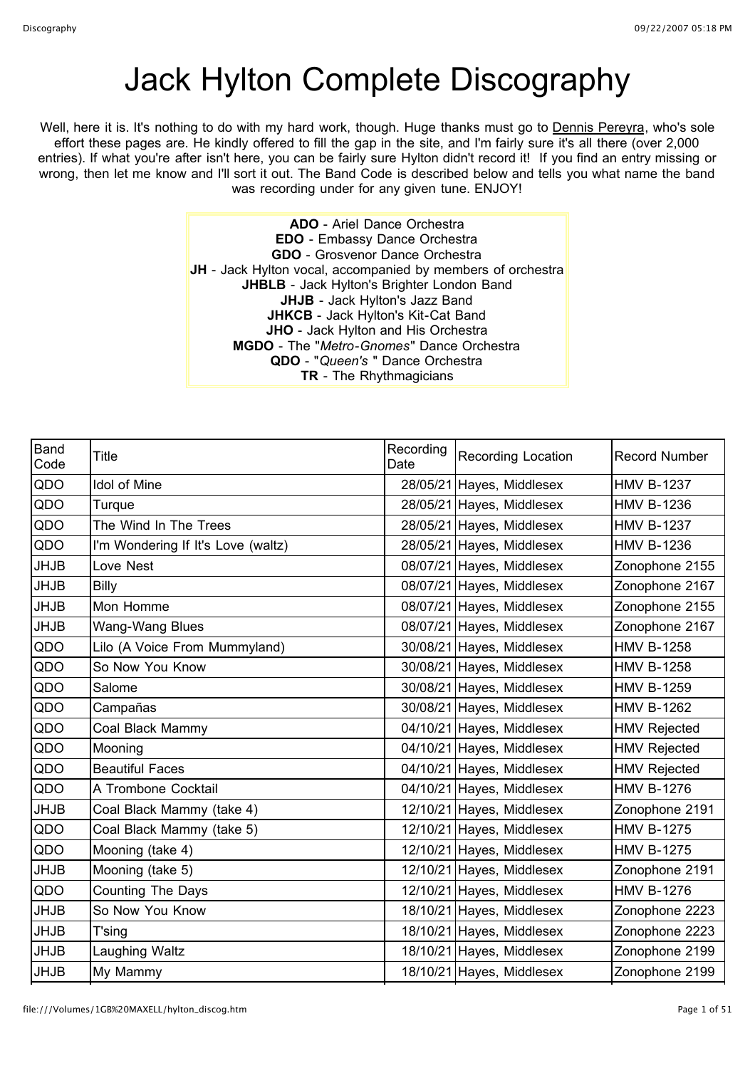# Jack Hylton Complete Discography

Well, here it is. It's nothing to do with my hard work, though. Huge thanks must go to Dennis Pereyra, who's sole effort these pages are. He kindly offered to fill the gap in the site, and I'm fairly sure it's all there (over 2,000 entries). If what you're after isn't here, you can be fairly sure Hylton didn't record it! If you find an entry missing or wrong, then let me know and I'll sort it out. The Band Code is described below and tells you what name the band was recording under for any given tune. ENJOY!

**ADO** - Ariel Dance Orchestra
**EDO** - Embassy Dance Orchestra
**GDO** - Grosvenor Dance Orchestra
**JH** - Jack Hylton vocal, accompanied by members of orchestra
**JHBLB** - Jack Hylton's Brighter London Band
**JHJB** - Jack Hylton's Jazz Band
**JHKCB** - Jack Hylton's Kit-Cat Band
**JHO** - Jack Hylton and His Orchestra
**MGDO** - The "*Metro-Gnomes*" Dance Orchestra
**QDO** - "*Queen's* " Dance Orchestra
**TR** - The Rhythmagicians

| Band Code | Title | Recording Date | Recording Location | Record Number |
|---|---|---|---|---|
| QDO | Idol of Mine | 28/05/21 | Hayes, Middlesex | HMV B-1237 |
| QDO | Turque | 28/05/21 | Hayes, Middlesex | HMV B-1236 |
| QDO | The Wind In The Trees | 28/05/21 | Hayes, Middlesex | HMV B-1237 |
| QDO | I'm Wondering If It's Love (waltz) | 28/05/21 | Hayes, Middlesex | HMV B-1236 |
| JHJB | Love Nest | 08/07/21 | Hayes, Middlesex | Zonophone 2155 |
| JHJB | Billy | 08/07/21 | Hayes, Middlesex | Zonophone 2167 |
| JHJB | Mon Homme | 08/07/21 | Hayes, Middlesex | Zonophone 2155 |
| JHJB | Wang-Wang Blues | 08/07/21 | Hayes, Middlesex | Zonophone 2167 |
| QDO | Lilo (A Voice From Mummyland) | 30/08/21 | Hayes, Middlesex | HMV B-1258 |
| QDO | So Now You Know | 30/08/21 | Hayes, Middlesex | HMV B-1258 |
| QDO | Salome | 30/08/21 | Hayes, Middlesex | HMV B-1259 |
| QDO | Campañas | 30/08/21 | Hayes, Middlesex | HMV B-1262 |
| QDO | Coal Black Mammy | 04/10/21 | Hayes, Middlesex | HMV Rejected |
| QDO | Mooning | 04/10/21 | Hayes, Middlesex | HMV Rejected |
| QDO | Beautiful Faces | 04/10/21 | Hayes, Middlesex | HMV Rejected |
| QDO | A Trombone Cocktail | 04/10/21 | Hayes, Middlesex | HMV B-1276 |
| JHJB | Coal Black Mammy (take 4) | 12/10/21 | Hayes, Middlesex | Zonophone 2191 |
| QDO | Coal Black Mammy (take 5) | 12/10/21 | Hayes, Middlesex | HMV B-1275 |
| QDO | Mooning (take 4) | 12/10/21 | Hayes, Middlesex | HMV B-1275 |
| JHJB | Mooning (take 5) | 12/10/21 | Hayes, Middlesex | Zonophone 2191 |
| QDO | Counting The Days | 12/10/21 | Hayes, Middlesex | HMV B-1276 |
| JHJB | So Now You Know | 18/10/21 | Hayes, Middlesex | Zonophone 2223 |
| JHJB | T'sing | 18/10/21 | Hayes, Middlesex | Zonophone 2223 |
| JHJB | Laughing Waltz | 18/10/21 | Hayes, Middlesex | Zonophone 2199 |
| JHJB | My Mammy | 18/10/21 | Hayes, Middlesex | Zonophone 2199 |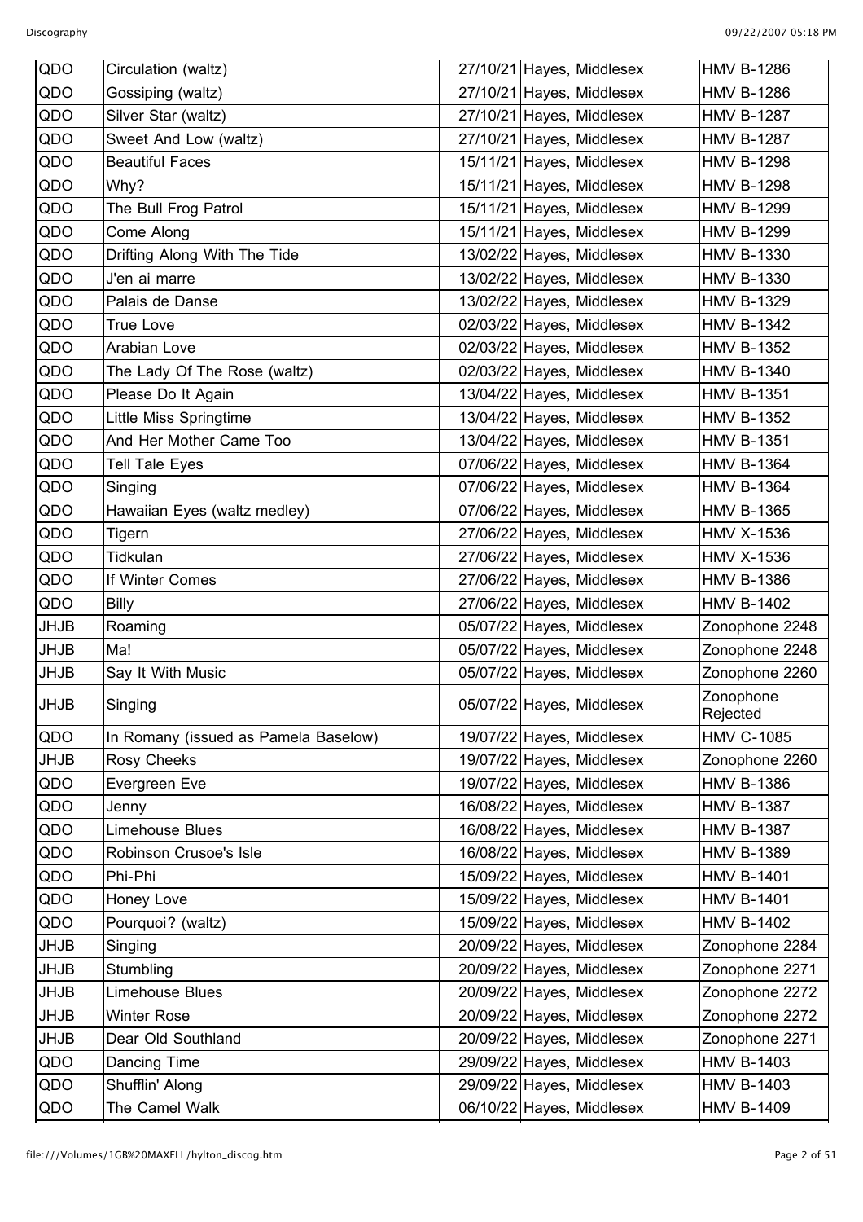| | | | | |
|---|---|---|---|---|
| QDO | Circulation (waltz) | 27/10/21 | Hayes, Middlesex | HMV B-1286 |
| QDO | Gossiping (waltz) | 27/10/21 | Hayes, Middlesex | HMV B-1286 |
| QDO | Silver Star (waltz) | 27/10/21 | Hayes, Middlesex | HMV B-1287 |
| QDO | Sweet And Low (waltz) | 27/10/21 | Hayes, Middlesex | HMV B-1287 |
| QDO | Beautiful Faces | 15/11/21 | Hayes, Middlesex | HMV B-1298 |
| QDO | Why? | 15/11/21 | Hayes, Middlesex | HMV B-1298 |
| QDO | The Bull Frog Patrol | 15/11/21 | Hayes, Middlesex | HMV B-1299 |
| QDO | Come Along | 15/11/21 | Hayes, Middlesex | HMV B-1299 |
| QDO | Drifting Along With The Tide | 13/02/22 | Hayes, Middlesex | HMV B-1330 |
| QDO | J'en ai marre | 13/02/22 | Hayes, Middlesex | HMV B-1330 |
| QDO | Palais de Danse | 13/02/22 | Hayes, Middlesex | HMV B-1329 |
| QDO | True Love | 02/03/22 | Hayes, Middlesex | HMV B-1342 |
| QDO | Arabian Love | 02/03/22 | Hayes, Middlesex | HMV B-1352 |
| QDO | The Lady Of The Rose (waltz) | 02/03/22 | Hayes, Middlesex | HMV B-1340 |
| QDO | Please Do It Again | 13/04/22 | Hayes, Middlesex | HMV B-1351 |
| QDO | Little Miss Springtime | 13/04/22 | Hayes, Middlesex | HMV B-1352 |
| QDO | And Her Mother Came Too | 13/04/22 | Hayes, Middlesex | HMV B-1351 |
| QDO | Tell Tale Eyes | 07/06/22 | Hayes, Middlesex | HMV B-1364 |
| QDO | Singing | 07/06/22 | Hayes, Middlesex | HMV B-1364 |
| QDO | Hawaiian Eyes (waltz medley) | 07/06/22 | Hayes, Middlesex | HMV B-1365 |
| QDO | Tigern | 27/06/22 | Hayes, Middlesex | HMV X-1536 |
| QDO | Tidkulan | 27/06/22 | Hayes, Middlesex | HMV X-1536 |
| QDO | If Winter Comes | 27/06/22 | Hayes, Middlesex | HMV B-1386 |
| QDO | Billy | 27/06/22 | Hayes, Middlesex | HMV B-1402 |
| JHJB | Roaming | 05/07/22 | Hayes, Middlesex | Zonophone 2248 |
| JHJB | Ma! | 05/07/22 | Hayes, Middlesex | Zonophone 2248 |
| JHJB | Say It With Music | 05/07/22 | Hayes, Middlesex | Zonophone 2260 |
| JHJB | Singing | 05/07/22 | Hayes, Middlesex | Zonophone Rejected |
| QDO | In Romany (issued as Pamela Baselow) | 19/07/22 | Hayes, Middlesex | HMV C-1085 |
| JHJB | Rosy Cheeks | 19/07/22 | Hayes, Middlesex | Zonophone 2260 |
| QDO | Evergreen Eve | 19/07/22 | Hayes, Middlesex | HMV B-1386 |
| QDO | Jenny | 16/08/22 | Hayes, Middlesex | HMV B-1387 |
| QDO | Limehouse Blues | 16/08/22 | Hayes, Middlesex | HMV B-1387 |
| QDO | Robinson Crusoe's Isle | 16/08/22 | Hayes, Middlesex | HMV B-1389 |
| QDO | Phi-Phi | 15/09/22 | Hayes, Middlesex | HMV B-1401 |
| QDO | Honey Love | 15/09/22 | Hayes, Middlesex | HMV B-1401 |
| QDO | Pourquoi? (waltz) | 15/09/22 | Hayes, Middlesex | HMV B-1402 |
| JHJB | Singing | 20/09/22 | Hayes, Middlesex | Zonophone 2284 |
| JHJB | Stumbling | 20/09/22 | Hayes, Middlesex | Zonophone 2271 |
| JHJB | Limehouse Blues | 20/09/22 | Hayes, Middlesex | Zonophone 2272 |
| JHJB | Winter Rose | 20/09/22 | Hayes, Middlesex | Zonophone 2272 |
| JHJB | Dear Old Southland | 20/09/22 | Hayes, Middlesex | Zonophone 2271 |
| QDO | Dancing Time | 29/09/22 | Hayes, Middlesex | HMV B-1403 |
| QDO | Shufflin' Along | 29/09/22 | Hayes, Middlesex | HMV B-1403 |
| QDO | The Camel Walk | 06/10/22 | Hayes, Middlesex | HMV B-1409 |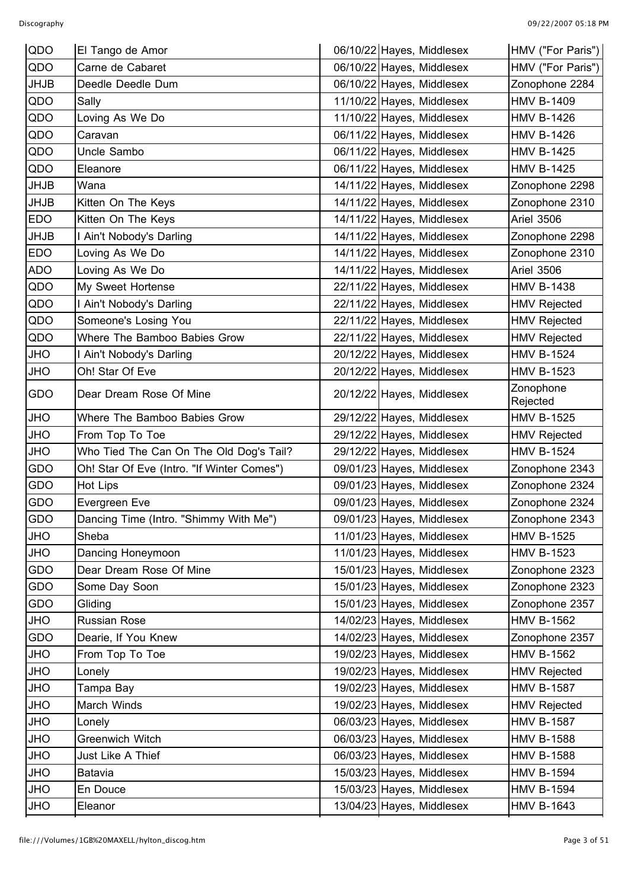| | | | | |
|---|---|---|---|---|
| QDO | El Tango de Amor | 06/10/22 | Hayes, Middlesex | HMV ("For Paris") |
| QDO | Carne de Cabaret | 06/10/22 | Hayes, Middlesex | HMV ("For Paris") |
| JHJB | Deedle Deedle Dum | 06/10/22 | Hayes, Middlesex | Zonophone 2284 |
| QDO | Sally | 11/10/22 | Hayes, Middlesex | HMV B-1409 |
| QDO | Loving As We Do | 11/10/22 | Hayes, Middlesex | HMV B-1426 |
| QDO | Caravan | 06/11/22 | Hayes, Middlesex | HMV B-1426 |
| QDO | Uncle Sambo | 06/11/22 | Hayes, Middlesex | HMV B-1425 |
| QDO | Eleanore | 06/11/22 | Hayes, Middlesex | HMV B-1425 |
| JHJB | Wana | 14/11/22 | Hayes, Middlesex | Zonophone 2298 |
| JHJB | Kitten On The Keys | 14/11/22 | Hayes, Middlesex | Zonophone 2310 |
| EDO | Kitten On The Keys | 14/11/22 | Hayes, Middlesex | Ariel 3506 |
| JHJB | I Ain't Nobody's Darling | 14/11/22 | Hayes, Middlesex | Zonophone 2298 |
| EDO | Loving As We Do | 14/11/22 | Hayes, Middlesex | Zonophone 2310 |
| ADO | Loving As We Do | 14/11/22 | Hayes, Middlesex | Ariel 3506 |
| QDO | My Sweet Hortense | 22/11/22 | Hayes, Middlesex | HMV B-1438 |
| QDO | I Ain't Nobody's Darling | 22/11/22 | Hayes, Middlesex | HMV Rejected |
| QDO | Someone's Losing You | 22/11/22 | Hayes, Middlesex | HMV Rejected |
| QDO | Where The Bamboo Babies Grow | 22/11/22 | Hayes, Middlesex | HMV Rejected |
| JHO | I Ain't Nobody's Darling | 20/12/22 | Hayes, Middlesex | HMV B-1524 |
| JHO | Oh! Star Of Eve | 20/12/22 | Hayes, Middlesex | HMV B-1523 |
| GDO | Dear Dream Rose Of Mine | 20/12/22 | Hayes, Middlesex | Zonophone Rejected |
| JHO | Where The Bamboo Babies Grow | 29/12/22 | Hayes, Middlesex | HMV B-1525 |
| JHO | From Top To Toe | 29/12/22 | Hayes, Middlesex | HMV Rejected |
| JHO | Who Tied The Can On The Old Dog's Tail? | 29/12/22 | Hayes, Middlesex | HMV B-1524 |
| GDO | Oh! Star Of Eve (Intro. "If Winter Comes") | 09/01/23 | Hayes, Middlesex | Zonophone 2343 |
| GDO | Hot Lips | 09/01/23 | Hayes, Middlesex | Zonophone 2324 |
| GDO | Evergreen Eve | 09/01/23 | Hayes, Middlesex | Zonophone 2324 |
| GDO | Dancing Time (Intro. "Shimmy With Me") | 09/01/23 | Hayes, Middlesex | Zonophone 2343 |
| JHO | Sheba | 11/01/23 | Hayes, Middlesex | HMV B-1525 |
| JHO | Dancing Honeymoon | 11/01/23 | Hayes, Middlesex | HMV B-1523 |
| GDO | Dear Dream Rose Of Mine | 15/01/23 | Hayes, Middlesex | Zonophone 2323 |
| GDO | Some Day Soon | 15/01/23 | Hayes, Middlesex | Zonophone 2323 |
| GDO | Gliding | 15/01/23 | Hayes, Middlesex | Zonophone 2357 |
| JHO | Russian Rose | 14/02/23 | Hayes, Middlesex | HMV B-1562 |
| GDO | Dearie, If You Knew | 14/02/23 | Hayes, Middlesex | Zonophone 2357 |
| JHO | From Top To Toe | 19/02/23 | Hayes, Middlesex | HMV B-1562 |
| JHO | Lonely | 19/02/23 | Hayes, Middlesex | HMV Rejected |
| JHO | Tampa Bay | 19/02/23 | Hayes, Middlesex | HMV B-1587 |
| JHO | March Winds | 19/02/23 | Hayes, Middlesex | HMV Rejected |
| JHO | Lonely | 06/03/23 | Hayes, Middlesex | HMV B-1587 |
| JHO | Greenwich Witch | 06/03/23 | Hayes, Middlesex | HMV B-1588 |
| JHO | Just Like A Thief | 06/03/23 | Hayes, Middlesex | HMV B-1588 |
| JHO | Batavia | 15/03/23 | Hayes, Middlesex | HMV B-1594 |
| JHO | En Douce | 15/03/23 | Hayes, Middlesex | HMV B-1594 |
| JHO | Eleanor | 13/04/23 | Hayes, Middlesex | HMV B-1643 |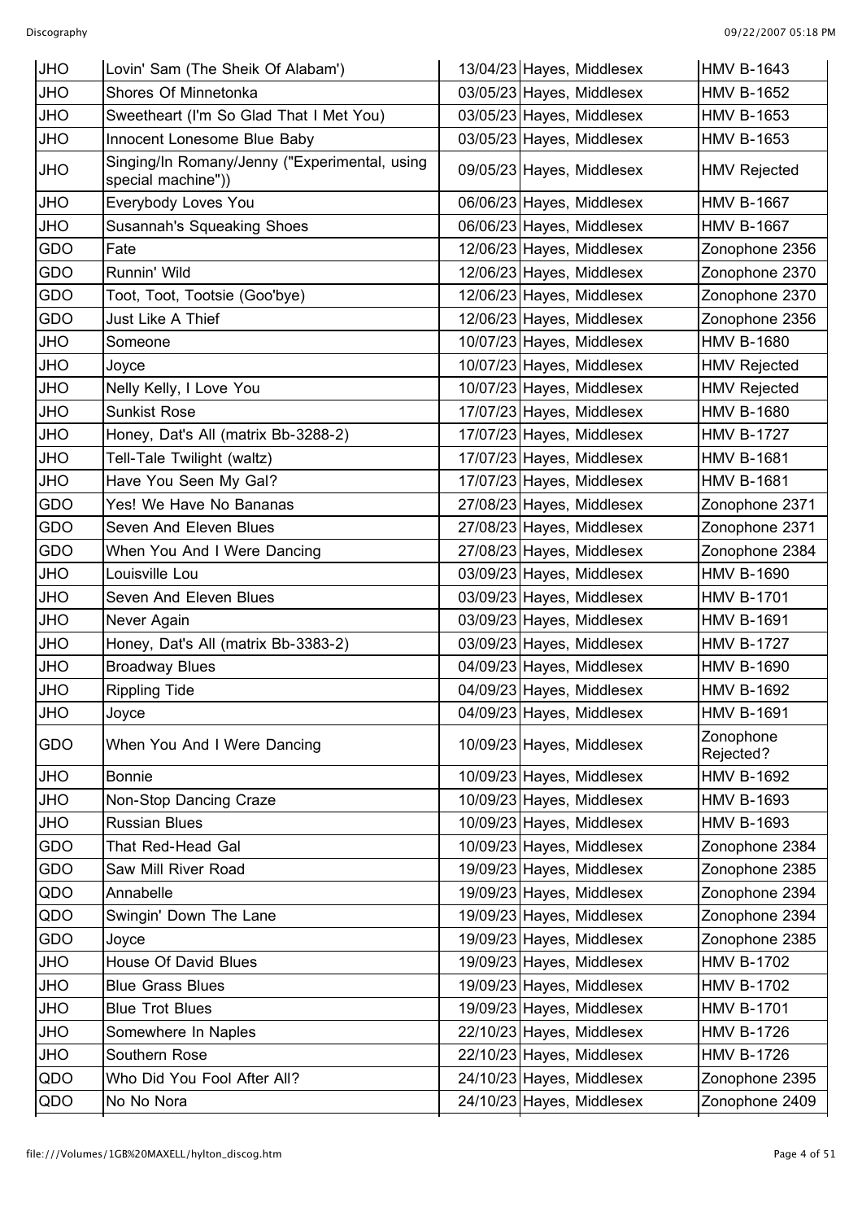| | | | | |
|---|---|---|---|---|
| JHO | Lovin' Sam (The Sheik Of Alabam') | 13/04/23 | Hayes, Middlesex | HMV B-1643 |
| JHO | Shores Of Minnetonka | 03/05/23 | Hayes, Middlesex | HMV B-1652 |
| JHO | Sweetheart (I'm So Glad That I Met You) | 03/05/23 | Hayes, Middlesex | HMV B-1653 |
| JHO | Innocent Lonesome Blue Baby | 03/05/23 | Hayes, Middlesex | HMV B-1653 |
| JHO | Singing/In Romany/Jenny ("Experimental, using special machine")) | 09/05/23 | Hayes, Middlesex | HMV Rejected |
| JHO | Everybody Loves You | 06/06/23 | Hayes, Middlesex | HMV B-1667 |
| JHO | Susannah's Squeaking Shoes | 06/06/23 | Hayes, Middlesex | HMV B-1667 |
| GDO | Fate | 12/06/23 | Hayes, Middlesex | Zonophone 2356 |
| GDO | Runnin' Wild | 12/06/23 | Hayes, Middlesex | Zonophone 2370 |
| GDO | Toot, Toot, Tootsie (Goo'bye) | 12/06/23 | Hayes, Middlesex | Zonophone 2370 |
| GDO | Just Like A Thief | 12/06/23 | Hayes, Middlesex | Zonophone 2356 |
| JHO | Someone | 10/07/23 | Hayes, Middlesex | HMV B-1680 |
| JHO | Joyce | 10/07/23 | Hayes, Middlesex | HMV Rejected |
| JHO | Nelly Kelly, I Love You | 10/07/23 | Hayes, Middlesex | HMV Rejected |
| JHO | Sunkist Rose | 17/07/23 | Hayes, Middlesex | HMV B-1680 |
| JHO | Honey, Dat's All (matrix Bb-3288-2) | 17/07/23 | Hayes, Middlesex | HMV B-1727 |
| JHO | Tell-Tale Twilight (waltz) | 17/07/23 | Hayes, Middlesex | HMV B-1681 |
| JHO | Have You Seen My Gal? | 17/07/23 | Hayes, Middlesex | HMV B-1681 |
| GDO | Yes! We Have No Bananas | 27/08/23 | Hayes, Middlesex | Zonophone 2371 |
| GDO | Seven And Eleven Blues | 27/08/23 | Hayes, Middlesex | Zonophone 2371 |
| GDO | When You And I Were Dancing | 27/08/23 | Hayes, Middlesex | Zonophone 2384 |
| JHO | Louisville Lou | 03/09/23 | Hayes, Middlesex | HMV B-1690 |
| JHO | Seven And Eleven Blues | 03/09/23 | Hayes, Middlesex | HMV B-1701 |
| JHO | Never Again | 03/09/23 | Hayes, Middlesex | HMV B-1691 |
| JHO | Honey, Dat's All (matrix Bb-3383-2) | 03/09/23 | Hayes, Middlesex | HMV B-1727 |
| JHO | Broadway Blues | 04/09/23 | Hayes, Middlesex | HMV B-1690 |
| JHO | Rippling Tide | 04/09/23 | Hayes, Middlesex | HMV B-1692 |
| JHO | Joyce | 04/09/23 | Hayes, Middlesex | HMV B-1691 |
| GDO | When You And I Were Dancing | 10/09/23 | Hayes, Middlesex | Zonophone Rejected? |
| JHO | Bonnie | 10/09/23 | Hayes, Middlesex | HMV B-1692 |
| JHO | Non-Stop Dancing Craze | 10/09/23 | Hayes, Middlesex | HMV B-1693 |
| JHO | Russian Blues | 10/09/23 | Hayes, Middlesex | HMV B-1693 |
| GDO | That Red-Head Gal | 10/09/23 | Hayes, Middlesex | Zonophone 2384 |
| GDO | Saw Mill River Road | 19/09/23 | Hayes, Middlesex | Zonophone 2385 |
| QDO | Annabelle | 19/09/23 | Hayes, Middlesex | Zonophone 2394 |
| QDO | Swingin' Down The Lane | 19/09/23 | Hayes, Middlesex | Zonophone 2394 |
| GDO | Joyce | 19/09/23 | Hayes, Middlesex | Zonophone 2385 |
| JHO | House Of David Blues | 19/09/23 | Hayes, Middlesex | HMV B-1702 |
| JHO | Blue Grass Blues | 19/09/23 | Hayes, Middlesex | HMV B-1702 |
| JHO | Blue Trot Blues | 19/09/23 | Hayes, Middlesex | HMV B-1701 |
| JHO | Somewhere In Naples | 22/10/23 | Hayes, Middlesex | HMV B-1726 |
| JHO | Southern Rose | 22/10/23 | Hayes, Middlesex | HMV B-1726 |
| QDO | Who Did You Fool After All? | 24/10/23 | Hayes, Middlesex | Zonophone 2395 |
| QDO | No No Nora | 24/10/23 | Hayes, Middlesex | Zonophone 2409 |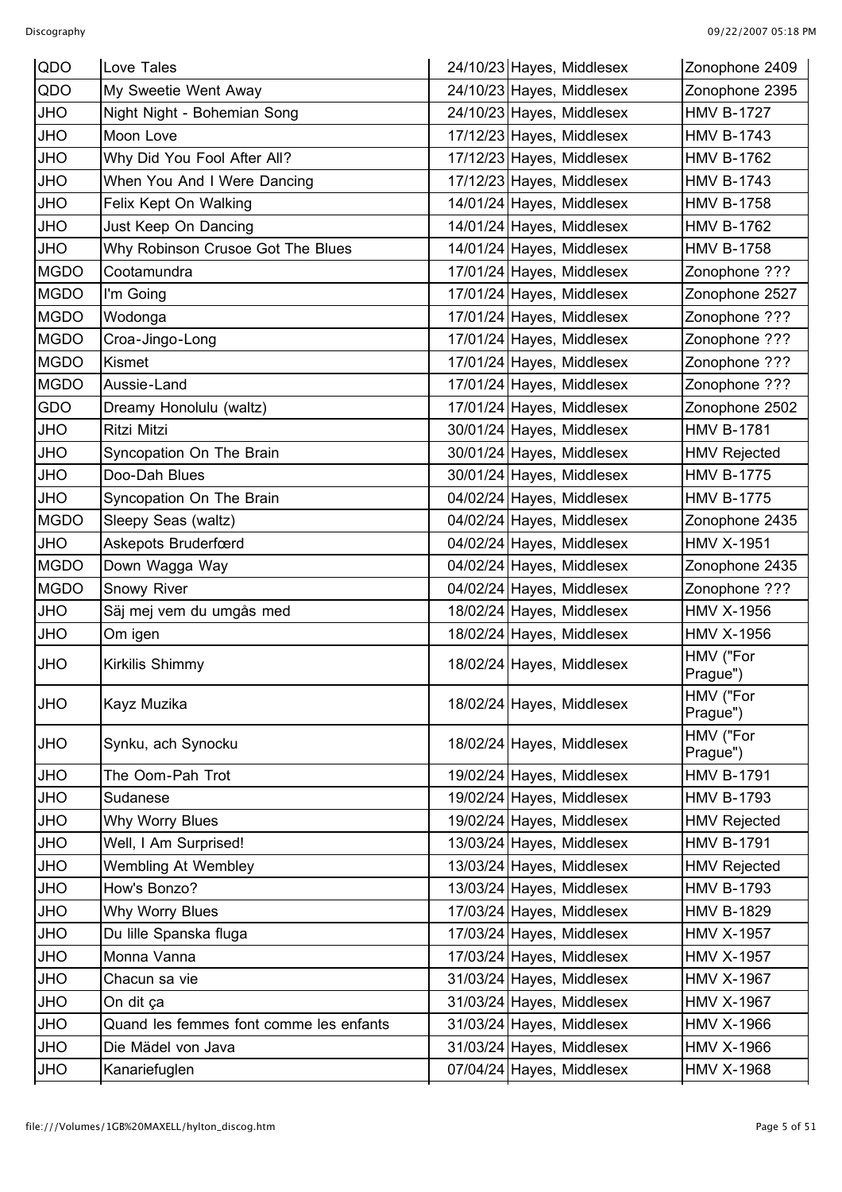| QDO | Love Tales | 24/10/23 | Hayes, Middlesex | Zonophone 2409 |
|---|---|---|---|---|
| QDO | My Sweetie Went Away | 24/10/23 | Hayes, Middlesex | Zonophone 2395 |
| JHO | Night Night - Bohemian Song | 24/10/23 | Hayes, Middlesex | HMV B-1727 |
| JHO | Moon Love | 17/12/23 | Hayes, Middlesex | HMV B-1743 |
| JHO | Why Did You Fool After All? | 17/12/23 | Hayes, Middlesex | HMV B-1762 |
| JHO | When You And I Were Dancing | 17/12/23 | Hayes, Middlesex | HMV B-1743 |
| JHO | Felix Kept On Walking | 14/01/24 | Hayes, Middlesex | HMV B-1758 |
| JHO | Just Keep On Dancing | 14/01/24 | Hayes, Middlesex | HMV B-1762 |
| JHO | Why Robinson Crusoe Got The Blues | 14/01/24 | Hayes, Middlesex | HMV B-1758 |
| MGDO | Cootamundra | 17/01/24 | Hayes, Middlesex | Zonophone ??? |
| MGDO | I'm Going | 17/01/24 | Hayes, Middlesex | Zonophone 2527 |
| MGDO | Wodonga | 17/01/24 | Hayes, Middlesex | Zonophone ??? |
| MGDO | Croa-Jingo-Long | 17/01/24 | Hayes, Middlesex | Zonophone ??? |
| MGDO | Kismet | 17/01/24 | Hayes, Middlesex | Zonophone ??? |
| MGDO | Aussie-Land | 17/01/24 | Hayes, Middlesex | Zonophone ??? |
| GDO | Dreamy Honolulu (waltz) | 17/01/24 | Hayes, Middlesex | Zonophone 2502 |
| JHO | Ritzi Mitzi | 30/01/24 | Hayes, Middlesex | HMV B-1781 |
| JHO | Syncopation On The Brain | 30/01/24 | Hayes, Middlesex | HMV Rejected |
| JHO | Doo-Dah Blues | 30/01/24 | Hayes, Middlesex | HMV B-1775 |
| JHO | Syncopation On The Brain | 04/02/24 | Hayes, Middlesex | HMV B-1775 |
| MGDO | Sleepy Seas (waltz) | 04/02/24 | Hayes, Middlesex | Zonophone 2435 |
| JHO | Askepots Bruderfœrd | 04/02/24 | Hayes, Middlesex | HMV X-1951 |
| MGDO | Down Wagga Way | 04/02/24 | Hayes, Middlesex | Zonophone 2435 |
| MGDO | Snowy River | 04/02/24 | Hayes, Middlesex | Zonophone ??? |
| JHO | Säj mej vem du umgås med | 18/02/24 | Hayes, Middlesex | HMV X-1956 |
| JHO | Om igen | 18/02/24 | Hayes, Middlesex | HMV X-1956 |
| JHO | Kirkilis Shimmy | 18/02/24 | Hayes, Middlesex | HMV ("For Prague") |
| JHO | Kayz Muzika | 18/02/24 | Hayes, Middlesex | HMV ("For Prague") |
| JHO | Synku, ach Synocku | 18/02/24 | Hayes, Middlesex | HMV ("For Prague") |
| JHO | The Oom-Pah Trot | 19/02/24 | Hayes, Middlesex | HMV B-1791 |
| JHO | Sudanese | 19/02/24 | Hayes, Middlesex | HMV B-1793 |
| JHO | Why Worry Blues | 19/02/24 | Hayes, Middlesex | HMV Rejected |
| JHO | Well, I Am Surprised! | 13/03/24 | Hayes, Middlesex | HMV B-1791 |
| JHO | Wembling At Wembley | 13/03/24 | Hayes, Middlesex | HMV Rejected |
| JHO | How's Bonzo? | 13/03/24 | Hayes, Middlesex | HMV B-1793 |
| JHO | Why Worry Blues | 17/03/24 | Hayes, Middlesex | HMV B-1829 |
| JHO | Du lille Spanska fluga | 17/03/24 | Hayes, Middlesex | HMV X-1957 |
| JHO | Monna Vanna | 17/03/24 | Hayes, Middlesex | HMV X-1957 |
| JHO | Chacun sa vie | 31/03/24 | Hayes, Middlesex | HMV X-1967 |
| JHO | On dit ça | 31/03/24 | Hayes, Middlesex | HMV X-1967 |
| JHO | Quand les femmes font comme les enfants | 31/03/24 | Hayes, Middlesex | HMV X-1966 |
| JHO | Die Mädel von Java | 31/03/24 | Hayes, Middlesex | HMV X-1966 |
| JHO | Kanariefuglen | 07/04/24 | Hayes, Middlesex | HMV X-1968 |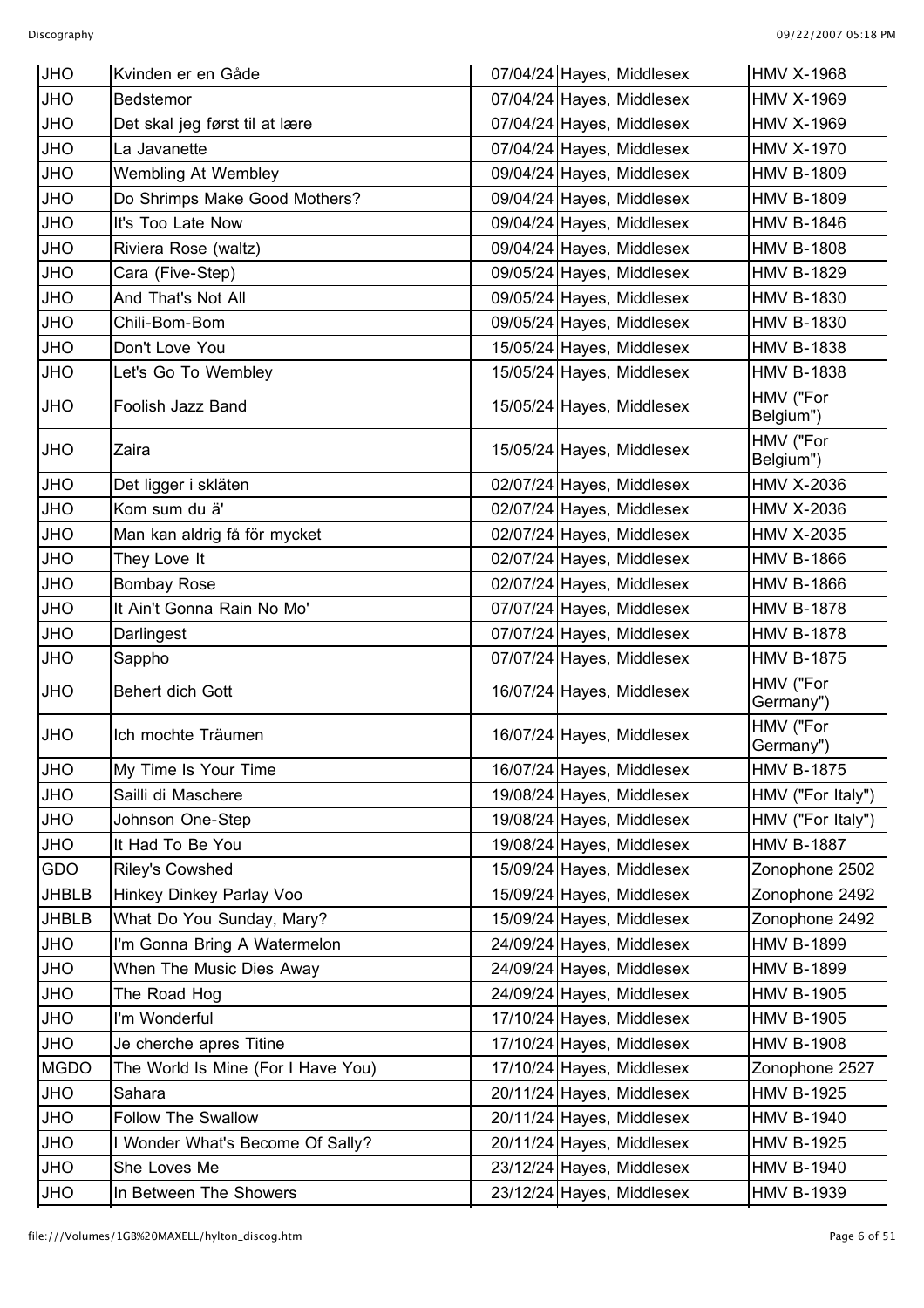| JHO | Kvinden er en Gåde | 07/04/24 | Hayes, Middlesex | HMV X-1968 |
|---|---|---|---|---|
| JHO | Bedstemor | 07/04/24 | Hayes, Middlesex | HMV X-1969 |
| JHO | Det skal jeg først til at lære | 07/04/24 | Hayes, Middlesex | HMV X-1969 |
| JHO | La Javanette | 07/04/24 | Hayes, Middlesex | HMV X-1970 |
| JHO | Wembling At Wembley | 09/04/24 | Hayes, Middlesex | HMV B-1809 |
| JHO | Do Shrimps Make Good Mothers? | 09/04/24 | Hayes, Middlesex | HMV B-1809 |
| JHO | It's Too Late Now | 09/04/24 | Hayes, Middlesex | HMV B-1846 |
| JHO | Riviera Rose (waltz) | 09/04/24 | Hayes, Middlesex | HMV B-1808 |
| JHO | Cara (Five-Step) | 09/05/24 | Hayes, Middlesex | HMV B-1829 |
| JHO | And That's Not All | 09/05/24 | Hayes, Middlesex | HMV B-1830 |
| JHO | Chili-Bom-Bom | 09/05/24 | Hayes, Middlesex | HMV B-1830 |
| JHO | Don't Love You | 15/05/24 | Hayes, Middlesex | HMV B-1838 |
| JHO | Let's Go To Wembley | 15/05/24 | Hayes, Middlesex | HMV B-1838 |
| JHO | Foolish Jazz Band | 15/05/24 | Hayes, Middlesex | HMV ("For Belgium") |
| JHO | Zaira | 15/05/24 | Hayes, Middlesex | HMV ("For Belgium") |
| JHO | Det ligger i skläten | 02/07/24 | Hayes, Middlesex | HMV X-2036 |
| JHO | Kom sum du ä' | 02/07/24 | Hayes, Middlesex | HMV X-2036 |
| JHO | Man kan aldrig få för mycket | 02/07/24 | Hayes, Middlesex | HMV X-2035 |
| JHO | They Love It | 02/07/24 | Hayes, Middlesex | HMV B-1866 |
| JHO | Bombay Rose | 02/07/24 | Hayes, Middlesex | HMV B-1866 |
| JHO | It Ain't Gonna Rain No Mo' | 07/07/24 | Hayes, Middlesex | HMV B-1878 |
| JHO | Darlingest | 07/07/24 | Hayes, Middlesex | HMV B-1878 |
| JHO | Sappho | 07/07/24 | Hayes, Middlesex | HMV B-1875 |
| JHO | Behert dich Gott | 16/07/24 | Hayes, Middlesex | HMV ("For Germany") |
| JHO | Ich mochte Träumen | 16/07/24 | Hayes, Middlesex | HMV ("For Germany") |
| JHO | My Time Is Your Time | 16/07/24 | Hayes, Middlesex | HMV B-1875 |
| JHO | Sailli di Maschere | 19/08/24 | Hayes, Middlesex | HMV ("For Italy") |
| JHO | Johnson One-Step | 19/08/24 | Hayes, Middlesex | HMV ("For Italy") |
| JHO | It Had To Be You | 19/08/24 | Hayes, Middlesex | HMV B-1887 |
| GDO | Riley's Cowshed | 15/09/24 | Hayes, Middlesex | Zonophone 2502 |
| JHBLB | Hinkey Dinkey Parlay Voo | 15/09/24 | Hayes, Middlesex | Zonophone 2492 |
| JHBLB | What Do You Sunday, Mary? | 15/09/24 | Hayes, Middlesex | Zonophone 2492 |
| JHO | I'm Gonna Bring A Watermelon | 24/09/24 | Hayes, Middlesex | HMV B-1899 |
| JHO | When The Music Dies Away | 24/09/24 | Hayes, Middlesex | HMV B-1899 |
| JHO | The Road Hog | 24/09/24 | Hayes, Middlesex | HMV B-1905 |
| JHO | I'm Wonderful | 17/10/24 | Hayes, Middlesex | HMV B-1905 |
| JHO | Je cherche apres Titine | 17/10/24 | Hayes, Middlesex | HMV B-1908 |
| MGDO | The World Is Mine (For I Have You) | 17/10/24 | Hayes, Middlesex | Zonophone 2527 |
| JHO | Sahara | 20/11/24 | Hayes, Middlesex | HMV B-1925 |
| JHO | Follow The Swallow | 20/11/24 | Hayes, Middlesex | HMV B-1940 |
| JHO | I Wonder What's Become Of Sally? | 20/11/24 | Hayes, Middlesex | HMV B-1925 |
| JHO | She Loves Me | 23/12/24 | Hayes, Middlesex | HMV B-1940 |
| JHO | In Between The Showers | 23/12/24 | Hayes, Middlesex | HMV B-1939 |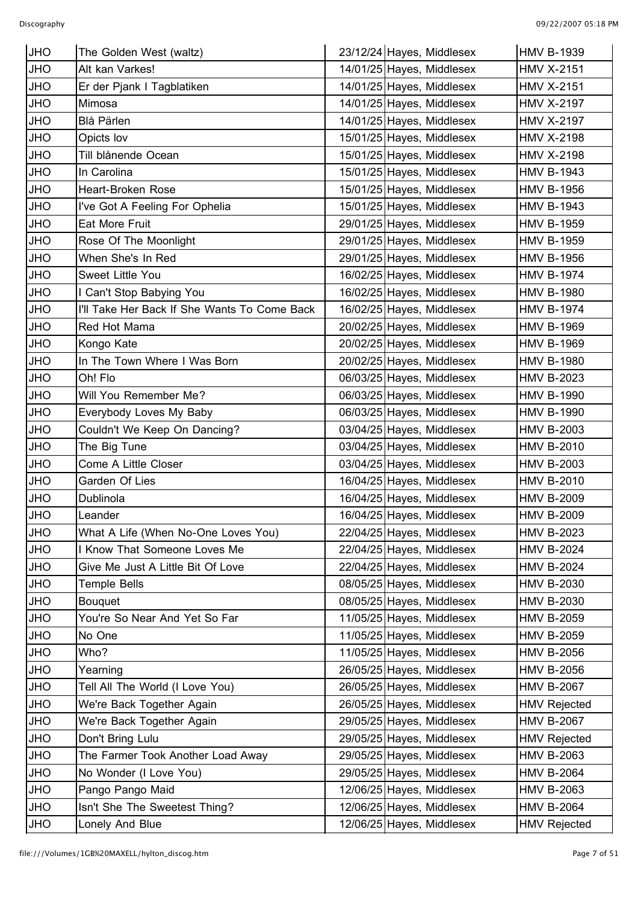| JHO | The Golden West (waltz) | 23/12/24 | Hayes, Middlesex | HMV B-1939 |
|---|---|---|---|---|
| JHO | Alt kan Varkes! | 14/01/25 | Hayes, Middlesex | HMV X-2151 |
| JHO | Er der Pjank I Tagblatiken | 14/01/25 | Hayes, Middlesex | HMV X-2151 |
| JHO | Mimosa | 14/01/25 | Hayes, Middlesex | HMV X-2197 |
| JHO | Blå Pärlen | 14/01/25 | Hayes, Middlesex | HMV X-2197 |
| JHO | Opicts lov | 15/01/25 | Hayes, Middlesex | HMV X-2198 |
| JHO | Till blånende Ocean | 15/01/25 | Hayes, Middlesex | HMV X-2198 |
| JHO | In Carolina | 15/01/25 | Hayes, Middlesex | HMV B-1943 |
| JHO | Heart-Broken Rose | 15/01/25 | Hayes, Middlesex | HMV B-1956 |
| JHO | I've Got A Feeling For Ophelia | 15/01/25 | Hayes, Middlesex | HMV B-1943 |
| JHO | Eat More Fruit | 29/01/25 | Hayes, Middlesex | HMV B-1959 |
| JHO | Rose Of The Moonlight | 29/01/25 | Hayes, Middlesex | HMV B-1959 |
| JHO | When She's In Red | 29/01/25 | Hayes, Middlesex | HMV B-1956 |
| JHO | Sweet Little You | 16/02/25 | Hayes, Middlesex | HMV B-1974 |
| JHO | I Can't Stop Babying You | 16/02/25 | Hayes, Middlesex | HMV B-1980 |
| JHO | I'll Take Her Back If She Wants To Come Back | 16/02/25 | Hayes, Middlesex | HMV B-1974 |
| JHO | Red Hot Mama | 20/02/25 | Hayes, Middlesex | HMV B-1969 |
| JHO | Kongo Kate | 20/02/25 | Hayes, Middlesex | HMV B-1969 |
| JHO | In The Town Where I Was Born | 20/02/25 | Hayes, Middlesex | HMV B-1980 |
| JHO | Oh! Flo | 06/03/25 | Hayes, Middlesex | HMV B-2023 |
| JHO | Will You Remember Me? | 06/03/25 | Hayes, Middlesex | HMV B-1990 |
| JHO | Everybody Loves My Baby | 06/03/25 | Hayes, Middlesex | HMV B-1990 |
| JHO | Couldn't We Keep On Dancing? | 03/04/25 | Hayes, Middlesex | HMV B-2003 |
| JHO | The Big Tune | 03/04/25 | Hayes, Middlesex | HMV B-2010 |
| JHO | Come A Little Closer | 03/04/25 | Hayes, Middlesex | HMV B-2003 |
| JHO | Garden Of Lies | 16/04/25 | Hayes, Middlesex | HMV B-2010 |
| JHO | Dublinola | 16/04/25 | Hayes, Middlesex | HMV B-2009 |
| JHO | Leander | 16/04/25 | Hayes, Middlesex | HMV B-2009 |
| JHO | What A Life (When No-One Loves You) | 22/04/25 | Hayes, Middlesex | HMV B-2023 |
| JHO | I Know That Someone Loves Me | 22/04/25 | Hayes, Middlesex | HMV B-2024 |
| JHO | Give Me Just A Little Bit Of Love | 22/04/25 | Hayes, Middlesex | HMV B-2024 |
| JHO | Temple Bells | 08/05/25 | Hayes, Middlesex | HMV B-2030 |
| JHO | Bouquet | 08/05/25 | Hayes, Middlesex | HMV B-2030 |
| JHO | You're So Near And Yet So Far | 11/05/25 | Hayes, Middlesex | HMV B-2059 |
| JHO | No One | 11/05/25 | Hayes, Middlesex | HMV B-2059 |
| JHO | Who? | 11/05/25 | Hayes, Middlesex | HMV B-2056 |
| JHO | Yearning | 26/05/25 | Hayes, Middlesex | HMV B-2056 |
| JHO | Tell All The World (I Love You) | 26/05/25 | Hayes, Middlesex | HMV B-2067 |
| JHO | We're Back Together Again | 26/05/25 | Hayes, Middlesex | HMV Rejected |
| JHO | We're Back Together Again | 29/05/25 | Hayes, Middlesex | HMV B-2067 |
| JHO | Don't Bring Lulu | 29/05/25 | Hayes, Middlesex | HMV Rejected |
| JHO | The Farmer Took Another Load Away | 29/05/25 | Hayes, Middlesex | HMV B-2063 |
| JHO | No Wonder (I Love You) | 29/05/25 | Hayes, Middlesex | HMV B-2064 |
| JHO | Pango Pango Maid | 12/06/25 | Hayes, Middlesex | HMV B-2063 |
| JHO | Isn't She The Sweetest Thing? | 12/06/25 | Hayes, Middlesex | HMV B-2064 |
| JHO | Lonely And Blue | 12/06/25 | Hayes, Middlesex | HMV Rejected |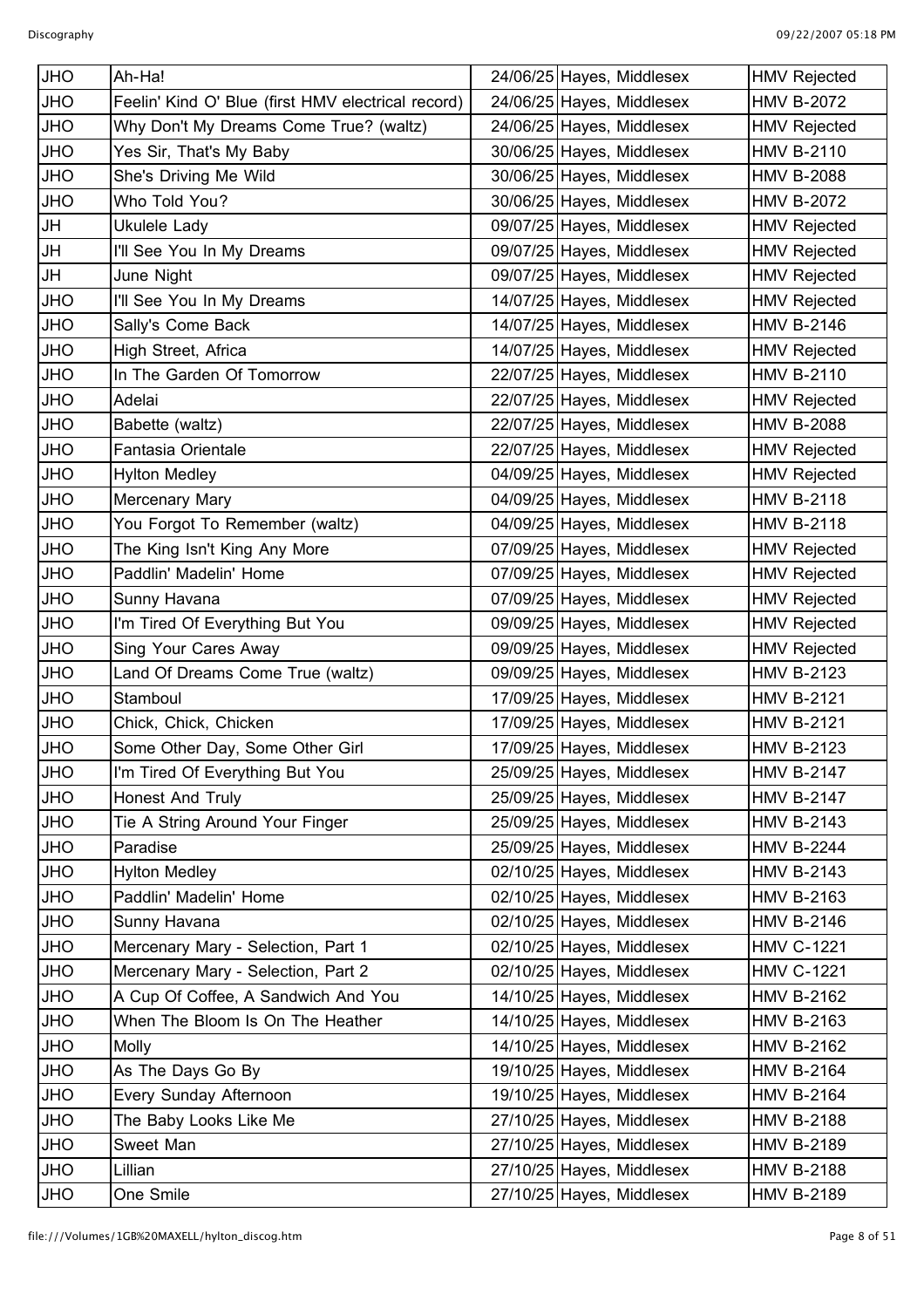| JHO | Ah-Ha! | 24/06/25 | Hayes, Middlesex | HMV Rejected |
|---|---|---|---|---|
| JHO | Feelin' Kind O' Blue (first HMV electrical record) | 24/06/25 | Hayes, Middlesex | HMV B-2072 |
| JHO | Why Don't My Dreams Come True? (waltz) | 24/06/25 | Hayes, Middlesex | HMV Rejected |
| JHO | Yes Sir, That's My Baby | 30/06/25 | Hayes, Middlesex | HMV B-2110 |
| JHO | She's Driving Me Wild | 30/06/25 | Hayes, Middlesex | HMV B-2088 |
| JHO | Who Told You? | 30/06/25 | Hayes, Middlesex | HMV B-2072 |
| JH | Ukulele Lady | 09/07/25 | Hayes, Middlesex | HMV Rejected |
| JH | I'll See You In My Dreams | 09/07/25 | Hayes, Middlesex | HMV Rejected |
| JH | June Night | 09/07/25 | Hayes, Middlesex | HMV Rejected |
| JHO | I'll See You In My Dreams | 14/07/25 | Hayes, Middlesex | HMV Rejected |
| JHO | Sally's Come Back | 14/07/25 | Hayes, Middlesex | HMV B-2146 |
| JHO | High Street, Africa | 14/07/25 | Hayes, Middlesex | HMV Rejected |
| JHO | In The Garden Of Tomorrow | 22/07/25 | Hayes, Middlesex | HMV B-2110 |
| JHO | Adelai | 22/07/25 | Hayes, Middlesex | HMV Rejected |
| JHO | Babette (waltz) | 22/07/25 | Hayes, Middlesex | HMV B-2088 |
| JHO | Fantasia Orientale | 22/07/25 | Hayes, Middlesex | HMV Rejected |
| JHO | Hylton Medley | 04/09/25 | Hayes, Middlesex | HMV Rejected |
| JHO | Mercenary Mary | 04/09/25 | Hayes, Middlesex | HMV B-2118 |
| JHO | You Forgot To Remember (waltz) | 04/09/25 | Hayes, Middlesex | HMV B-2118 |
| JHO | The King Isn't King Any More | 07/09/25 | Hayes, Middlesex | HMV Rejected |
| JHO | Paddlin' Madelin' Home | 07/09/25 | Hayes, Middlesex | HMV Rejected |
| JHO | Sunny Havana | 07/09/25 | Hayes, Middlesex | HMV Rejected |
| JHO | I'm Tired Of Everything But You | 09/09/25 | Hayes, Middlesex | HMV Rejected |
| JHO | Sing Your Cares Away | 09/09/25 | Hayes, Middlesex | HMV Rejected |
| JHO | Land Of Dreams Come True (waltz) | 09/09/25 | Hayes, Middlesex | HMV B-2123 |
| JHO | Stamboul | 17/09/25 | Hayes, Middlesex | HMV B-2121 |
| JHO | Chick, Chick, Chicken | 17/09/25 | Hayes, Middlesex | HMV B-2121 |
| JHO | Some Other Day, Some Other Girl | 17/09/25 | Hayes, Middlesex | HMV B-2123 |
| JHO | I'm Tired Of Everything But You | 25/09/25 | Hayes, Middlesex | HMV B-2147 |
| JHO | Honest And Truly | 25/09/25 | Hayes, Middlesex | HMV B-2147 |
| JHO | Tie A String Around Your Finger | 25/09/25 | Hayes, Middlesex | HMV B-2143 |
| JHO | Paradise | 25/09/25 | Hayes, Middlesex | HMV B-2244 |
| JHO | Hylton Medley | 02/10/25 | Hayes, Middlesex | HMV B-2143 |
| JHO | Paddlin' Madelin' Home | 02/10/25 | Hayes, Middlesex | HMV B-2163 |
| JHO | Sunny Havana | 02/10/25 | Hayes, Middlesex | HMV B-2146 |
| JHO | Mercenary Mary - Selection, Part 1 | 02/10/25 | Hayes, Middlesex | HMV C-1221 |
| JHO | Mercenary Mary - Selection, Part 2 | 02/10/25 | Hayes, Middlesex | HMV C-1221 |
| JHO | A Cup Of Coffee, A Sandwich And You | 14/10/25 | Hayes, Middlesex | HMV B-2162 |
| JHO | When The Bloom Is On The Heather | 14/10/25 | Hayes, Middlesex | HMV B-2163 |
| JHO | Molly | 14/10/25 | Hayes, Middlesex | HMV B-2162 |
| JHO | As The Days Go By | 19/10/25 | Hayes, Middlesex | HMV B-2164 |
| JHO | Every Sunday Afternoon | 19/10/25 | Hayes, Middlesex | HMV B-2164 |
| JHO | The Baby Looks Like Me | 27/10/25 | Hayes, Middlesex | HMV B-2188 |
| JHO | Sweet Man | 27/10/25 | Hayes, Middlesex | HMV B-2189 |
| JHO | Lillian | 27/10/25 | Hayes, Middlesex | HMV B-2188 |
| JHO | One Smile | 27/10/25 | Hayes, Middlesex | HMV B-2189 |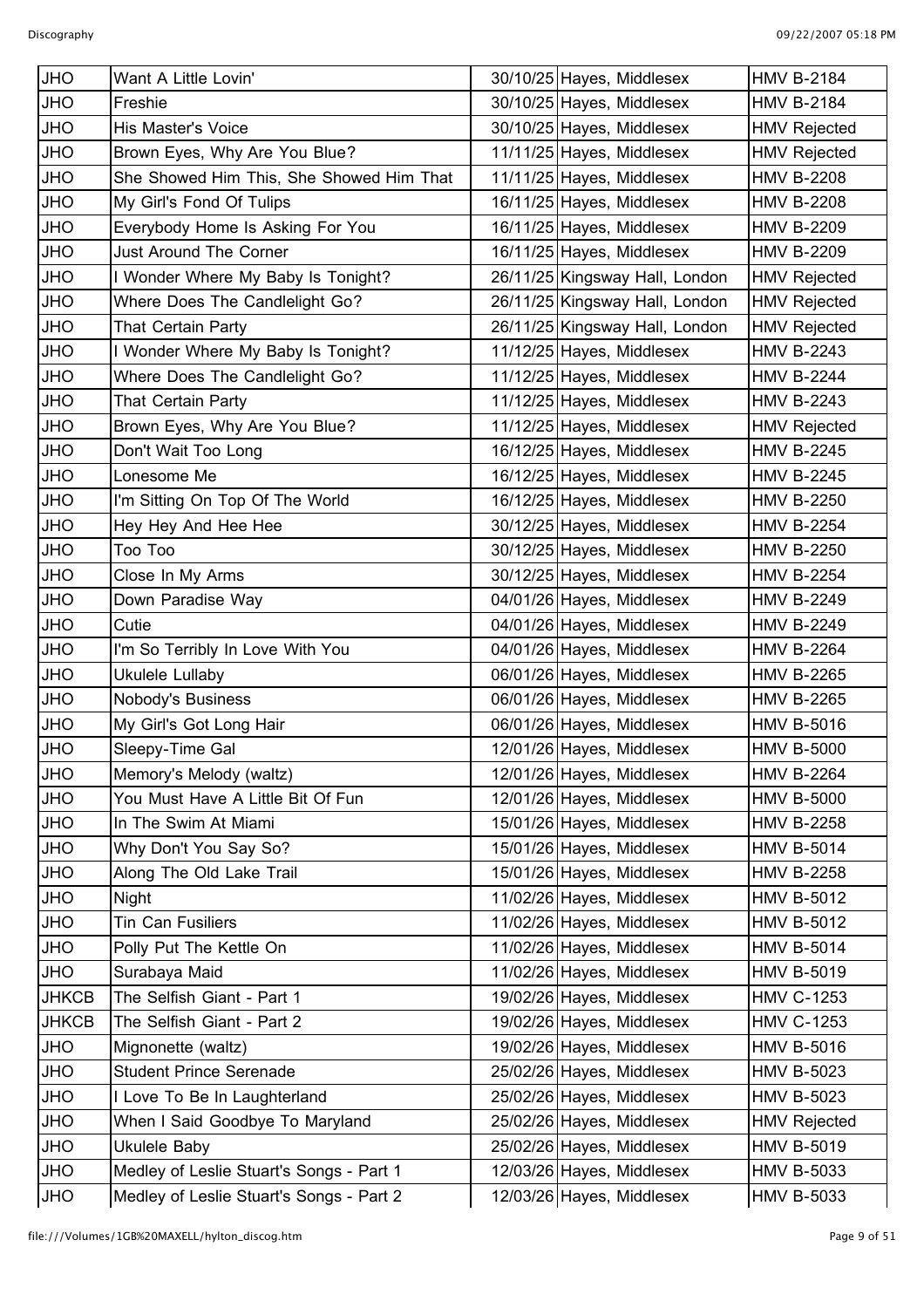| JHO | Want A Little Lovin' | 30/10/25 | Hayes, Middlesex | HMV B-2184 |
|---|---|---|---|---|
| JHO | Freshie | 30/10/25 | Hayes, Middlesex | HMV B-2184 |
| JHO | His Master's Voice | 30/10/25 | Hayes, Middlesex | HMV Rejected |
| JHO | Brown Eyes, Why Are You Blue? | 11/11/25 | Hayes, Middlesex | HMV Rejected |
| JHO | She Showed Him This, She Showed Him That | 11/11/25 | Hayes, Middlesex | HMV B-2208 |
| JHO | My Girl's Fond Of Tulips | 16/11/25 | Hayes, Middlesex | HMV B-2208 |
| JHO | Everybody Home Is Asking For You | 16/11/25 | Hayes, Middlesex | HMV B-2209 |
| JHO | Just Around The Corner | 16/11/25 | Hayes, Middlesex | HMV B-2209 |
| JHO | I Wonder Where My Baby Is Tonight? | 26/11/25 | Kingsway Hall, London | HMV Rejected |
| JHO | Where Does The Candlelight Go? | 26/11/25 | Kingsway Hall, London | HMV Rejected |
| JHO | That Certain Party | 26/11/25 | Kingsway Hall, London | HMV Rejected |
| JHO | I Wonder Where My Baby Is Tonight? | 11/12/25 | Hayes, Middlesex | HMV B-2243 |
| JHO | Where Does The Candlelight Go? | 11/12/25 | Hayes, Middlesex | HMV B-2244 |
| JHO | That Certain Party | 11/12/25 | Hayes, Middlesex | HMV B-2243 |
| JHO | Brown Eyes, Why Are You Blue? | 11/12/25 | Hayes, Middlesex | HMV Rejected |
| JHO | Don't Wait Too Long | 16/12/25 | Hayes, Middlesex | HMV B-2245 |
| JHO | Lonesome Me | 16/12/25 | Hayes, Middlesex | HMV B-2245 |
| JHO | I'm Sitting On Top Of The World | 16/12/25 | Hayes, Middlesex | HMV B-2250 |
| JHO | Hey Hey And Hee Hee | 30/12/25 | Hayes, Middlesex | HMV B-2254 |
| JHO | Too Too | 30/12/25 | Hayes, Middlesex | HMV B-2250 |
| JHO | Close In My Arms | 30/12/25 | Hayes, Middlesex | HMV B-2254 |
| JHO | Down Paradise Way | 04/01/26 | Hayes, Middlesex | HMV B-2249 |
| JHO | Cutie | 04/01/26 | Hayes, Middlesex | HMV B-2249 |
| JHO | I'm So Terribly In Love With You | 04/01/26 | Hayes, Middlesex | HMV B-2264 |
| JHO | Ukulele Lullaby | 06/01/26 | Hayes, Middlesex | HMV B-2265 |
| JHO | Nobody's Business | 06/01/26 | Hayes, Middlesex | HMV B-2265 |
| JHO | My Girl's Got Long Hair | 06/01/26 | Hayes, Middlesex | HMV B-5016 |
| JHO | Sleepy-Time Gal | 12/01/26 | Hayes, Middlesex | HMV B-5000 |
| JHO | Memory's Melody (waltz) | 12/01/26 | Hayes, Middlesex | HMV B-2264 |
| JHO | You Must Have A Little Bit Of Fun | 12/01/26 | Hayes, Middlesex | HMV B-5000 |
| JHO | In The Swim At Miami | 15/01/26 | Hayes, Middlesex | HMV B-2258 |
| JHO | Why Don't You Say So? | 15/01/26 | Hayes, Middlesex | HMV B-5014 |
| JHO | Along The Old Lake Trail | 15/01/26 | Hayes, Middlesex | HMV B-2258 |
| JHO | Night | 11/02/26 | Hayes, Middlesex | HMV B-5012 |
| JHO | Tin Can Fusiliers | 11/02/26 | Hayes, Middlesex | HMV B-5012 |
| JHO | Polly Put The Kettle On | 11/02/26 | Hayes, Middlesex | HMV B-5014 |
| JHO | Surabaya Maid | 11/02/26 | Hayes, Middlesex | HMV B-5019 |
| JHKCB | The Selfish Giant - Part 1 | 19/02/26 | Hayes, Middlesex | HMV C-1253 |
| JHKCB | The Selfish Giant - Part 2 | 19/02/26 | Hayes, Middlesex | HMV C-1253 |
| JHO | Mignonette (waltz) | 19/02/26 | Hayes, Middlesex | HMV B-5016 |
| JHO | Student Prince Serenade | 25/02/26 | Hayes, Middlesex | HMV B-5023 |
| JHO | I Love To Be In Laughterland | 25/02/26 | Hayes, Middlesex | HMV B-5023 |
| JHO | When I Said Goodbye To Maryland | 25/02/26 | Hayes, Middlesex | HMV Rejected |
| JHO | Ukulele Baby | 25/02/26 | Hayes, Middlesex | HMV B-5019 |
| JHO | Medley of Leslie Stuart's Songs - Part 1 | 12/03/26 | Hayes, Middlesex | HMV B-5033 |
| JHO | Medley of Leslie Stuart's Songs - Part 2 | 12/03/26 | Hayes, Middlesex | HMV B-5033 |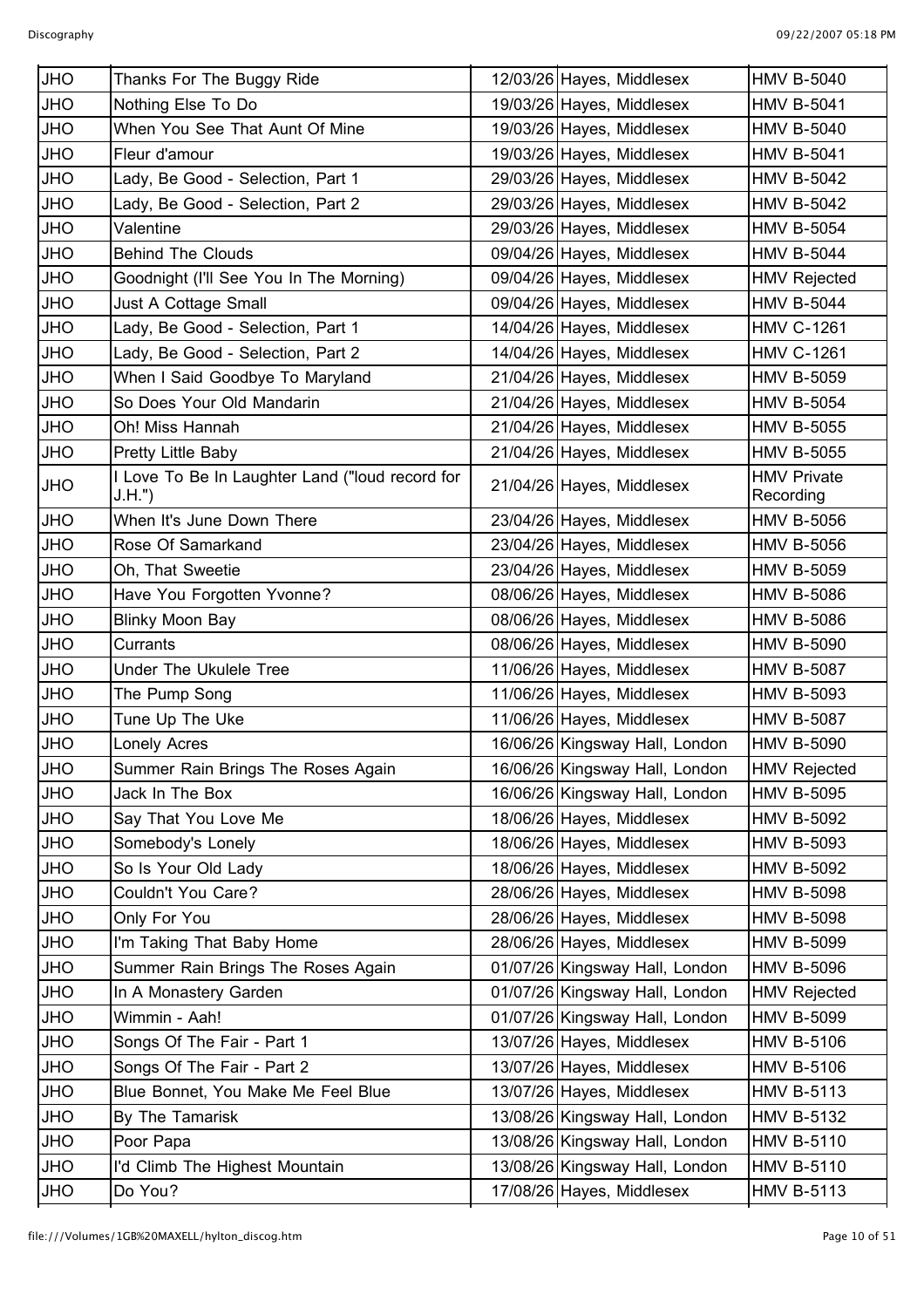| JHO | Thanks For The Buggy Ride | 12/03/26 | Hayes, Middlesex | HMV B-5040 |
|---|---|---|---|---|
| JHO | Nothing Else To Do | 19/03/26 | Hayes, Middlesex | HMV B-5041 |
| JHO | When You See That Aunt Of Mine | 19/03/26 | Hayes, Middlesex | HMV B-5040 |
| JHO | Fleur d'amour | 19/03/26 | Hayes, Middlesex | HMV B-5041 |
| JHO | Lady, Be Good - Selection, Part 1 | 29/03/26 | Hayes, Middlesex | HMV B-5042 |
| JHO | Lady, Be Good - Selection, Part 2 | 29/03/26 | Hayes, Middlesex | HMV B-5042 |
| JHO | Valentine | 29/03/26 | Hayes, Middlesex | HMV B-5054 |
| JHO | Behind The Clouds | 09/04/26 | Hayes, Middlesex | HMV B-5044 |
| JHO | Goodnight (I'll See You In The Morning) | 09/04/26 | Hayes, Middlesex | HMV Rejected |
| JHO | Just A Cottage Small | 09/04/26 | Hayes, Middlesex | HMV B-5044 |
| JHO | Lady, Be Good - Selection, Part 1 | 14/04/26 | Hayes, Middlesex | HMV C-1261 |
| JHO | Lady, Be Good - Selection, Part 2 | 14/04/26 | Hayes, Middlesex | HMV C-1261 |
| JHO | When I Said Goodbye To Maryland | 21/04/26 | Hayes, Middlesex | HMV B-5059 |
| JHO | So Does Your Old Mandarin | 21/04/26 | Hayes, Middlesex | HMV B-5054 |
| JHO | Oh! Miss Hannah | 21/04/26 | Hayes, Middlesex | HMV B-5055 |
| JHO | Pretty Little Baby | 21/04/26 | Hayes, Middlesex | HMV B-5055 |
| JHO | I Love To Be In Laughter Land ("loud record for J.H.") | 21/04/26 | Hayes, Middlesex | HMV Private Recording |
| JHO | When It's June Down There | 23/04/26 | Hayes, Middlesex | HMV B-5056 |
| JHO | Rose Of Samarkand | 23/04/26 | Hayes, Middlesex | HMV B-5056 |
| JHO | Oh, That Sweetie | 23/04/26 | Hayes, Middlesex | HMV B-5059 |
| JHO | Have You Forgotten Yvonne? | 08/06/26 | Hayes, Middlesex | HMV B-5086 |
| JHO | Blinky Moon Bay | 08/06/26 | Hayes, Middlesex | HMV B-5086 |
| JHO | Currants | 08/06/26 | Hayes, Middlesex | HMV B-5090 |
| JHO | Under The Ukulele Tree | 11/06/26 | Hayes, Middlesex | HMV B-5087 |
| JHO | The Pump Song | 11/06/26 | Hayes, Middlesex | HMV B-5093 |
| JHO | Tune Up The Uke | 11/06/26 | Hayes, Middlesex | HMV B-5087 |
| JHO | Lonely Acres | 16/06/26 | Kingsway Hall, London | HMV B-5090 |
| JHO | Summer Rain Brings The Roses Again | 16/06/26 | Kingsway Hall, London | HMV Rejected |
| JHO | Jack In The Box | 16/06/26 | Kingsway Hall, London | HMV B-5095 |
| JHO | Say That You Love Me | 18/06/26 | Hayes, Middlesex | HMV B-5092 |
| JHO | Somebody's Lonely | 18/06/26 | Hayes, Middlesex | HMV B-5093 |
| JHO | So Is Your Old Lady | 18/06/26 | Hayes, Middlesex | HMV B-5092 |
| JHO | Couldn't You Care? | 28/06/26 | Hayes, Middlesex | HMV B-5098 |
| JHO | Only For You | 28/06/26 | Hayes, Middlesex | HMV B-5098 |
| JHO | I'm Taking That Baby Home | 28/06/26 | Hayes, Middlesex | HMV B-5099 |
| JHO | Summer Rain Brings The Roses Again | 01/07/26 | Kingsway Hall, London | HMV B-5096 |
| JHO | In A Monastery Garden | 01/07/26 | Kingsway Hall, London | HMV Rejected |
| JHO | Wimmin - Aah! | 01/07/26 | Kingsway Hall, London | HMV B-5099 |
| JHO | Songs Of The Fair - Part 1 | 13/07/26 | Hayes, Middlesex | HMV B-5106 |
| JHO | Songs Of The Fair - Part 2 | 13/07/26 | Hayes, Middlesex | HMV B-5106 |
| JHO | Blue Bonnet, You Make Me Feel Blue | 13/07/26 | Hayes, Middlesex | HMV B-5113 |
| JHO | By The Tamarisk | 13/08/26 | Kingsway Hall, London | HMV B-5132 |
| JHO | Poor Papa | 13/08/26 | Kingsway Hall, London | HMV B-5110 |
| JHO | I'd Climb The Highest Mountain | 13/08/26 | Kingsway Hall, London | HMV B-5110 |
| JHO | Do You? | 17/08/26 | Hayes, Middlesex | HMV B-5113 |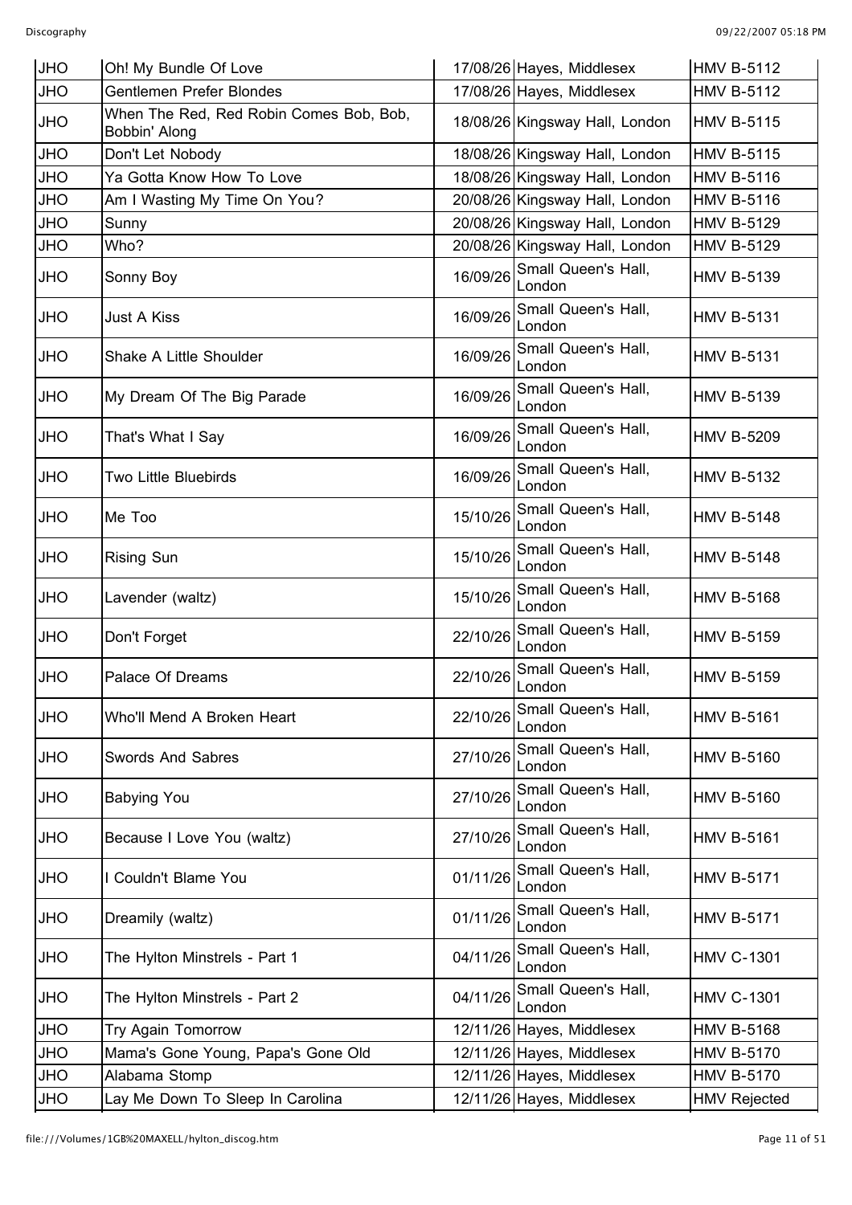| JHO | Oh! My Bundle Of Love | 17/08/26 | Hayes, Middlesex | HMV B-5112 |
|---|---|---|---|---|
| JHO | Gentlemen Prefer Blondes | 17/08/26 | Hayes, Middlesex | HMV B-5112 |
| JHO | When The Red, Red Robin Comes Bob, Bob, Bobbin' Along | 18/08/26 | Kingsway Hall, London | HMV B-5115 |
| JHO | Don't Let Nobody | 18/08/26 | Kingsway Hall, London | HMV B-5115 |
| JHO | Ya Gotta Know How To Love | 18/08/26 | Kingsway Hall, London | HMV B-5116 |
| JHO | Am I Wasting My Time On You? | 20/08/26 | Kingsway Hall, London | HMV B-5116 |
| JHO | Sunny | 20/08/26 | Kingsway Hall, London | HMV B-5129 |
| JHO | Who? | 20/08/26 | Kingsway Hall, London | HMV B-5129 |
| JHO | Sonny Boy | 16/09/26 | Small Queen's Hall, London | HMV B-5139 |
| JHO | Just A Kiss | 16/09/26 | Small Queen's Hall, London | HMV B-5131 |
| JHO | Shake A Little Shoulder | 16/09/26 | Small Queen's Hall, London | HMV B-5131 |
| JHO | My Dream Of The Big Parade | 16/09/26 | Small Queen's Hall, London | HMV B-5139 |
| JHO | That's What I Say | 16/09/26 | Small Queen's Hall, London | HMV B-5209 |
| JHO | Two Little Bluebirds | 16/09/26 | Small Queen's Hall, London | HMV B-5132 |
| JHO | Me Too | 15/10/26 | Small Queen's Hall, London | HMV B-5148 |
| JHO | Rising Sun | 15/10/26 | Small Queen's Hall, London | HMV B-5148 |
| JHO | Lavender (waltz) | 15/10/26 | Small Queen's Hall, London | HMV B-5168 |
| JHO | Don't Forget | 22/10/26 | Small Queen's Hall, London | HMV B-5159 |
| JHO | Palace Of Dreams | 22/10/26 | Small Queen's Hall, London | HMV B-5159 |
| JHO | Who'll Mend A Broken Heart | 22/10/26 | Small Queen's Hall, London | HMV B-5161 |
| JHO | Swords And Sabres | 27/10/26 | Small Queen's Hall, London | HMV B-5160 |
| JHO | Babying You | 27/10/26 | Small Queen's Hall, London | HMV B-5160 |
| JHO | Because I Love You (waltz) | 27/10/26 | Small Queen's Hall, London | HMV B-5161 |
| JHO | I Couldn't Blame You | 01/11/26 | Small Queen's Hall, London | HMV B-5171 |
| JHO | Dreamily (waltz) | 01/11/26 | Small Queen's Hall, London | HMV B-5171 |
| JHO | The Hylton Minstrels - Part 1 | 04/11/26 | Small Queen's Hall, London | HMV C-1301 |
| JHO | The Hylton Minstrels - Part 2 | 04/11/26 | Small Queen's Hall, London | HMV C-1301 |
| JHO | Try Again Tomorrow | 12/11/26 | Hayes, Middlesex | HMV B-5168 |
| JHO | Mama's Gone Young, Papa's Gone Old | 12/11/26 | Hayes, Middlesex | HMV B-5170 |
| JHO | Alabama Stomp | 12/11/26 | Hayes, Middlesex | HMV B-5170 |
| JHO | Lay Me Down To Sleep In Carolina | 12/11/26 | Hayes, Middlesex | HMV Rejected |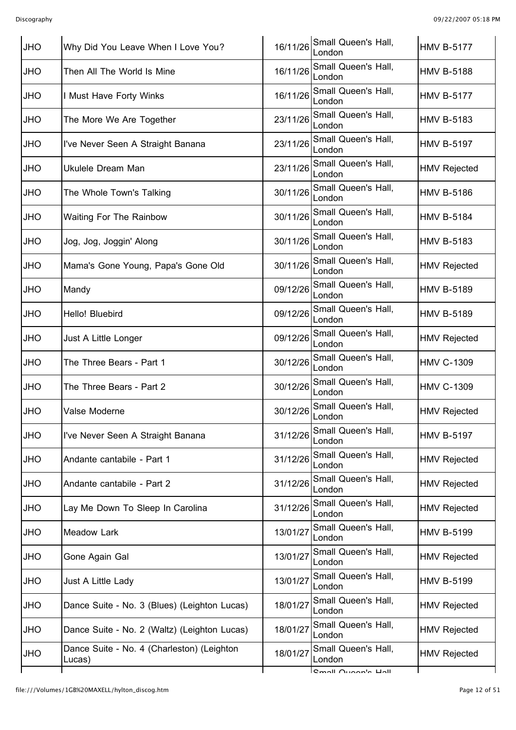| JHO | Why Did You Leave When I Love You? | 16/11/26 | Small Queen's Hall, London | HMV B-5177 |
|---|---|---|---|---|
| JHO | Then All The World Is Mine | 16/11/26 | Small Queen's Hall, London | HMV B-5188 |
| JHO | I Must Have Forty Winks | 16/11/26 | Small Queen's Hall, London | HMV B-5177 |
| JHO | The More We Are Together | 23/11/26 | Small Queen's Hall, London | HMV B-5183 |
| JHO | I've Never Seen A Straight Banana | 23/11/26 | Small Queen's Hall, London | HMV B-5197 |
| JHO | Ukulele Dream Man | 23/11/26 | Small Queen's Hall, London | HMV Rejected |
| JHO | The Whole Town's Talking | 30/11/26 | Small Queen's Hall, London | HMV B-5186 |
| JHO | Waiting For The Rainbow | 30/11/26 | Small Queen's Hall, London | HMV B-5184 |
| JHO | Jog, Jog, Joggin' Along | 30/11/26 | Small Queen's Hall, London | HMV B-5183 |
| JHO | Mama's Gone Young, Papa's Gone Old | 30/11/26 | Small Queen's Hall, London | HMV Rejected |
| JHO | Mandy | 09/12/26 | Small Queen's Hall, London | HMV B-5189 |
| JHO | Hello! Bluebird | 09/12/26 | Small Queen's Hall, London | HMV B-5189 |
| JHO | Just A Little Longer | 09/12/26 | Small Queen's Hall, London | HMV Rejected |
| JHO | The Three Bears - Part 1 | 30/12/26 | Small Queen's Hall, London | HMV C-1309 |
| JHO | The Three Bears - Part 2 | 30/12/26 | Small Queen's Hall, London | HMV C-1309 |
| JHO | Valse Moderne | 30/12/26 | Small Queen's Hall, London | HMV Rejected |
| JHO | I've Never Seen A Straight Banana | 31/12/26 | Small Queen's Hall, London | HMV B-5197 |
| JHO | Andante cantabile - Part 1 | 31/12/26 | Small Queen's Hall, London | HMV Rejected |
| JHO | Andante cantabile - Part 2 | 31/12/26 | Small Queen's Hall, London | HMV Rejected |
| JHO | Lay Me Down To Sleep In Carolina | 31/12/26 | Small Queen's Hall, London | HMV Rejected |
| JHO | Meadow Lark | 13/01/27 | Small Queen's Hall, London | HMV B-5199 |
| JHO | Gone Again Gal | 13/01/27 | Small Queen's Hall, London | HMV Rejected |
| JHO | Just A Little Lady | 13/01/27 | Small Queen's Hall, London | HMV B-5199 |
| JHO | Dance Suite - No. 3 (Blues) (Leighton Lucas) | 18/01/27 | Small Queen's Hall, London | HMV Rejected |
| JHO | Dance Suite - No. 2 (Waltz) (Leighton Lucas) | 18/01/27 | Small Queen's Hall, London | HMV Rejected |
| JHO | Dance Suite - No. 4 (Charleston) (Leighton Lucas) | 18/01/27 | Small Queen's Hall, London | HMV Rejected |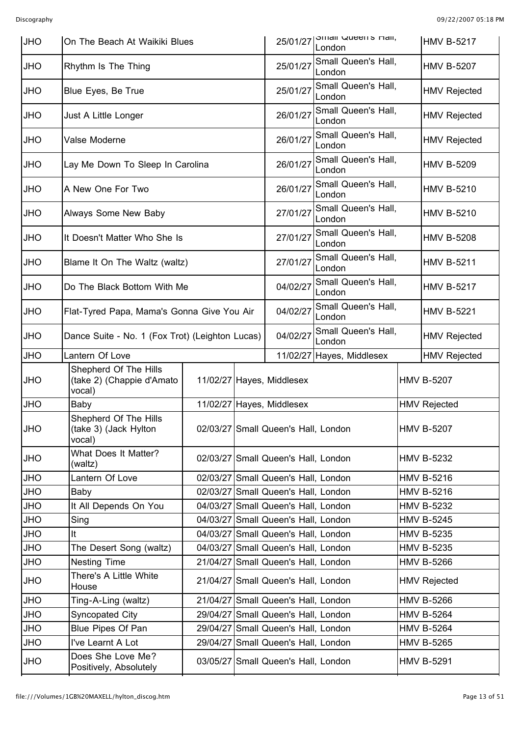| JHO | On The Beach At Waikiki Blues | 25/01/27 | Small Queen's Hall, London | HMV B-5217 |
|---|---|---|---|---|
| JHO | Rhythm Is The Thing | 25/01/27 | Small Queen's Hall, London | HMV B-5207 |
| JHO | Blue Eyes, Be True | 25/01/27 | Small Queen's Hall, London | HMV Rejected |
| JHO | Just A Little Longer | 26/01/27 | Small Queen's Hall, London | HMV Rejected |
| JHO | Valse Moderne | 26/01/27 | Small Queen's Hall, London | HMV Rejected |
| JHO | Lay Me Down To Sleep In Carolina | 26/01/27 | Small Queen's Hall, London | HMV B-5209 |
| JHO | A New One For Two | 26/01/27 | Small Queen's Hall, London | HMV B-5210 |
| JHO | Always Some New Baby | 27/01/27 | Small Queen's Hall, London | HMV B-5210 |
| JHO | It Doesn't Matter Who She Is | 27/01/27 | Small Queen's Hall, London | HMV B-5208 |
| JHO | Blame It On The Waltz (waltz) | 27/01/27 | Small Queen's Hall, London | HMV B-5211 |
| JHO | Do The Black Bottom With Me | 04/02/27 | Small Queen's Hall, London | HMV B-5217 |
| JHO | Flat-Tyred Papa, Mama's Gonna Give You Air | 04/02/27 | Small Queen's Hall, London | HMV B-5221 |
| JHO | Dance Suite - No. 1 (Fox Trot) (Leighton Lucas) | 04/02/27 | Small Queen's Hall, London | HMV Rejected |
| JHO | Lantern Of Love | 11/02/27 | Hayes, Middlesex | HMV Rejected |
| JHO | Shepherd Of The Hills (take 2) (Chappie d'Amato vocal) | 11/02/27 | Hayes, Middlesex | HMV B-5207 |
| JHO | Baby | 11/02/27 | Hayes, Middlesex | HMV Rejected |
| JHO | Shepherd Of The Hills (take 3) (Jack Hylton vocal) | 02/03/27 | Small Queen's Hall, London | HMV B-5207 |
| JHO | What Does It Matter? (waltz) | 02/03/27 | Small Queen's Hall, London | HMV B-5232 |
| JHO | Lantern Of Love | 02/03/27 | Small Queen's Hall, London | HMV B-5216 |
| JHO | Baby | 02/03/27 | Small Queen's Hall, London | HMV B-5216 |
| JHO | It All Depends On You | 04/03/27 | Small Queen's Hall, London | HMV B-5232 |
| JHO | Sing | 04/03/27 | Small Queen's Hall, London | HMV B-5245 |
| JHO | It | 04/03/27 | Small Queen's Hall, London | HMV B-5235 |
| JHO | The Desert Song (waltz) | 04/03/27 | Small Queen's Hall, London | HMV B-5235 |
| JHO | Nesting Time | 21/04/27 | Small Queen's Hall, London | HMV B-5266 |
| JHO | There's A Little White House | 21/04/27 | Small Queen's Hall, London | HMV Rejected |
| JHO | Ting-A-Ling (waltz) | 21/04/27 | Small Queen's Hall, London | HMV B-5266 |
| JHO | Syncopated City | 29/04/27 | Small Queen's Hall, London | HMV B-5264 |
| JHO | Blue Pipes Of Pan | 29/04/27 | Small Queen's Hall, London | HMV B-5264 |
| JHO | I've Learnt A Lot | 29/04/27 | Small Queen's Hall, London | HMV B-5265 |
| JHO | Does She Love Me? Positively, Absolutely | 03/05/27 | Small Queen's Hall, London | HMV B-5291 |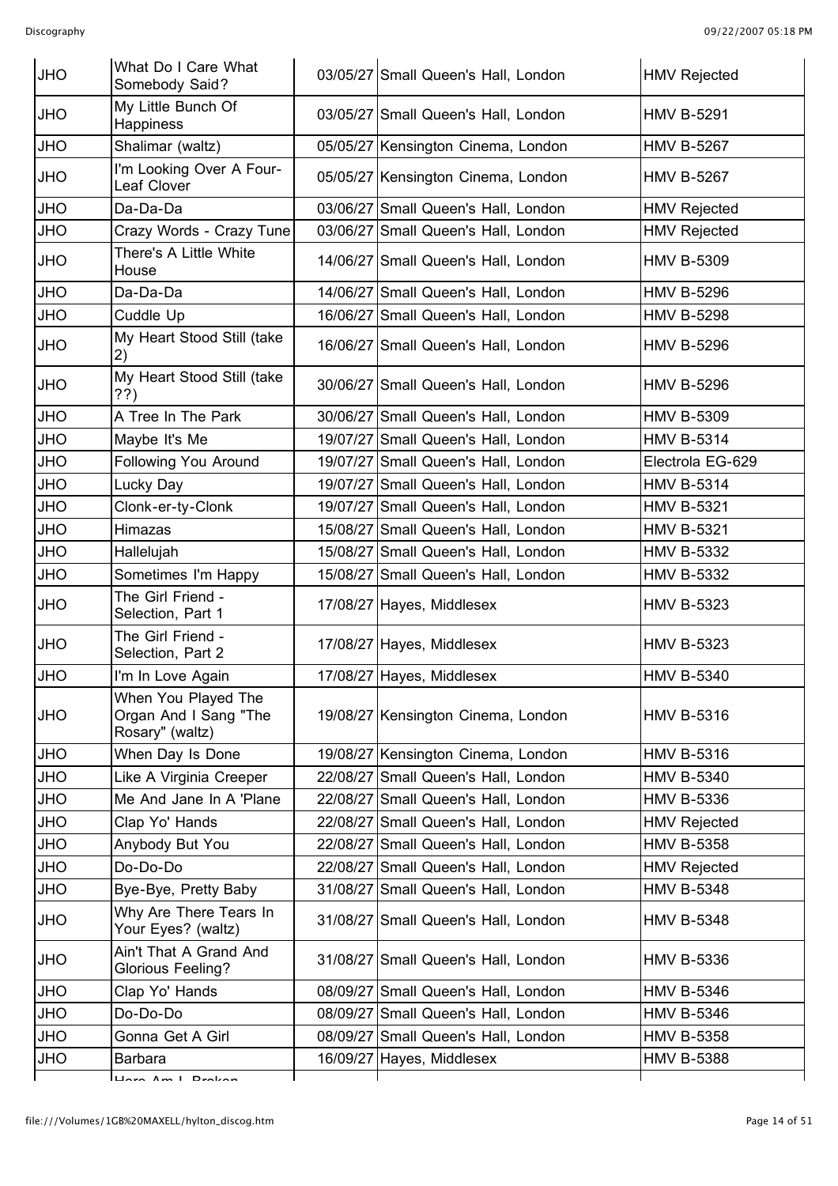| | | | | |
|---|---|---|---|---|
| JHO | What Do I Care What Somebody Said? | 03/05/27 | Small Queen's Hall, London | HMV Rejected |
| JHO | My Little Bunch Of Happiness | 03/05/27 | Small Queen's Hall, London | HMV B-5291 |
| JHO | Shalimar (waltz) | 05/05/27 | Kensington Cinema, London | HMV B-5267 |
| JHO | I'm Looking Over A Four-Leaf Clover | 05/05/27 | Kensington Cinema, London | HMV B-5267 |
| JHO | Da-Da-Da | 03/06/27 | Small Queen's Hall, London | HMV Rejected |
| JHO | Crazy Words - Crazy Tune | 03/06/27 | Small Queen's Hall, London | HMV Rejected |
| JHO | There's A Little White House | 14/06/27 | Small Queen's Hall, London | HMV B-5309 |
| JHO | Da-Da-Da | 14/06/27 | Small Queen's Hall, London | HMV B-5296 |
| JHO | Cuddle Up | 16/06/27 | Small Queen's Hall, London | HMV B-5298 |
| JHO | My Heart Stood Still (take 2) | 16/06/27 | Small Queen's Hall, London | HMV B-5296 |
| JHO | My Heart Stood Still (take ??) | 30/06/27 | Small Queen's Hall, London | HMV B-5296 |
| JHO | A Tree In The Park | 30/06/27 | Small Queen's Hall, London | HMV B-5309 |
| JHO | Maybe It's Me | 19/07/27 | Small Queen's Hall, London | HMV B-5314 |
| JHO | Following You Around | 19/07/27 | Small Queen's Hall, London | Electrola EG-629 |
| JHO | Lucky Day | 19/07/27 | Small Queen's Hall, London | HMV B-5314 |
| JHO | Clonk-er-ty-Clonk | 19/07/27 | Small Queen's Hall, London | HMV B-5321 |
| JHO | Himazas | 15/08/27 | Small Queen's Hall, London | HMV B-5321 |
| JHO | Hallelujah | 15/08/27 | Small Queen's Hall, London | HMV B-5332 |
| JHO | Sometimes I'm Happy | 15/08/27 | Small Queen's Hall, London | HMV B-5332 |
| JHO | The Girl Friend - Selection, Part 1 | 17/08/27 | Hayes, Middlesex | HMV B-5323 |
| JHO | The Girl Friend - Selection, Part 2 | 17/08/27 | Hayes, Middlesex | HMV B-5323 |
| JHO | I'm In Love Again | 17/08/27 | Hayes, Middlesex | HMV B-5340 |
| JHO | When You Played The Organ And I Sang "The Rosary" (waltz) | 19/08/27 | Kensington Cinema, London | HMV B-5316 |
| JHO | When Day Is Done | 19/08/27 | Kensington Cinema, London | HMV B-5316 |
| JHO | Like A Virginia Creeper | 22/08/27 | Small Queen's Hall, London | HMV B-5340 |
| JHO | Me And Jane In A 'Plane | 22/08/27 | Small Queen's Hall, London | HMV B-5336 |
| JHO | Clap Yo' Hands | 22/08/27 | Small Queen's Hall, London | HMV Rejected |
| JHO | Anybody But You | 22/08/27 | Small Queen's Hall, London | HMV B-5358 |
| JHO | Do-Do-Do | 22/08/27 | Small Queen's Hall, London | HMV Rejected |
| JHO | Bye-Bye, Pretty Baby | 31/08/27 | Small Queen's Hall, London | HMV B-5348 |
| JHO | Why Are There Tears In Your Eyes? (waltz) | 31/08/27 | Small Queen's Hall, London | HMV B-5348 |
| JHO | Ain't That A Grand And Glorious Feeling? | 31/08/27 | Small Queen's Hall, London | HMV B-5336 |
| JHO | Clap Yo' Hands | 08/09/27 | Small Queen's Hall, London | HMV B-5346 |
| JHO | Do-Do-Do | 08/09/27 | Small Queen's Hall, London | HMV B-5346 |
| JHO | Gonna Get A Girl | 08/09/27 | Small Queen's Hall, London | HMV B-5358 |
| JHO | Barbara | 16/09/27 | Hayes, Middlesex | HMV B-5388 |
| | Here Am I, Broken | | | |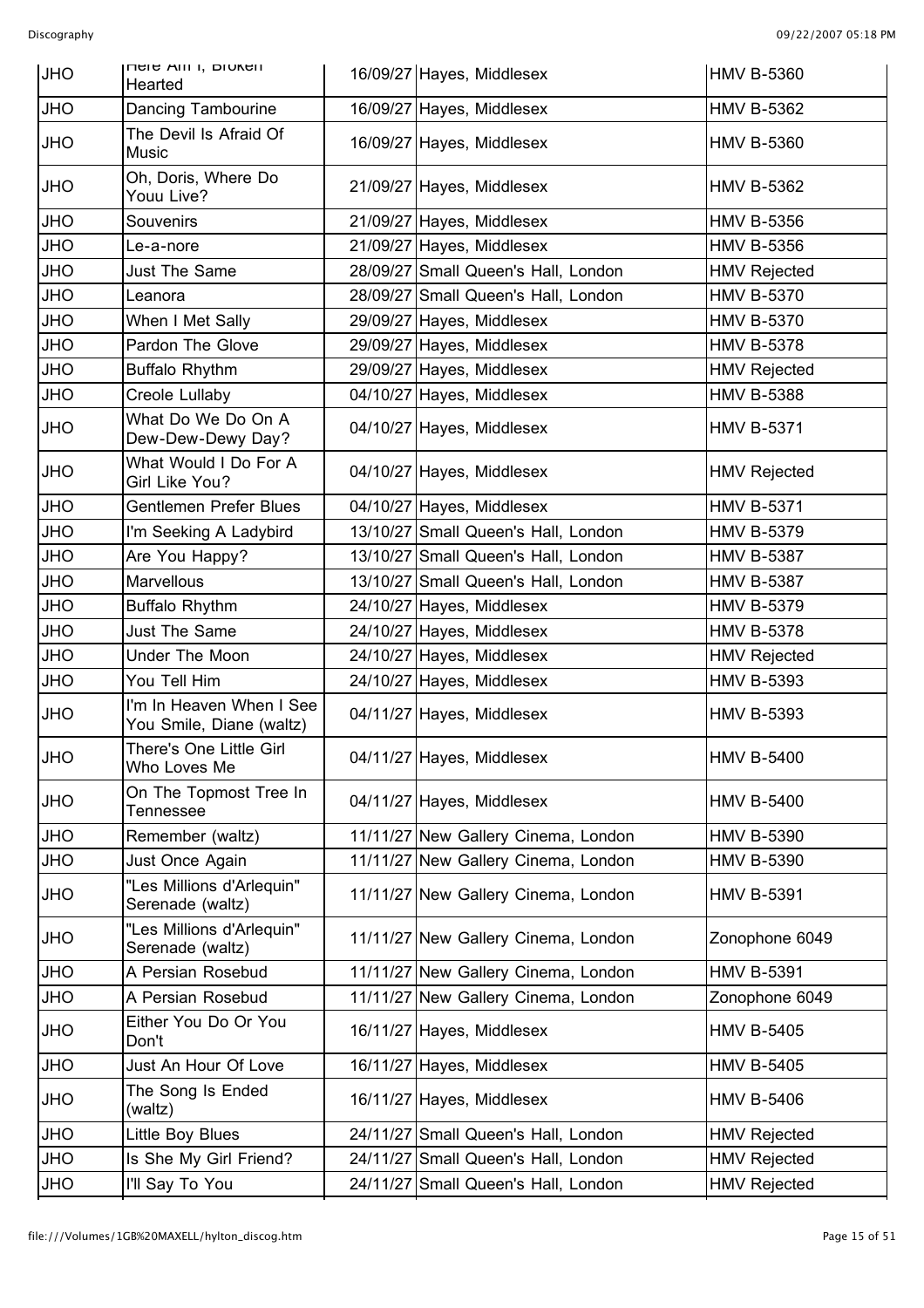| JHO | Here Am I, Broken Hearted | 16/09/27 | Hayes, Middlesex | HMV B-5360 |
|---|---|---|---|---|
| JHO | Dancing Tambourine | 16/09/27 | Hayes, Middlesex | HMV B-5362 |
| JHO | The Devil Is Afraid Of Music | 16/09/27 | Hayes, Middlesex | HMV B-5360 |
| JHO | Oh, Doris, Where Do Youu Live? | 21/09/27 | Hayes, Middlesex | HMV B-5362 |
| JHO | Souvenirs | 21/09/27 | Hayes, Middlesex | HMV B-5356 |
| JHO | Le-a-nore | 21/09/27 | Hayes, Middlesex | HMV B-5356 |
| JHO | Just The Same | 28/09/27 | Small Queen's Hall, London | HMV Rejected |
| JHO | Leanora | 28/09/27 | Small Queen's Hall, London | HMV B-5370 |
| JHO | When I Met Sally | 29/09/27 | Hayes, Middlesex | HMV B-5370 |
| JHO | Pardon The Glove | 29/09/27 | Hayes, Middlesex | HMV B-5378 |
| JHO | Buffalo Rhythm | 29/09/27 | Hayes, Middlesex | HMV Rejected |
| JHO | Creole Lullaby | 04/10/27 | Hayes, Middlesex | HMV B-5388 |
| JHO | What Do We Do On A Dew-Dew-Dewy Day? | 04/10/27 | Hayes, Middlesex | HMV B-5371 |
| JHO | What Would I Do For A Girl Like You? | 04/10/27 | Hayes, Middlesex | HMV Rejected |
| JHO | Gentlemen Prefer Blues | 04/10/27 | Hayes, Middlesex | HMV B-5371 |
| JHO | I'm Seeking A Ladybird | 13/10/27 | Small Queen's Hall, London | HMV B-5379 |
| JHO | Are You Happy? | 13/10/27 | Small Queen's Hall, London | HMV B-5387 |
| JHO | Marvellous | 13/10/27 | Small Queen's Hall, London | HMV B-5387 |
| JHO | Buffalo Rhythm | 24/10/27 | Hayes, Middlesex | HMV B-5379 |
| JHO | Just The Same | 24/10/27 | Hayes, Middlesex | HMV B-5378 |
| JHO | Under The Moon | 24/10/27 | Hayes, Middlesex | HMV Rejected |
| JHO | You Tell Him | 24/10/27 | Hayes, Middlesex | HMV B-5393 |
| JHO | I'm In Heaven When I See You Smile, Diane (waltz) | 04/11/27 | Hayes, Middlesex | HMV B-5393 |
| JHO | There's One Little Girl Who Loves Me | 04/11/27 | Hayes, Middlesex | HMV B-5400 |
| JHO | On The Topmost Tree In Tennessee | 04/11/27 | Hayes, Middlesex | HMV B-5400 |
| JHO | Remember (waltz) | 11/11/27 | New Gallery Cinema, London | HMV B-5390 |
| JHO | Just Once Again | 11/11/27 | New Gallery Cinema, London | HMV B-5390 |
| JHO | "Les Millions d'Arlequin" Serenade (waltz) | 11/11/27 | New Gallery Cinema, London | HMV B-5391 |
| JHO | "Les Millions d'Arlequin" Serenade (waltz) | 11/11/27 | New Gallery Cinema, London | Zonophone 6049 |
| JHO | A Persian Rosebud | 11/11/27 | New Gallery Cinema, London | HMV B-5391 |
| JHO | A Persian Rosebud | 11/11/27 | New Gallery Cinema, London | Zonophone 6049 |
| JHO | Either You Do Or You Don't | 16/11/27 | Hayes, Middlesex | HMV B-5405 |
| JHO | Just An Hour Of Love | 16/11/27 | Hayes, Middlesex | HMV B-5405 |
| JHO | The Song Is Ended (waltz) | 16/11/27 | Hayes, Middlesex | HMV B-5406 |
| JHO | Little Boy Blues | 24/11/27 | Small Queen's Hall, London | HMV Rejected |
| JHO | Is She My Girl Friend? | 24/11/27 | Small Queen's Hall, London | HMV Rejected |
| JHO | I'll Say To You | 24/11/27 | Small Queen's Hall, London | HMV Rejected |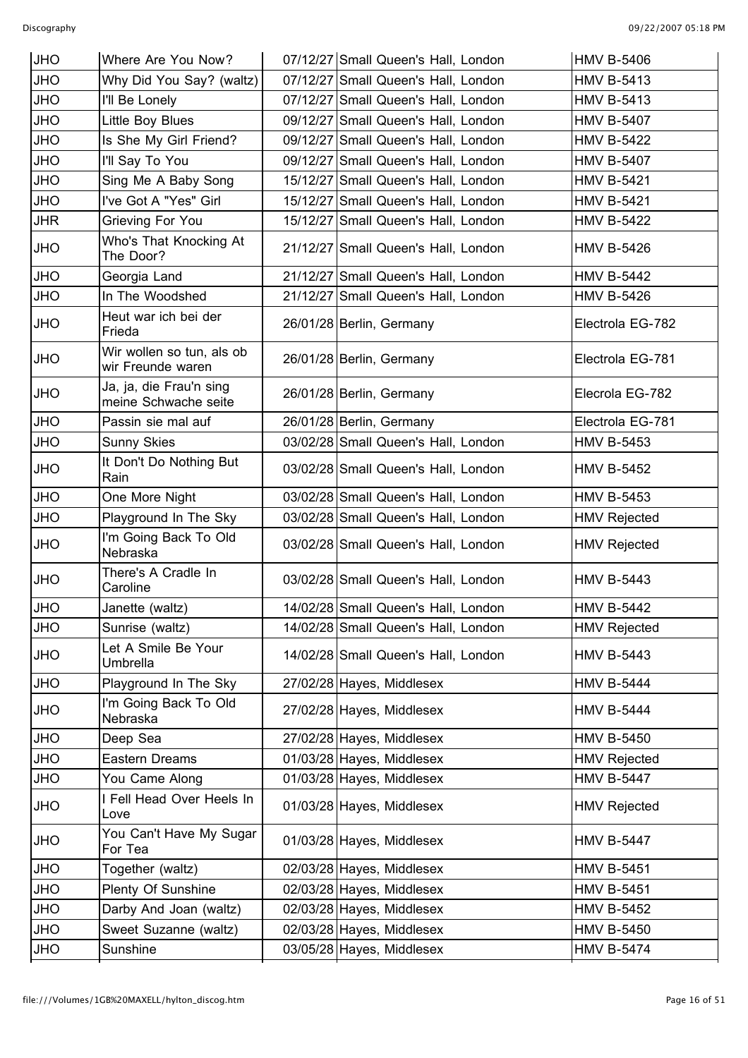| JHO | Where Are You Now? | 07/12/27 | Small Queen's Hall, London | HMV B-5406 |
|---|---|---|---|---|
| JHO | Why Did You Say? (waltz) | 07/12/27 | Small Queen's Hall, London | HMV B-5413 |
| JHO | I'll Be Lonely | 07/12/27 | Small Queen's Hall, London | HMV B-5413 |
| JHO | Little Boy Blues | 09/12/27 | Small Queen's Hall, London | HMV B-5407 |
| JHO | Is She My Girl Friend? | 09/12/27 | Small Queen's Hall, London | HMV B-5422 |
| JHO | I'll Say To You | 09/12/27 | Small Queen's Hall, London | HMV B-5407 |
| JHO | Sing Me A Baby Song | 15/12/27 | Small Queen's Hall, London | HMV B-5421 |
| JHO | I've Got A "Yes" Girl | 15/12/27 | Small Queen's Hall, London | HMV B-5421 |
| JHR | Grieving For You | 15/12/27 | Small Queen's Hall, London | HMV B-5422 |
| JHO | Who's That Knocking At The Door? | 21/12/27 | Small Queen's Hall, London | HMV B-5426 |
| JHO | Georgia Land | 21/12/27 | Small Queen's Hall, London | HMV B-5442 |
| JHO | In The Woodshed | 21/12/27 | Small Queen's Hall, London | HMV B-5426 |
| JHO | Heut war ich bei der Frieda | 26/01/28 | Berlin, Germany | Electrola EG-782 |
| JHO | Wir wollen so tun, als ob wir Freunde waren | 26/01/28 | Berlin, Germany | Electrola EG-781 |
| JHO | Ja, ja, die Frau'n sing meine Schwache seite | 26/01/28 | Berlin, Germany | Elecrola EG-782 |
| JHO | Passin sie mal auf | 26/01/28 | Berlin, Germany | Electrola EG-781 |
| JHO | Sunny Skies | 03/02/28 | Small Queen's Hall, London | HMV B-5453 |
| JHO | It Don't Do Nothing But Rain | 03/02/28 | Small Queen's Hall, London | HMV B-5452 |
| JHO | One More Night | 03/02/28 | Small Queen's Hall, London | HMV B-5453 |
| JHO | Playground In The Sky | 03/02/28 | Small Queen's Hall, London | HMV Rejected |
| JHO | I'm Going Back To Old Nebraska | 03/02/28 | Small Queen's Hall, London | HMV Rejected |
| JHO | There's A Cradle In Caroline | 03/02/28 | Small Queen's Hall, London | HMV B-5443 |
| JHO | Janette (waltz) | 14/02/28 | Small Queen's Hall, London | HMV B-5442 |
| JHO | Sunrise (waltz) | 14/02/28 | Small Queen's Hall, London | HMV Rejected |
| JHO | Let A Smile Be Your Umbrella | 14/02/28 | Small Queen's Hall, London | HMV B-5443 |
| JHO | Playground In The Sky | 27/02/28 | Hayes, Middlesex | HMV B-5444 |
| JHO | I'm Going Back To Old Nebraska | 27/02/28 | Hayes, Middlesex | HMV B-5444 |
| JHO | Deep Sea | 27/02/28 | Hayes, Middlesex | HMV B-5450 |
| JHO | Eastern Dreams | 01/03/28 | Hayes, Middlesex | HMV Rejected |
| JHO | You Came Along | 01/03/28 | Hayes, Middlesex | HMV B-5447 |
| JHO | I Fell Head Over Heels In Love | 01/03/28 | Hayes, Middlesex | HMV Rejected |
| JHO | You Can't Have My Sugar For Tea | 01/03/28 | Hayes, Middlesex | HMV B-5447 |
| JHO | Together (waltz) | 02/03/28 | Hayes, Middlesex | HMV B-5451 |
| JHO | Plenty Of Sunshine | 02/03/28 | Hayes, Middlesex | HMV B-5451 |
| JHO | Darby And Joan (waltz) | 02/03/28 | Hayes, Middlesex | HMV B-5452 |
| JHO | Sweet Suzanne (waltz) | 02/03/28 | Hayes, Middlesex | HMV B-5450 |
| JHO | Sunshine | 03/05/28 | Hayes, Middlesex | HMV B-5474 |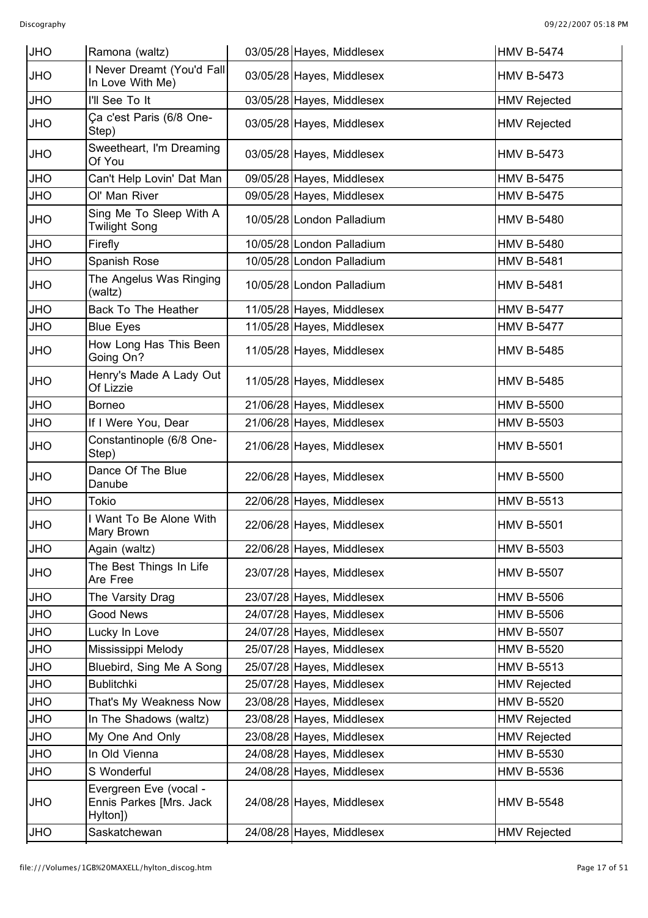| JHO | Ramona (waltz) | 03/05/28 | Hayes, Middlesex | HMV B-5474 |
|---|---|---|---|---|
| JHO | I Never Dreamt (You'd Fall In Love With Me) | 03/05/28 | Hayes, Middlesex | HMV B-5473 |
| JHO | I'll See To It | 03/05/28 | Hayes, Middlesex | HMV Rejected |
| JHO | Ça c'est Paris (6/8 One-Step) | 03/05/28 | Hayes, Middlesex | HMV Rejected |
| JHO | Sweetheart, I'm Dreaming Of You | 03/05/28 | Hayes, Middlesex | HMV B-5473 |
| JHO | Can't Help Lovin' Dat Man | 09/05/28 | Hayes, Middlesex | HMV B-5475 |
| JHO | Ol' Man River | 09/05/28 | Hayes, Middlesex | HMV B-5475 |
| JHO | Sing Me To Sleep With A Twilight Song | 10/05/28 | London Palladium | HMV B-5480 |
| JHO | Firefly | 10/05/28 | London Palladium | HMV B-5480 |
| JHO | Spanish Rose | 10/05/28 | London Palladium | HMV B-5481 |
| JHO | The Angelus Was Ringing (waltz) | 10/05/28 | London Palladium | HMV B-5481 |
| JHO | Back To The Heather | 11/05/28 | Hayes, Middlesex | HMV B-5477 |
| JHO | Blue Eyes | 11/05/28 | Hayes, Middlesex | HMV B-5477 |
| JHO | How Long Has This Been Going On? | 11/05/28 | Hayes, Middlesex | HMV B-5485 |
| JHO | Henry's Made A Lady Out Of Lizzie | 11/05/28 | Hayes, Middlesex | HMV B-5485 |
| JHO | Borneo | 21/06/28 | Hayes, Middlesex | HMV B-5500 |
| JHO | If I Were You, Dear | 21/06/28 | Hayes, Middlesex | HMV B-5503 |
| JHO | Constantinople (6/8 One-Step) | 21/06/28 | Hayes, Middlesex | HMV B-5501 |
| JHO | Dance Of The Blue Danube | 22/06/28 | Hayes, Middlesex | HMV B-5500 |
| JHO | Tokio | 22/06/28 | Hayes, Middlesex | HMV B-5513 |
| JHO | I Want To Be Alone With Mary Brown | 22/06/28 | Hayes, Middlesex | HMV B-5501 |
| JHO | Again (waltz) | 22/06/28 | Hayes, Middlesex | HMV B-5503 |
| JHO | The Best Things In Life Are Free | 23/07/28 | Hayes, Middlesex | HMV B-5507 |
| JHO | The Varsity Drag | 23/07/28 | Hayes, Middlesex | HMV B-5506 |
| JHO | Good News | 24/07/28 | Hayes, Middlesex | HMV B-5506 |
| JHO | Lucky In Love | 24/07/28 | Hayes, Middlesex | HMV B-5507 |
| JHO | Mississippi Melody | 25/07/28 | Hayes, Middlesex | HMV B-5520 |
| JHO | Bluebird, Sing Me A Song | 25/07/28 | Hayes, Middlesex | HMV B-5513 |
| JHO | Bublitchki | 25/07/28 | Hayes, Middlesex | HMV Rejected |
| JHO | That's My Weakness Now | 23/08/28 | Hayes, Middlesex | HMV B-5520 |
| JHO | In The Shadows (waltz) | 23/08/28 | Hayes, Middlesex | HMV Rejected |
| JHO | My One And Only | 23/08/28 | Hayes, Middlesex | HMV Rejected |
| JHO | In Old Vienna | 24/08/28 | Hayes, Middlesex | HMV B-5530 |
| JHO | S Wonderful | 24/08/28 | Hayes, Middlesex | HMV B-5536 |
| JHO | Evergreen Eve (vocal - Ennis Parkes [Mrs. Jack Hylton]) | 24/08/28 | Hayes, Middlesex | HMV B-5548 |
| JHO | Saskatchewan | 24/08/28 | Hayes, Middlesex | HMV Rejected |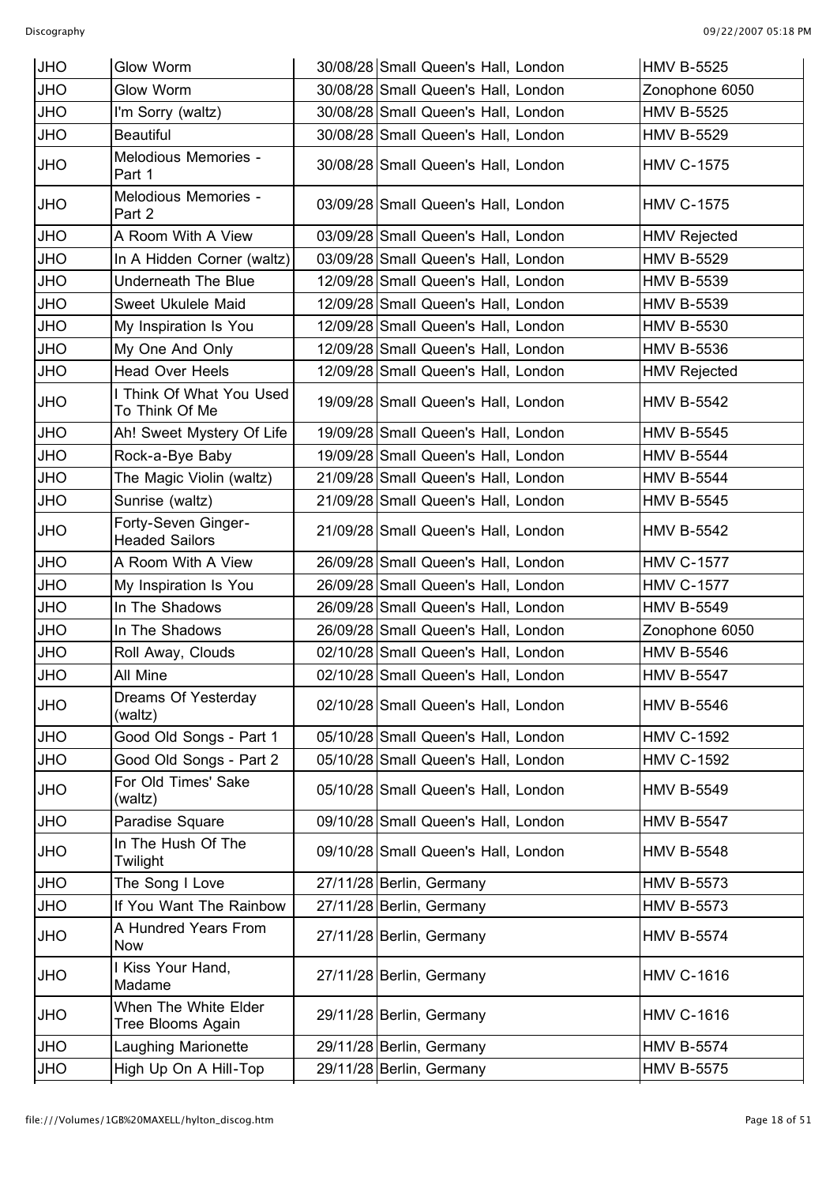| | | | | |
|---|---|---|---|---|
| JHO | Glow Worm | 30/08/28 | Small Queen's Hall, London | HMV B-5525 |
| JHO | Glow Worm | 30/08/28 | Small Queen's Hall, London | Zonophone 6050 |
| JHO | I'm Sorry (waltz) | 30/08/28 | Small Queen's Hall, London | HMV B-5525 |
| JHO | Beautiful | 30/08/28 | Small Queen's Hall, London | HMV B-5529 |
| JHO | Melodious Memories - Part 1 | 30/08/28 | Small Queen's Hall, London | HMV C-1575 |
| JHO | Melodious Memories - Part 2 | 03/09/28 | Small Queen's Hall, London | HMV C-1575 |
| JHO | A Room With A View | 03/09/28 | Small Queen's Hall, London | HMV Rejected |
| JHO | In A Hidden Corner (waltz) | 03/09/28 | Small Queen's Hall, London | HMV B-5529 |
| JHO | Underneath The Blue | 12/09/28 | Small Queen's Hall, London | HMV B-5539 |
| JHO | Sweet Ukulele Maid | 12/09/28 | Small Queen's Hall, London | HMV B-5539 |
| JHO | My Inspiration Is You | 12/09/28 | Small Queen's Hall, London | HMV B-5530 |
| JHO | My One And Only | 12/09/28 | Small Queen's Hall, London | HMV B-5536 |
| JHO | Head Over Heels | 12/09/28 | Small Queen's Hall, London | HMV Rejected |
| JHO | I Think Of What You Used To Think Of Me | 19/09/28 | Small Queen's Hall, London | HMV B-5542 |
| JHO | Ah! Sweet Mystery Of Life | 19/09/28 | Small Queen's Hall, London | HMV B-5545 |
| JHO | Rock-a-Bye Baby | 19/09/28 | Small Queen's Hall, London | HMV B-5544 |
| JHO | The Magic Violin (waltz) | 21/09/28 | Small Queen's Hall, London | HMV B-5544 |
| JHO | Sunrise (waltz) | 21/09/28 | Small Queen's Hall, London | HMV B-5545 |
| JHO | Forty-Seven Ginger-Headed Sailors | 21/09/28 | Small Queen's Hall, London | HMV B-5542 |
| JHO | A Room With A View | 26/09/28 | Small Queen's Hall, London | HMV C-1577 |
| JHO | My Inspiration Is You | 26/09/28 | Small Queen's Hall, London | HMV C-1577 |
| JHO | In The Shadows | 26/09/28 | Small Queen's Hall, London | HMV B-5549 |
| JHO | In The Shadows | 26/09/28 | Small Queen's Hall, London | Zonophone 6050 |
| JHO | Roll Away, Clouds | 02/10/28 | Small Queen's Hall, London | HMV B-5546 |
| JHO | All Mine | 02/10/28 | Small Queen's Hall, London | HMV B-5547 |
| JHO | Dreams Of Yesterday (waltz) | 02/10/28 | Small Queen's Hall, London | HMV B-5546 |
| JHO | Good Old Songs - Part 1 | 05/10/28 | Small Queen's Hall, London | HMV C-1592 |
| JHO | Good Old Songs - Part 2 | 05/10/28 | Small Queen's Hall, London | HMV C-1592 |
| JHO | For Old Times' Sake (waltz) | 05/10/28 | Small Queen's Hall, London | HMV B-5549 |
| JHO | Paradise Square | 09/10/28 | Small Queen's Hall, London | HMV B-5547 |
| JHO | In The Hush Of The Twilight | 09/10/28 | Small Queen's Hall, London | HMV B-5548 |
| JHO | The Song I Love | 27/11/28 | Berlin, Germany | HMV B-5573 |
| JHO | If You Want The Rainbow | 27/11/28 | Berlin, Germany | HMV B-5573 |
| JHO | A Hundred Years From Now | 27/11/28 | Berlin, Germany | HMV B-5574 |
| JHO | I Kiss Your Hand, Madame | 27/11/28 | Berlin, Germany | HMV C-1616 |
| JHO | When The White Elder Tree Blooms Again | 29/11/28 | Berlin, Germany | HMV C-1616 |
| JHO | Laughing Marionette | 29/11/28 | Berlin, Germany | HMV B-5574 |
| JHO | High Up On A Hill-Top | 29/11/28 | Berlin, Germany | HMV B-5575 |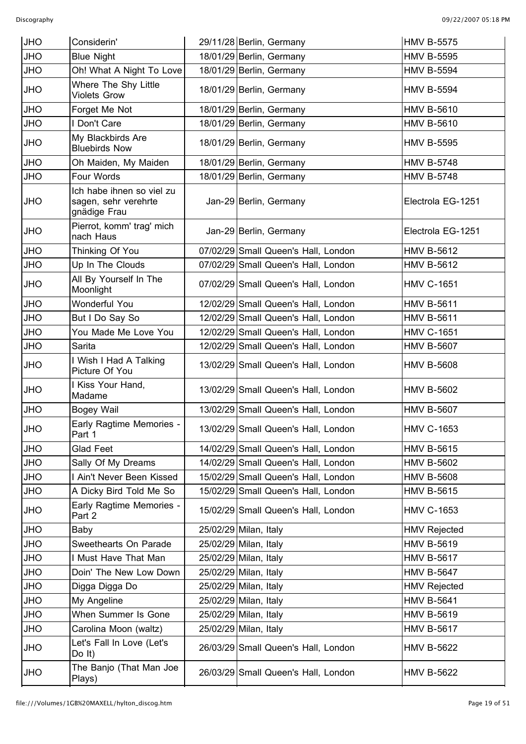| JHO | Considerin' | 29/11/28 | Berlin, Germany | HMV B-5575 |
|---|---|---|---|---|
| JHO | Blue Night | 18/01/29 | Berlin, Germany | HMV B-5595 |
| JHO | Oh! What A Night To Love | 18/01/29 | Berlin, Germany | HMV B-5594 |
| JHO | Where The Shy Little Violets Grow | 18/01/29 | Berlin, Germany | HMV B-5594 |
| JHO | Forget Me Not | 18/01/29 | Berlin, Germany | HMV B-5610 |
| JHO | I Don't Care | 18/01/29 | Berlin, Germany | HMV B-5610 |
| JHO | My Blackbirds Are Bluebirds Now | 18/01/29 | Berlin, Germany | HMV B-5595 |
| JHO | Oh Maiden, My Maiden | 18/01/29 | Berlin, Germany | HMV B-5748 |
| JHO | Four Words | 18/01/29 | Berlin, Germany | HMV B-5748 |
| JHO | Ich habe ihnen so viel zu sagen, sehr verehrte gnädige Frau | Jan-29 | Berlin, Germany | Electrola EG-1251 |
| JHO | Pierrot, komm' trag' mich nach Haus | Jan-29 | Berlin, Germany | Electrola EG-1251 |
| JHO | Thinking Of You | 07/02/29 | Small Queen's Hall, London | HMV B-5612 |
| JHO | Up In The Clouds | 07/02/29 | Small Queen's Hall, London | HMV B-5612 |
| JHO | All By Yourself In The Moonlight | 07/02/29 | Small Queen's Hall, London | HMV C-1651 |
| JHO | Wonderful You | 12/02/29 | Small Queen's Hall, London | HMV B-5611 |
| JHO | But I Do Say So | 12/02/29 | Small Queen's Hall, London | HMV B-5611 |
| JHO | You Made Me Love You | 12/02/29 | Small Queen's Hall, London | HMV C-1651 |
| JHO | Sarita | 12/02/29 | Small Queen's Hall, London | HMV B-5607 |
| JHO | I Wish I Had A Talking Picture Of You | 13/02/29 | Small Queen's Hall, London | HMV B-5608 |
| JHO | I Kiss Your Hand, Madame | 13/02/29 | Small Queen's Hall, London | HMV B-5602 |
| JHO | Bogey Wail | 13/02/29 | Small Queen's Hall, London | HMV B-5607 |
| JHO | Early Ragtime Memories - Part 1 | 13/02/29 | Small Queen's Hall, London | HMV C-1653 |
| JHO | Glad Feet | 14/02/29 | Small Queen's Hall, London | HMV B-5615 |
| JHO | Sally Of My Dreams | 14/02/29 | Small Queen's Hall, London | HMV B-5602 |
| JHO | I Ain't Never Been Kissed | 15/02/29 | Small Queen's Hall, London | HMV B-5608 |
| JHO | A Dicky Bird Told Me So | 15/02/29 | Small Queen's Hall, London | HMV B-5615 |
| JHO | Early Ragtime Memories - Part 2 | 15/02/29 | Small Queen's Hall, London | HMV C-1653 |
| JHO | Baby | 25/02/29 | Milan, Italy | HMV Rejected |
| JHO | Sweethearts On Parade | 25/02/29 | Milan, Italy | HMV B-5619 |
| JHO | I Must Have That Man | 25/02/29 | Milan, Italy | HMV B-5617 |
| JHO | Doin' The New Low Down | 25/02/29 | Milan, Italy | HMV B-5647 |
| JHO | Digga Digga Do | 25/02/29 | Milan, Italy | HMV Rejected |
| JHO | My Angeline | 25/02/29 | Milan, Italy | HMV B-5641 |
| JHO | When Summer Is Gone | 25/02/29 | Milan, Italy | HMV B-5619 |
| JHO | Carolina Moon (waltz) | 25/02/29 | Milan, Italy | HMV B-5617 |
| JHO | Let's Fall In Love (Let's Do It) | 26/03/29 | Small Queen's Hall, London | HMV B-5622 |
| JHO | The Banjo (That Man Joe Plays) | 26/03/29 | Small Queen's Hall, London | HMV B-5622 |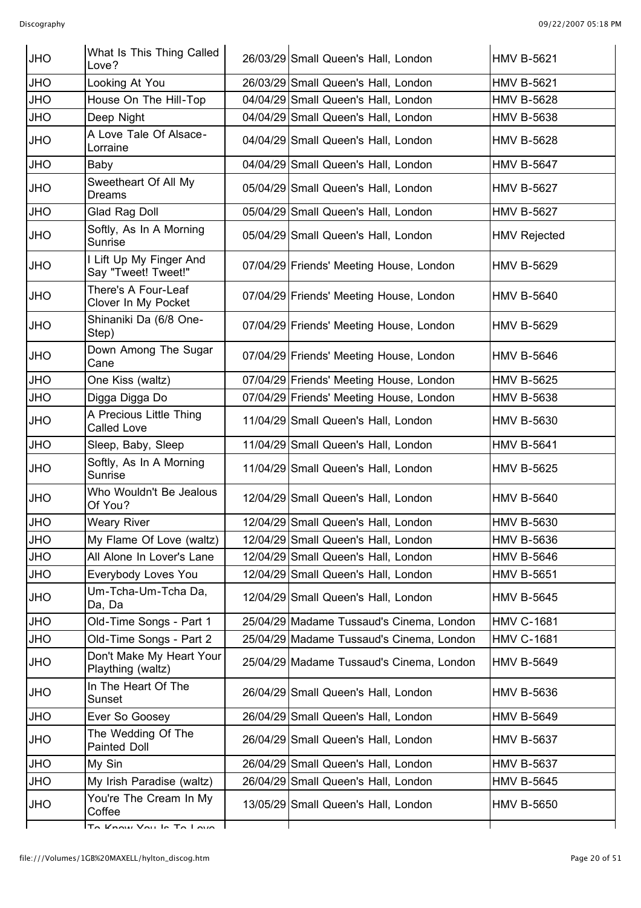| JHO | What Is This Thing Called Love? | 26/03/29 | Small Queen's Hall, London | HMV B-5621 |
|---|---|---|---|---|
| JHO | Looking At You | 26/03/29 | Small Queen's Hall, London | HMV B-5621 |
| JHO | House On The Hill-Top | 04/04/29 | Small Queen's Hall, London | HMV B-5628 |
| JHO | Deep Night | 04/04/29 | Small Queen's Hall, London | HMV B-5638 |
| JHO | A Love Tale Of Alsace-Lorraine | 04/04/29 | Small Queen's Hall, London | HMV B-5628 |
| JHO | Baby | 04/04/29 | Small Queen's Hall, London | HMV B-5647 |
| JHO | Sweetheart Of All My Dreams | 05/04/29 | Small Queen's Hall, London | HMV B-5627 |
| JHO | Glad Rag Doll | 05/04/29 | Small Queen's Hall, London | HMV B-5627 |
| JHO | Softly, As In A Morning Sunrise | 05/04/29 | Small Queen's Hall, London | HMV Rejected |
| JHO | I Lift Up My Finger And Say "Tweet! Tweet!" | 07/04/29 | Friends' Meeting House, London | HMV B-5629 |
| JHO | There's A Four-Leaf Clover In My Pocket | 07/04/29 | Friends' Meeting House, London | HMV B-5640 |
| JHO | Shinaniki Da (6/8 One-Step) | 07/04/29 | Friends' Meeting House, London | HMV B-5629 |
| JHO | Down Among The Sugar Cane | 07/04/29 | Friends' Meeting House, London | HMV B-5646 |
| JHO | One Kiss (waltz) | 07/04/29 | Friends' Meeting House, London | HMV B-5625 |
| JHO | Digga Digga Do | 07/04/29 | Friends' Meeting House, London | HMV B-5638 |
| JHO | A Precious Little Thing Called Love | 11/04/29 | Small Queen's Hall, London | HMV B-5630 |
| JHO | Sleep, Baby, Sleep | 11/04/29 | Small Queen's Hall, London | HMV B-5641 |
| JHO | Softly, As In A Morning Sunrise | 11/04/29 | Small Queen's Hall, London | HMV B-5625 |
| JHO | Who Wouldn't Be Jealous Of You? | 12/04/29 | Small Queen's Hall, London | HMV B-5640 |
| JHO | Weary River | 12/04/29 | Small Queen's Hall, London | HMV B-5630 |
| JHO | My Flame Of Love (waltz) | 12/04/29 | Small Queen's Hall, London | HMV B-5636 |
| JHO | All Alone In Lover's Lane | 12/04/29 | Small Queen's Hall, London | HMV B-5646 |
| JHO | Everybody Loves You | 12/04/29 | Small Queen's Hall, London | HMV B-5651 |
| JHO | Um-Tcha-Um-Tcha Da, Da, Da | 12/04/29 | Small Queen's Hall, London | HMV B-5645 |
| JHO | Old-Time Songs - Part 1 | 25/04/29 | Madame Tussaud's Cinema, London | HMV C-1681 |
| JHO | Old-Time Songs - Part 2 | 25/04/29 | Madame Tussaud's Cinema, London | HMV C-1681 |
| JHO | Don't Make My Heart Your Plaything (waltz) | 25/04/29 | Madame Tussaud's Cinema, London | HMV B-5649 |
| JHO | In The Heart Of The Sunset | 26/04/29 | Small Queen's Hall, London | HMV B-5636 |
| JHO | Ever So Goosey | 26/04/29 | Small Queen's Hall, London | HMV B-5649 |
| JHO | The Wedding Of The Painted Doll | 26/04/29 | Small Queen's Hall, London | HMV B-5637 |
| JHO | My Sin | 26/04/29 | Small Queen's Hall, London | HMV B-5637 |
| JHO | My Irish Paradise (waltz) | 26/04/29 | Small Queen's Hall, London | HMV B-5645 |
| JHO | You're The Cream In My Coffee | 13/05/29 | Small Queen's Hall, London | HMV B-5650 |
| | To Know You Is To Love | | | |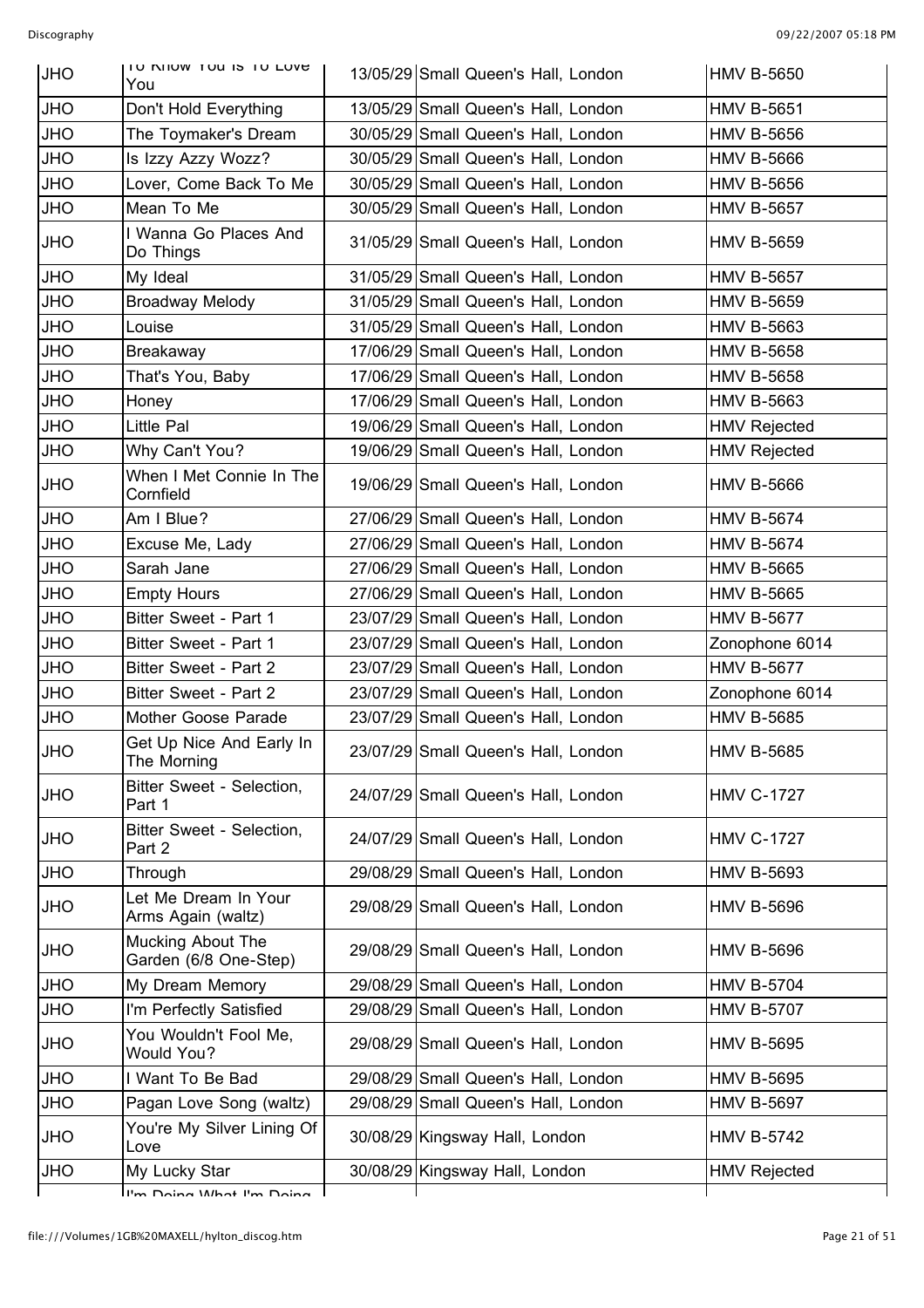| JHO | To Know You Is To Love You | 13/05/29 | Small Queen's Hall, London | HMV B-5650 |
|---|---|---|---|---|
| JHO | Don't Hold Everything | 13/05/29 | Small Queen's Hall, London | HMV B-5651 |
| JHO | The Toymaker's Dream | 30/05/29 | Small Queen's Hall, London | HMV B-5656 |
| JHO | Is Izzy Azzy Wozz? | 30/05/29 | Small Queen's Hall, London | HMV B-5666 |
| JHO | Lover, Come Back To Me | 30/05/29 | Small Queen's Hall, London | HMV B-5656 |
| JHO | Mean To Me | 30/05/29 | Small Queen's Hall, London | HMV B-5657 |
| JHO | I Wanna Go Places And Do Things | 31/05/29 | Small Queen's Hall, London | HMV B-5659 |
| JHO | My Ideal | 31/05/29 | Small Queen's Hall, London | HMV B-5657 |
| JHO | Broadway Melody | 31/05/29 | Small Queen's Hall, London | HMV B-5659 |
| JHO | Louise | 31/05/29 | Small Queen's Hall, London | HMV B-5663 |
| JHO | Breakaway | 17/06/29 | Small Queen's Hall, London | HMV B-5658 |
| JHO | That's You, Baby | 17/06/29 | Small Queen's Hall, London | HMV B-5658 |
| JHO | Honey | 17/06/29 | Small Queen's Hall, London | HMV B-5663 |
| JHO | Little Pal | 19/06/29 | Small Queen's Hall, London | HMV Rejected |
| JHO | Why Can't You? | 19/06/29 | Small Queen's Hall, London | HMV Rejected |
| JHO | When I Met Connie In The Cornfield | 19/06/29 | Small Queen's Hall, London | HMV B-5666 |
| JHO | Am I Blue? | 27/06/29 | Small Queen's Hall, London | HMV B-5674 |
| JHO | Excuse Me, Lady | 27/06/29 | Small Queen's Hall, London | HMV B-5674 |
| JHO | Sarah Jane | 27/06/29 | Small Queen's Hall, London | HMV B-5665 |
| JHO | Empty Hours | 27/06/29 | Small Queen's Hall, London | HMV B-5665 |
| JHO | Bitter Sweet - Part 1 | 23/07/29 | Small Queen's Hall, London | HMV B-5677 |
| JHO | Bitter Sweet - Part 1 | 23/07/29 | Small Queen's Hall, London | Zonophone 6014 |
| JHO | Bitter Sweet - Part 2 | 23/07/29 | Small Queen's Hall, London | HMV B-5677 |
| JHO | Bitter Sweet - Part 2 | 23/07/29 | Small Queen's Hall, London | Zonophone 6014 |
| JHO | Mother Goose Parade | 23/07/29 | Small Queen's Hall, London | HMV B-5685 |
| JHO | Get Up Nice And Early In The Morning | 23/07/29 | Small Queen's Hall, London | HMV B-5685 |
| JHO | Bitter Sweet - Selection, Part 1 | 24/07/29 | Small Queen's Hall, London | HMV C-1727 |
| JHO | Bitter Sweet - Selection, Part 2 | 24/07/29 | Small Queen's Hall, London | HMV C-1727 |
| JHO | Through | 29/08/29 | Small Queen's Hall, London | HMV B-5693 |
| JHO | Let Me Dream In Your Arms Again (waltz) | 29/08/29 | Small Queen's Hall, London | HMV B-5696 |
| JHO | Mucking About The Garden (6/8 One-Step) | 29/08/29 | Small Queen's Hall, London | HMV B-5696 |
| JHO | My Dream Memory | 29/08/29 | Small Queen's Hall, London | HMV B-5704 |
| JHO | I'm Perfectly Satisfied | 29/08/29 | Small Queen's Hall, London | HMV B-5707 |
| JHO | You Wouldn't Fool Me, Would You? | 29/08/29 | Small Queen's Hall, London | HMV B-5695 |
| JHO | I Want To Be Bad | 29/08/29 | Small Queen's Hall, London | HMV B-5695 |
| JHO | Pagan Love Song (waltz) | 29/08/29 | Small Queen's Hall, London | HMV B-5697 |
| JHO | You're My Silver Lining Of Love | 30/08/29 | Kingsway Hall, London | HMV B-5742 |
| JHO | My Lucky Star | 30/08/29 | Kingsway Hall, London | HMV Rejected |
| | I'm Doing What I'm Doing | | | |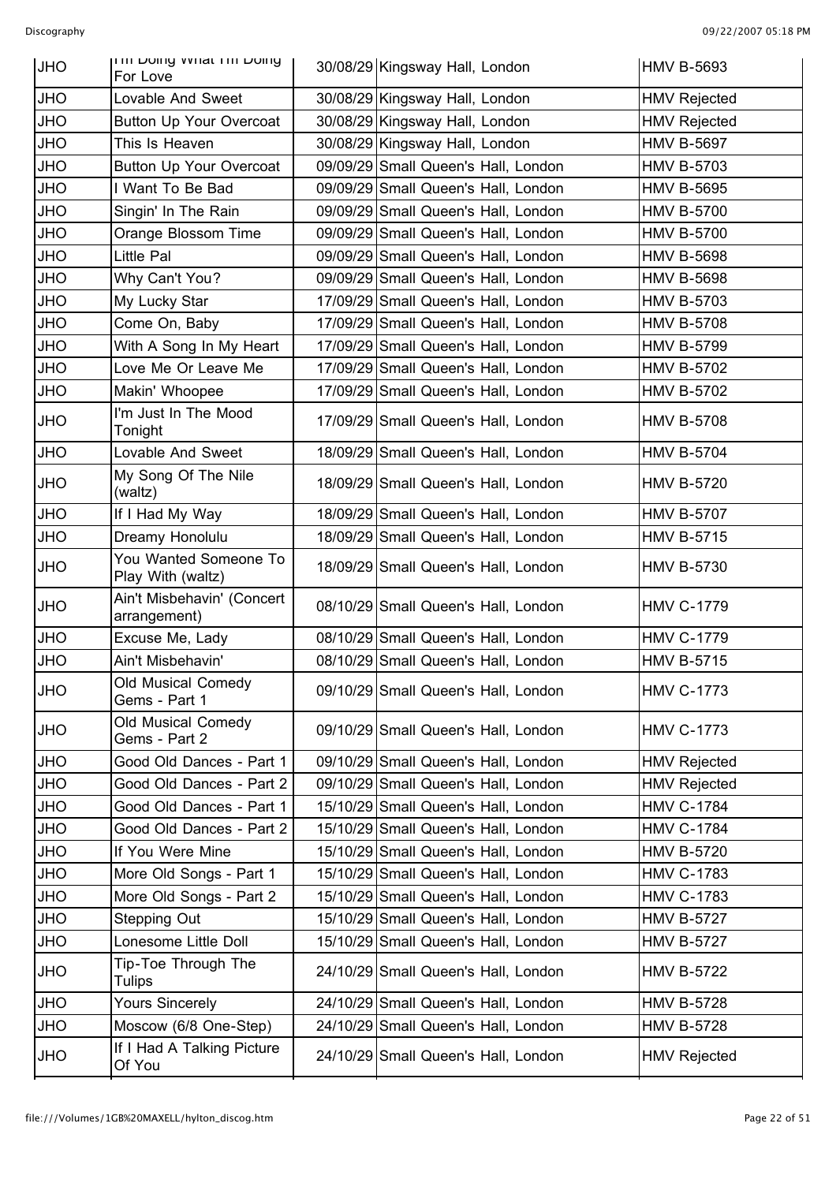| JHO | I'm Doing What I'm Doing For Love | 30/08/29 | Kingsway Hall, London | HMV B-5693 |
|---|---|---|---|---|
| JHO | Lovable And Sweet | 30/08/29 | Kingsway Hall, London | HMV Rejected |
| JHO | Button Up Your Overcoat | 30/08/29 | Kingsway Hall, London | HMV Rejected |
| JHO | This Is Heaven | 30/08/29 | Kingsway Hall, London | HMV B-5697 |
| JHO | Button Up Your Overcoat | 09/09/29 | Small Queen's Hall, London | HMV B-5703 |
| JHO | I Want To Be Bad | 09/09/29 | Small Queen's Hall, London | HMV B-5695 |
| JHO | Singin' In The Rain | 09/09/29 | Small Queen's Hall, London | HMV B-5700 |
| JHO | Orange Blossom Time | 09/09/29 | Small Queen's Hall, London | HMV B-5700 |
| JHO | Little Pal | 09/09/29 | Small Queen's Hall, London | HMV B-5698 |
| JHO | Why Can't You? | 09/09/29 | Small Queen's Hall, London | HMV B-5698 |
| JHO | My Lucky Star | 17/09/29 | Small Queen's Hall, London | HMV B-5703 |
| JHO | Come On, Baby | 17/09/29 | Small Queen's Hall, London | HMV B-5708 |
| JHO | With A Song In My Heart | 17/09/29 | Small Queen's Hall, London | HMV B-5799 |
| JHO | Love Me Or Leave Me | 17/09/29 | Small Queen's Hall, London | HMV B-5702 |
| JHO | Makin' Whoopee | 17/09/29 | Small Queen's Hall, London | HMV B-5702 |
| JHO | I'm Just In The Mood Tonight | 17/09/29 | Small Queen's Hall, London | HMV B-5708 |
| JHO | Lovable And Sweet | 18/09/29 | Small Queen's Hall, London | HMV B-5704 |
| JHO | My Song Of The Nile (waltz) | 18/09/29 | Small Queen's Hall, London | HMV B-5720 |
| JHO | If I Had My Way | 18/09/29 | Small Queen's Hall, London | HMV B-5707 |
| JHO | Dreamy Honolulu | 18/09/29 | Small Queen's Hall, London | HMV B-5715 |
| JHO | You Wanted Someone To Play With (waltz) | 18/09/29 | Small Queen's Hall, London | HMV B-5730 |
| JHO | Ain't Misbehavin' (Concert arrangement) | 08/10/29 | Small Queen's Hall, London | HMV C-1779 |
| JHO | Excuse Me, Lady | 08/10/29 | Small Queen's Hall, London | HMV C-1779 |
| JHO | Ain't Misbehavin' | 08/10/29 | Small Queen's Hall, London | HMV B-5715 |
| JHO | Old Musical Comedy Gems - Part 1 | 09/10/29 | Small Queen's Hall, London | HMV C-1773 |
| JHO | Old Musical Comedy Gems - Part 2 | 09/10/29 | Small Queen's Hall, London | HMV C-1773 |
| JHO | Good Old Dances - Part 1 | 09/10/29 | Small Queen's Hall, London | HMV Rejected |
| JHO | Good Old Dances - Part 2 | 09/10/29 | Small Queen's Hall, London | HMV Rejected |
| JHO | Good Old Dances - Part 1 | 15/10/29 | Small Queen's Hall, London | HMV C-1784 |
| JHO | Good Old Dances - Part 2 | 15/10/29 | Small Queen's Hall, London | HMV C-1784 |
| JHO | If You Were Mine | 15/10/29 | Small Queen's Hall, London | HMV B-5720 |
| JHO | More Old Songs - Part 1 | 15/10/29 | Small Queen's Hall, London | HMV C-1783 |
| JHO | More Old Songs - Part 2 | 15/10/29 | Small Queen's Hall, London | HMV C-1783 |
| JHO | Stepping Out | 15/10/29 | Small Queen's Hall, London | HMV B-5727 |
| JHO | Lonesome Little Doll | 15/10/29 | Small Queen's Hall, London | HMV B-5727 |
| JHO | Tip-Toe Through The Tulips | 24/10/29 | Small Queen's Hall, London | HMV B-5722 |
| JHO | Yours Sincerely | 24/10/29 | Small Queen's Hall, London | HMV B-5728 |
| JHO | Moscow (6/8 One-Step) | 24/10/29 | Small Queen's Hall, London | HMV B-5728 |
| JHO | If I Had A Talking Picture Of You | 24/10/29 | Small Queen's Hall, London | HMV Rejected |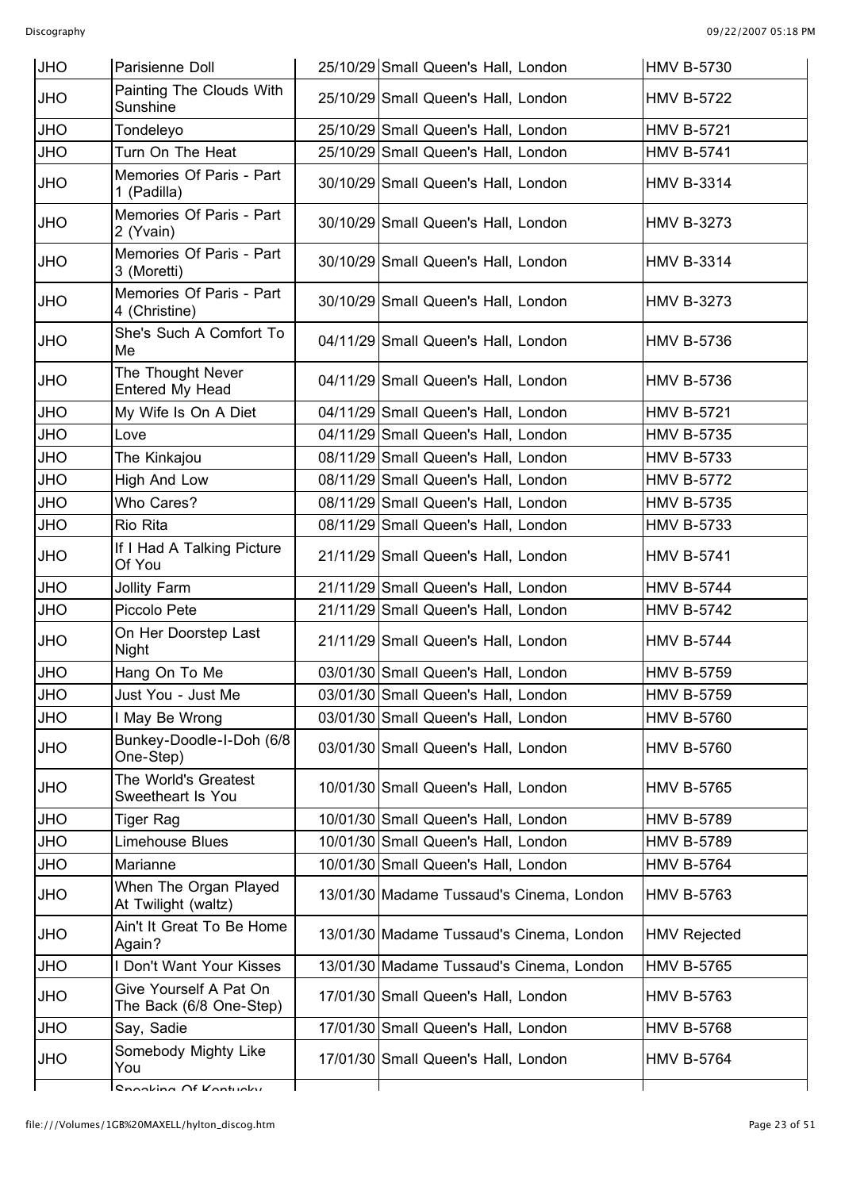| JHO | Parisienne Doll | 25/10/29 | Small Queen's Hall, London | HMV B-5730 |
|---|---|---|---|---|
| JHO | Painting The Clouds With Sunshine | 25/10/29 | Small Queen's Hall, London | HMV B-5722 |
| JHO | Tondeleyo | 25/10/29 | Small Queen's Hall, London | HMV B-5721 |
| JHO | Turn On The Heat | 25/10/29 | Small Queen's Hall, London | HMV B-5741 |
| JHO | Memories Of Paris - Part 1 (Padilla) | 30/10/29 | Small Queen's Hall, London | HMV B-3314 |
| JHO | Memories Of Paris - Part 2 (Yvain) | 30/10/29 | Small Queen's Hall, London | HMV B-3273 |
| JHO | Memories Of Paris - Part 3 (Moretti) | 30/10/29 | Small Queen's Hall, London | HMV B-3314 |
| JHO | Memories Of Paris - Part 4 (Christine) | 30/10/29 | Small Queen's Hall, London | HMV B-3273 |
| JHO | She's Such A Comfort To Me | 04/11/29 | Small Queen's Hall, London | HMV B-5736 |
| JHO | The Thought Never Entered My Head | 04/11/29 | Small Queen's Hall, London | HMV B-5736 |
| JHO | My Wife Is On A Diet | 04/11/29 | Small Queen's Hall, London | HMV B-5721 |
| JHO | Love | 04/11/29 | Small Queen's Hall, London | HMV B-5735 |
| JHO | The Kinkajou | 08/11/29 | Small Queen's Hall, London | HMV B-5733 |
| JHO | High And Low | 08/11/29 | Small Queen's Hall, London | HMV B-5772 |
| JHO | Who Cares? | 08/11/29 | Small Queen's Hall, London | HMV B-5735 |
| JHO | Rio Rita | 08/11/29 | Small Queen's Hall, London | HMV B-5733 |
| JHO | If I Had A Talking Picture Of You | 21/11/29 | Small Queen's Hall, London | HMV B-5741 |
| JHO | Jollity Farm | 21/11/29 | Small Queen's Hall, London | HMV B-5744 |
| JHO | Piccolo Pete | 21/11/29 | Small Queen's Hall, London | HMV B-5742 |
| JHO | On Her Doorstep Last Night | 21/11/29 | Small Queen's Hall, London | HMV B-5744 |
| JHO | Hang On To Me | 03/01/30 | Small Queen's Hall, London | HMV B-5759 |
| JHO | Just You - Just Me | 03/01/30 | Small Queen's Hall, London | HMV B-5759 |
| JHO | I May Be Wrong | 03/01/30 | Small Queen's Hall, London | HMV B-5760 |
| JHO | Bunkey-Doodle-I-Doh (6/8 One-Step) | 03/01/30 | Small Queen's Hall, London | HMV B-5760 |
| JHO | The World's Greatest Sweetheart Is You | 10/01/30 | Small Queen's Hall, London | HMV B-5765 |
| JHO | Tiger Rag | 10/01/30 | Small Queen's Hall, London | HMV B-5789 |
| JHO | Limehouse Blues | 10/01/30 | Small Queen's Hall, London | HMV B-5789 |
| JHO | Marianne | 10/01/30 | Small Queen's Hall, London | HMV B-5764 |
| JHO | When The Organ Played At Twilight (waltz) | 13/01/30 | Madame Tussaud's Cinema, London | HMV B-5763 |
| JHO | Ain't It Great To Be Home Again? | 13/01/30 | Madame Tussaud's Cinema, London | HMV Rejected |
| JHO | I Don't Want Your Kisses | 13/01/30 | Madame Tussaud's Cinema, London | HMV B-5765 |
| JHO | Give Yourself A Pat On The Back (6/8 One-Step) | 17/01/30 | Small Queen's Hall, London | HMV B-5763 |
| JHO | Say, Sadie | 17/01/30 | Small Queen's Hall, London | HMV B-5768 |
| JHO | Somebody Mighty Like You | 17/01/30 | Small Queen's Hall, London | HMV B-5764 |
| | Speaking Of Kentucky | | | |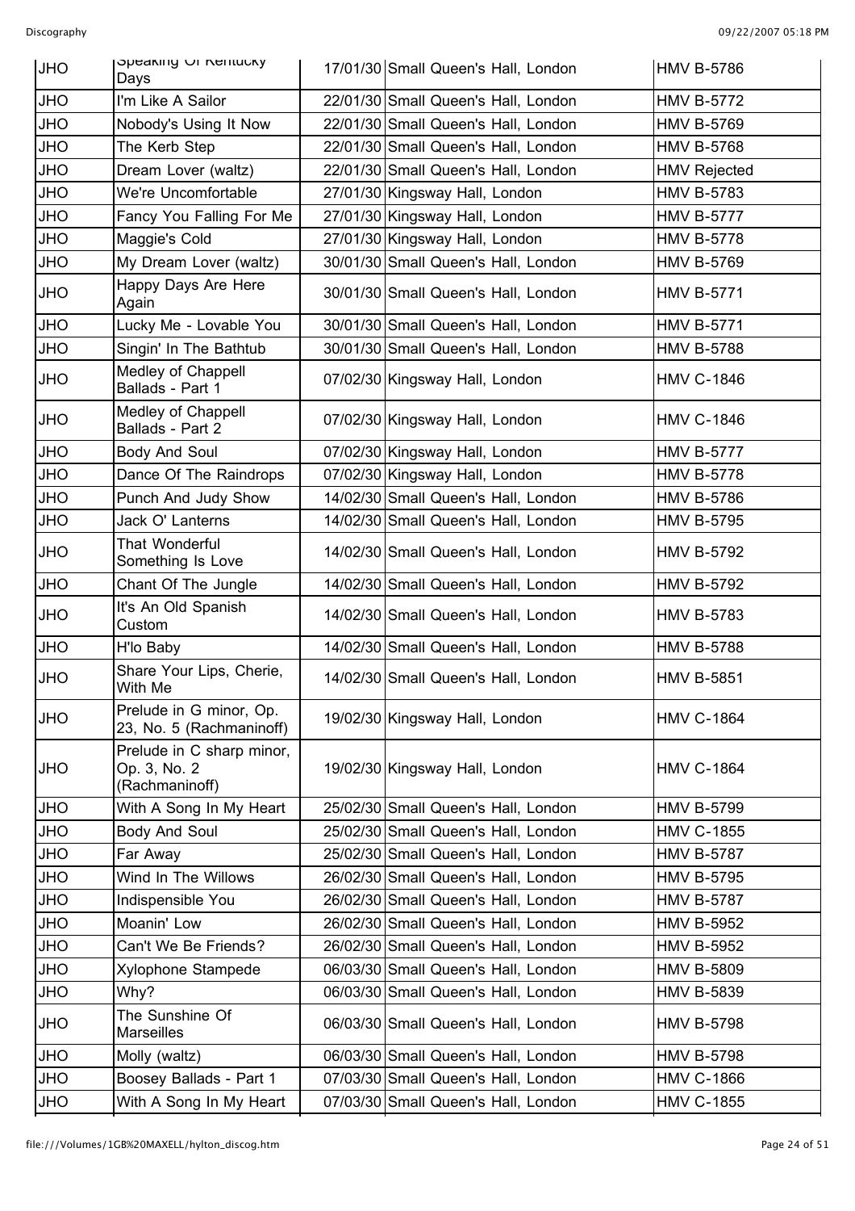| JHO | Speaking Of Kentucky Days | 17/01/30 | Small Queen's Hall, London | HMV B-5786 |
|---|---|---|---|---|
| JHO | I'm Like A Sailor | 22/01/30 | Small Queen's Hall, London | HMV B-5772 |
| JHO | Nobody's Using It Now | 22/01/30 | Small Queen's Hall, London | HMV B-5769 |
| JHO | The Kerb Step | 22/01/30 | Small Queen's Hall, London | HMV B-5768 |
| JHO | Dream Lover (waltz) | 22/01/30 | Small Queen's Hall, London | HMV Rejected |
| JHO | We're Uncomfortable | 27/01/30 | Kingsway Hall, London | HMV B-5783 |
| JHO | Fancy You Falling For Me | 27/01/30 | Kingsway Hall, London | HMV B-5777 |
| JHO | Maggie's Cold | 27/01/30 | Kingsway Hall, London | HMV B-5778 |
| JHO | My Dream Lover (waltz) | 30/01/30 | Small Queen's Hall, London | HMV B-5769 |
| JHO | Happy Days Are Here Again | 30/01/30 | Small Queen's Hall, London | HMV B-5771 |
| JHO | Lucky Me - Lovable You | 30/01/30 | Small Queen's Hall, London | HMV B-5771 |
| JHO | Singin' In The Bathtub | 30/01/30 | Small Queen's Hall, London | HMV B-5788 |
| JHO | Medley of Chappell Ballads - Part 1 | 07/02/30 | Kingsway Hall, London | HMV C-1846 |
| JHO | Medley of Chappell Ballads - Part 2 | 07/02/30 | Kingsway Hall, London | HMV C-1846 |
| JHO | Body And Soul | 07/02/30 | Kingsway Hall, London | HMV B-5777 |
| JHO | Dance Of The Raindrops | 07/02/30 | Kingsway Hall, London | HMV B-5778 |
| JHO | Punch And Judy Show | 14/02/30 | Small Queen's Hall, London | HMV B-5786 |
| JHO | Jack O' Lanterns | 14/02/30 | Small Queen's Hall, London | HMV B-5795 |
| JHO | That Wonderful Something Is Love | 14/02/30 | Small Queen's Hall, London | HMV B-5792 |
| JHO | Chant Of The Jungle | 14/02/30 | Small Queen's Hall, London | HMV B-5792 |
| JHO | It's An Old Spanish Custom | 14/02/30 | Small Queen's Hall, London | HMV B-5783 |
| JHO | H'lo Baby | 14/02/30 | Small Queen's Hall, London | HMV B-5788 |
| JHO | Share Your Lips, Cherie, With Me | 14/02/30 | Small Queen's Hall, London | HMV B-5851 |
| JHO | Prelude in G minor, Op. 23, No. 5 (Rachmaninoff) | 19/02/30 | Kingsway Hall, London | HMV C-1864 |
| JHO | Prelude in C sharp minor, Op. 3, No. 2 (Rachmaninoff) | 19/02/30 | Kingsway Hall, London | HMV C-1864 |
| JHO | With A Song In My Heart | 25/02/30 | Small Queen's Hall, London | HMV B-5799 |
| JHO | Body And Soul | 25/02/30 | Small Queen's Hall, London | HMV C-1855 |
| JHO | Far Away | 25/02/30 | Small Queen's Hall, London | HMV B-5787 |
| JHO | Wind In The Willows | 26/02/30 | Small Queen's Hall, London | HMV B-5795 |
| JHO | Indispensible You | 26/02/30 | Small Queen's Hall, London | HMV B-5787 |
| JHO | Moanin' Low | 26/02/30 | Small Queen's Hall, London | HMV B-5952 |
| JHO | Can't We Be Friends? | 26/02/30 | Small Queen's Hall, London | HMV B-5952 |
| JHO | Xylophone Stampede | 06/03/30 | Small Queen's Hall, London | HMV B-5809 |
| JHO | Why? | 06/03/30 | Small Queen's Hall, London | HMV B-5839 |
| JHO | The Sunshine Of Marseilles | 06/03/30 | Small Queen's Hall, London | HMV B-5798 |
| JHO | Molly (waltz) | 06/03/30 | Small Queen's Hall, London | HMV B-5798 |
| JHO | Boosey Ballads - Part 1 | 07/03/30 | Small Queen's Hall, London | HMV C-1866 |
| JHO | With A Song In My Heart | 07/03/30 | Small Queen's Hall, London | HMV C-1855 |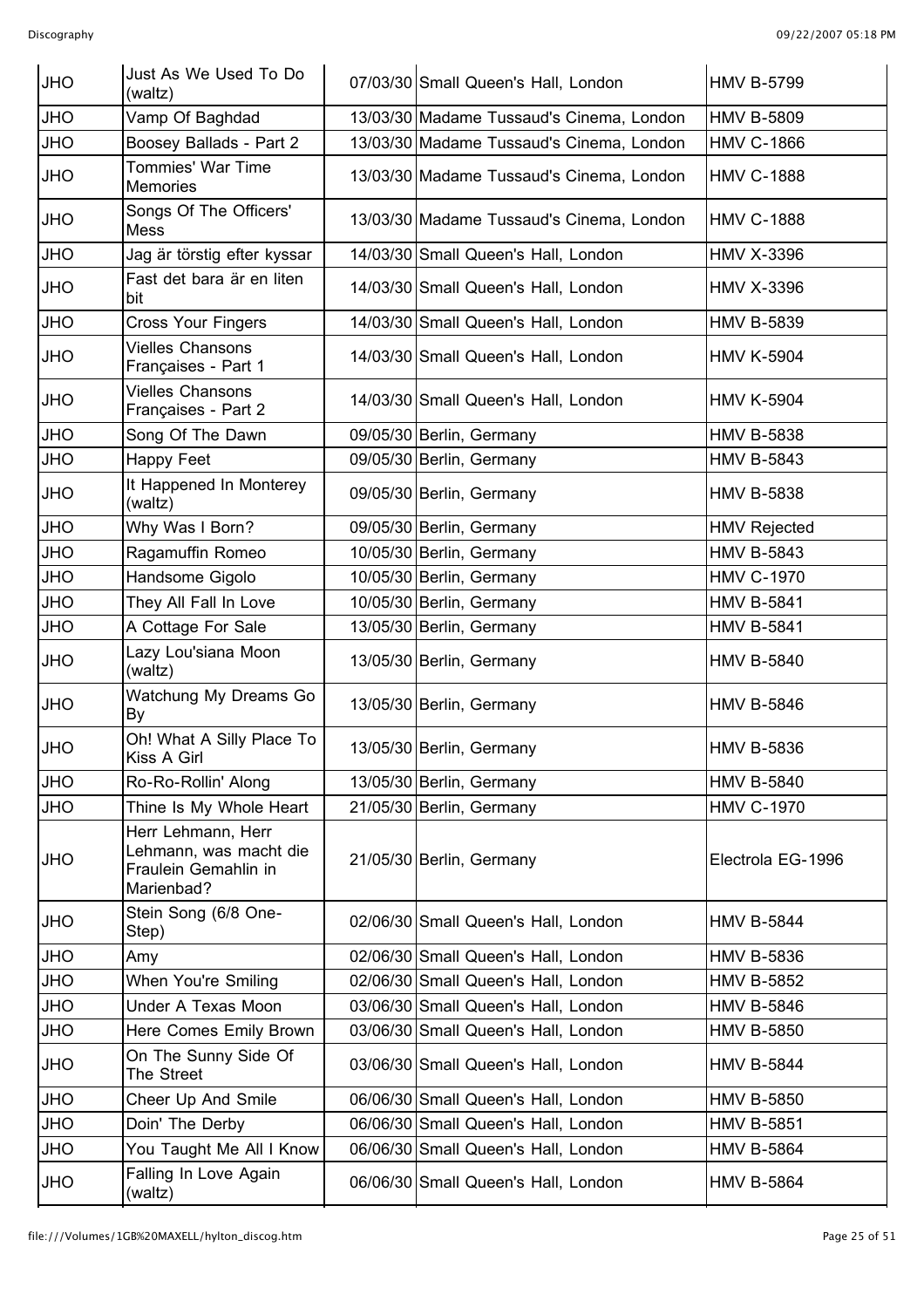| JHO | Just As We Used To Do (waltz) | 07/03/30 | Small Queen's Hall, London | HMV B-5799 |
|---|---|---|---|---|
| JHO | Vamp Of Baghdad | 13/03/30 | Madame Tussaud's Cinema, London | HMV B-5809 |
| JHO | Boosey Ballads - Part 2 | 13/03/30 | Madame Tussaud's Cinema, London | HMV C-1866 |
| JHO | Tommies' War Time Memories | 13/03/30 | Madame Tussaud's Cinema, London | HMV C-1888 |
| JHO | Songs Of The Officers' Mess | 13/03/30 | Madame Tussaud's Cinema, London | HMV C-1888 |
| JHO | Jag är törstig efter kyssar | 14/03/30 | Small Queen's Hall, London | HMV X-3396 |
| JHO | Fast det bara är en liten bit | 14/03/30 | Small Queen's Hall, London | HMV X-3396 |
| JHO | Cross Your Fingers | 14/03/30 | Small Queen's Hall, London | HMV B-5839 |
| JHO | Vielles Chansons Françaises - Part 1 | 14/03/30 | Small Queen's Hall, London | HMV K-5904 |
| JHO | Vielles Chansons Françaises - Part 2 | 14/03/30 | Small Queen's Hall, London | HMV K-5904 |
| JHO | Song Of The Dawn | 09/05/30 | Berlin, Germany | HMV B-5838 |
| JHO | Happy Feet | 09/05/30 | Berlin, Germany | HMV B-5843 |
| JHO | It Happened In Monterey (waltz) | 09/05/30 | Berlin, Germany | HMV B-5838 |
| JHO | Why Was I Born? | 09/05/30 | Berlin, Germany | HMV Rejected |
| JHO | Ragamuffin Romeo | 10/05/30 | Berlin, Germany | HMV B-5843 |
| JHO | Handsome Gigolo | 10/05/30 | Berlin, Germany | HMV C-1970 |
| JHO | They All Fall In Love | 10/05/30 | Berlin, Germany | HMV B-5841 |
| JHO | A Cottage For Sale | 13/05/30 | Berlin, Germany | HMV B-5841 |
| JHO | Lazy Lou'siana Moon (waltz) | 13/05/30 | Berlin, Germany | HMV B-5840 |
| JHO | Watchung My Dreams Go By | 13/05/30 | Berlin, Germany | HMV B-5846 |
| JHO | Oh! What A Silly Place To Kiss A Girl | 13/05/30 | Berlin, Germany | HMV B-5836 |
| JHO | Ro-Ro-Rollin' Along | 13/05/30 | Berlin, Germany | HMV B-5840 |
| JHO | Thine Is My Whole Heart | 21/05/30 | Berlin, Germany | HMV C-1970 |
| JHO | Herr Lehmann, Herr Lehmann, was macht die Fraulein Gemahlin in Marienbad? | 21/05/30 | Berlin, Germany | Electrola EG-1996 |
| JHO | Stein Song (6/8 One-Step) | 02/06/30 | Small Queen's Hall, London | HMV B-5844 |
| JHO | Amy | 02/06/30 | Small Queen's Hall, London | HMV B-5836 |
| JHO | When You're Smiling | 02/06/30 | Small Queen's Hall, London | HMV B-5852 |
| JHO | Under A Texas Moon | 03/06/30 | Small Queen's Hall, London | HMV B-5846 |
| JHO | Here Comes Emily Brown | 03/06/30 | Small Queen's Hall, London | HMV B-5850 |
| JHO | On The Sunny Side Of The Street | 03/06/30 | Small Queen's Hall, London | HMV B-5844 |
| JHO | Cheer Up And Smile | 06/06/30 | Small Queen's Hall, London | HMV B-5850 |
| JHO | Doin' The Derby | 06/06/30 | Small Queen's Hall, London | HMV B-5851 |
| JHO | You Taught Me All I Know | 06/06/30 | Small Queen's Hall, London | HMV B-5864 |
| JHO | Falling In Love Again (waltz) | 06/06/30 | Small Queen's Hall, London | HMV B-5864 |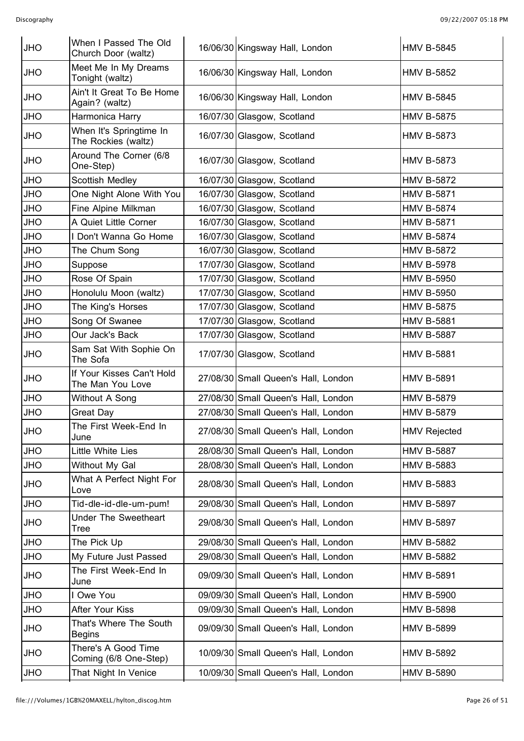| | | | |
|---|---|---|---|
| JHO | When I Passed The Old Church Door (waltz) | 16/06/30 Kingsway Hall, London | HMV B-5845 |
| JHO | Meet Me In My Dreams Tonight (waltz) | 16/06/30 Kingsway Hall, London | HMV B-5852 |
| JHO | Ain't It Great To Be Home Again? (waltz) | 16/06/30 Kingsway Hall, London | HMV B-5845 |
| JHO | Harmonica Harry | 16/07/30 Glasgow, Scotland | HMV B-5875 |
| JHO | When It's Springtime In The Rockies (waltz) | 16/07/30 Glasgow, Scotland | HMV B-5873 |
| JHO | Around The Corner (6/8 One-Step) | 16/07/30 Glasgow, Scotland | HMV B-5873 |
| JHO | Scottish Medley | 16/07/30 Glasgow, Scotland | HMV B-5872 |
| JHO | One Night Alone With You | 16/07/30 Glasgow, Scotland | HMV B-5871 |
| JHO | Fine Alpine Milkman | 16/07/30 Glasgow, Scotland | HMV B-5874 |
| JHO | A Quiet Little Corner | 16/07/30 Glasgow, Scotland | HMV B-5871 |
| JHO | I Don't Wanna Go Home | 16/07/30 Glasgow, Scotland | HMV B-5874 |
| JHO | The Chum Song | 16/07/30 Glasgow, Scotland | HMV B-5872 |
| JHO | Suppose | 17/07/30 Glasgow, Scotland | HMV B-5978 |
| JHO | Rose Of Spain | 17/07/30 Glasgow, Scotland | HMV B-5950 |
| JHO | Honolulu Moon (waltz) | 17/07/30 Glasgow, Scotland | HMV B-5950 |
| JHO | The King's Horses | 17/07/30 Glasgow, Scotland | HMV B-5875 |
| JHO | Song Of Swanee | 17/07/30 Glasgow, Scotland | HMV B-5881 |
| JHO | Our Jack's Back | 17/07/30 Glasgow, Scotland | HMV B-5887 |
| JHO | Sam Sat With Sophie On The Sofa | 17/07/30 Glasgow, Scotland | HMV B-5881 |
| JHO | If Your Kisses Can't Hold The Man You Love | 27/08/30 Small Queen's Hall, London | HMV B-5891 |
| JHO | Without A Song | 27/08/30 Small Queen's Hall, London | HMV B-5879 |
| JHO | Great Day | 27/08/30 Small Queen's Hall, London | HMV B-5879 |
| JHO | The First Week-End In June | 27/08/30 Small Queen's Hall, London | HMV Rejected |
| JHO | Little White Lies | 28/08/30 Small Queen's Hall, London | HMV B-5887 |
| JHO | Without My Gal | 28/08/30 Small Queen's Hall, London | HMV B-5883 |
| JHO | What A Perfect Night For Love | 28/08/30 Small Queen's Hall, London | HMV B-5883 |
| JHO | Tid-dle-id-dle-um-pum! | 29/08/30 Small Queen's Hall, London | HMV B-5897 |
| JHO | Under The Sweetheart Tree | 29/08/30 Small Queen's Hall, London | HMV B-5897 |
| JHO | The Pick Up | 29/08/30 Small Queen's Hall, London | HMV B-5882 |
| JHO | My Future Just Passed | 29/08/30 Small Queen's Hall, London | HMV B-5882 |
| JHO | The First Week-End In June | 09/09/30 Small Queen's Hall, London | HMV B-5891 |
| JHO | I Owe You | 09/09/30 Small Queen's Hall, London | HMV B-5900 |
| JHO | After Your Kiss | 09/09/30 Small Queen's Hall, London | HMV B-5898 |
| JHO | That's Where The South Begins | 09/09/30 Small Queen's Hall, London | HMV B-5899 |
| JHO | There's A Good Time Coming (6/8 One-Step) | 10/09/30 Small Queen's Hall, London | HMV B-5892 |
| JHO | That Night In Venice | 10/09/30 Small Queen's Hall, London | HMV B-5890 |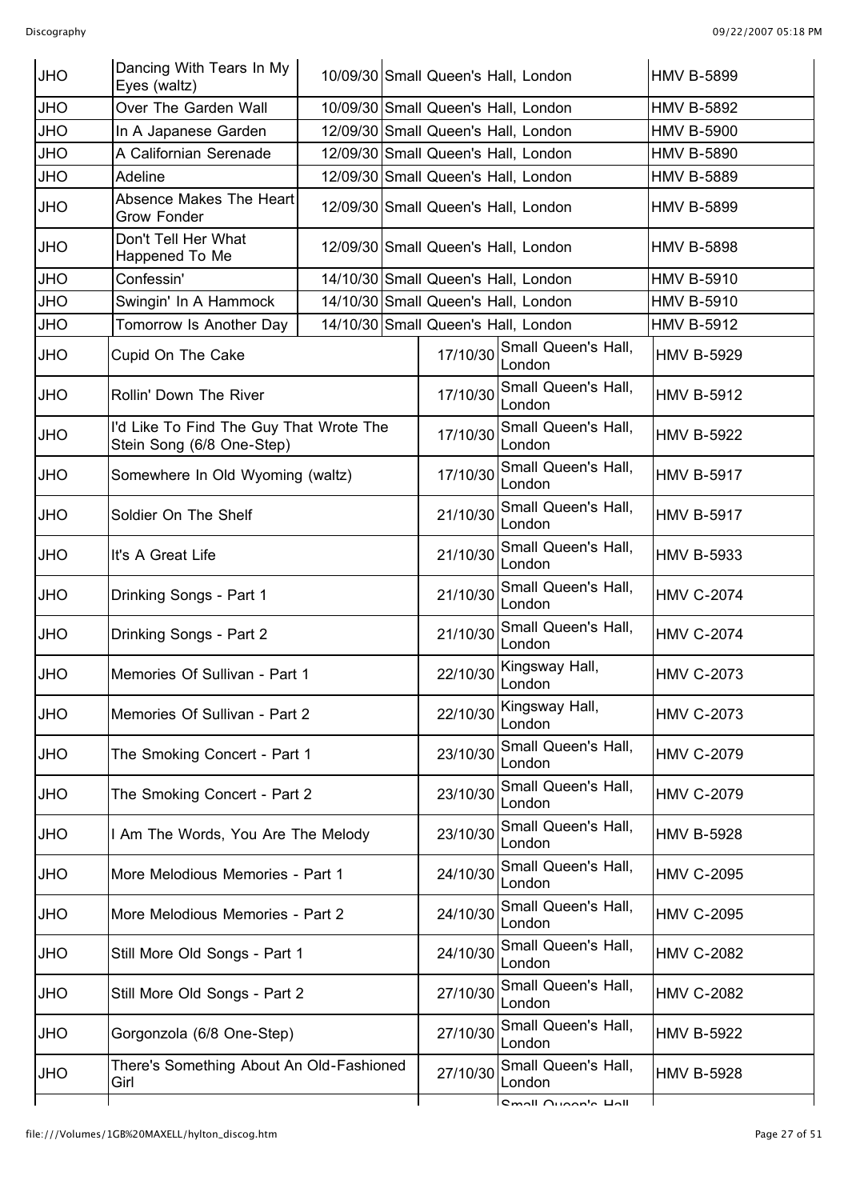| JHO | Dancing With Tears In My Eyes (waltz) | 10/09/30 | Small Queen's Hall, London | HMV B-5899 |
|---|---|---|---|---|
| JHO | Over The Garden Wall | 10/09/30 | Small Queen's Hall, London | HMV B-5892 |
| JHO | In A Japanese Garden | 12/09/30 | Small Queen's Hall, London | HMV B-5900 |
| JHO | A Californian Serenade | 12/09/30 | Small Queen's Hall, London | HMV B-5890 |
| JHO | Adeline | 12/09/30 | Small Queen's Hall, London | HMV B-5889 |
| JHO | Absence Makes The Heart Grow Fonder | 12/09/30 | Small Queen's Hall, London | HMV B-5899 |
| JHO | Don't Tell Her What Happened To Me | 12/09/30 | Small Queen's Hall, London | HMV B-5898 |
| JHO | Confessin' | 14/10/30 | Small Queen's Hall, London | HMV B-5910 |
| JHO | Swingin' In A Hammock | 14/10/30 | Small Queen's Hall, London | HMV B-5910 |
| JHO | Tomorrow Is Another Day | 14/10/30 | Small Queen's Hall, London | HMV B-5912 |
| JHO | Cupid On The Cake | 17/10/30 | Small Queen's Hall, London | HMV B-5929 |
| JHO | Rollin' Down The River | 17/10/30 | Small Queen's Hall, London | HMV B-5912 |
| JHO | I'd Like To Find The Guy That Wrote The Stein Song (6/8 One-Step) | 17/10/30 | Small Queen's Hall, London | HMV B-5922 |
| JHO | Somewhere In Old Wyoming (waltz) | 17/10/30 | Small Queen's Hall, London | HMV B-5917 |
| JHO | Soldier On The Shelf | 21/10/30 | Small Queen's Hall, London | HMV B-5917 |
| JHO | It's A Great Life | 21/10/30 | Small Queen's Hall, London | HMV B-5933 |
| JHO | Drinking Songs - Part 1 | 21/10/30 | Small Queen's Hall, London | HMV C-2074 |
| JHO | Drinking Songs - Part 2 | 21/10/30 | Small Queen's Hall, London | HMV C-2074 |
| JHO | Memories Of Sullivan - Part 1 | 22/10/30 | Kingsway Hall, London | HMV C-2073 |
| JHO | Memories Of Sullivan - Part 2 | 22/10/30 | Kingsway Hall, London | HMV C-2073 |
| JHO | The Smoking Concert - Part 1 | 23/10/30 | Small Queen's Hall, London | HMV C-2079 |
| JHO | The Smoking Concert - Part 2 | 23/10/30 | Small Queen's Hall, London | HMV C-2079 |
| JHO | I Am The Words, You Are The Melody | 23/10/30 | Small Queen's Hall, London | HMV B-5928 |
| JHO | More Melodious Memories - Part 1 | 24/10/30 | Small Queen's Hall, London | HMV C-2095 |
| JHO | More Melodious Memories - Part 2 | 24/10/30 | Small Queen's Hall, London | HMV C-2095 |
| JHO | Still More Old Songs - Part 1 | 24/10/30 | Small Queen's Hall, London | HMV C-2082 |
| JHO | Still More Old Songs - Part 2 | 27/10/30 | Small Queen's Hall, London | HMV C-2082 |
| JHO | Gorgonzola (6/8 One-Step) | 27/10/30 | Small Queen's Hall, London | HMV B-5922 |
| JHO | There's Something About An Old-Fashioned Girl | 27/10/30 | Small Queen's Hall, London | HMV B-5928 |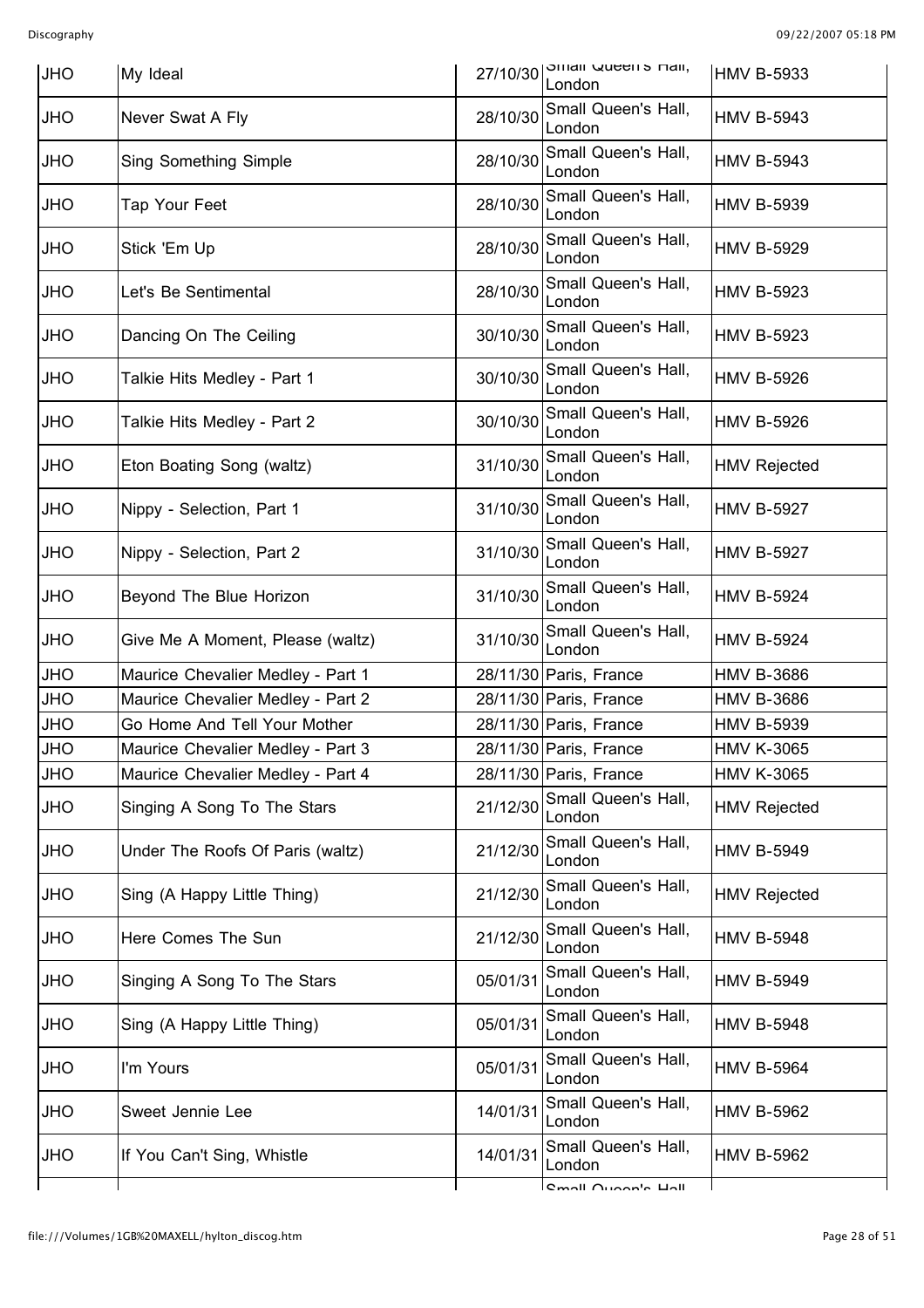| JHO | My Ideal | 27/10/30 | Small Queen's Hall, London | HMV B-5933 |
|---|---|---|---|---|
| JHO | Never Swat A Fly | 28/10/30 | Small Queen's Hall, London | HMV B-5943 |
| JHO | Sing Something Simple | 28/10/30 | Small Queen's Hall, London | HMV B-5943 |
| JHO | Tap Your Feet | 28/10/30 | Small Queen's Hall, London | HMV B-5939 |
| JHO | Stick 'Em Up | 28/10/30 | Small Queen's Hall, London | HMV B-5929 |
| JHO | Let's Be Sentimental | 28/10/30 | Small Queen's Hall, London | HMV B-5923 |
| JHO | Dancing On The Ceiling | 30/10/30 | Small Queen's Hall, London | HMV B-5923 |
| JHO | Talkie Hits Medley - Part 1 | 30/10/30 | Small Queen's Hall, London | HMV B-5926 |
| JHO | Talkie Hits Medley - Part 2 | 30/10/30 | Small Queen's Hall, London | HMV B-5926 |
| JHO | Eton Boating Song (waltz) | 31/10/30 | Small Queen's Hall, London | HMV Rejected |
| JHO | Nippy - Selection, Part 1 | 31/10/30 | Small Queen's Hall, London | HMV B-5927 |
| JHO | Nippy - Selection, Part 2 | 31/10/30 | Small Queen's Hall, London | HMV B-5927 |
| JHO | Beyond The Blue Horizon | 31/10/30 | Small Queen's Hall, London | HMV B-5924 |
| JHO | Give Me A Moment, Please (waltz) | 31/10/30 | Small Queen's Hall, London | HMV B-5924 |
| JHO | Maurice Chevalier Medley - Part 1 | 28/11/30 | Paris, France | HMV B-3686 |
| JHO | Maurice Chevalier Medley - Part 2 | 28/11/30 | Paris, France | HMV B-3686 |
| JHO | Go Home And Tell Your Mother | 28/11/30 | Paris, France | HMV B-5939 |
| JHO | Maurice Chevalier Medley - Part 3 | 28/11/30 | Paris, France | HMV K-3065 |
| JHO | Maurice Chevalier Medley - Part 4 | 28/11/30 | Paris, France | HMV K-3065 |
| JHO | Singing A Song To The Stars | 21/12/30 | Small Queen's Hall, London | HMV Rejected |
| JHO | Under The Roofs Of Paris (waltz) | 21/12/30 | Small Queen's Hall, London | HMV B-5949 |
| JHO | Sing (A Happy Little Thing) | 21/12/30 | Small Queen's Hall, London | HMV Rejected |
| JHO | Here Comes The Sun | 21/12/30 | Small Queen's Hall, London | HMV B-5948 |
| JHO | Singing A Song To The Stars | 05/01/31 | Small Queen's Hall, London | HMV B-5949 |
| JHO | Sing (A Happy Little Thing) | 05/01/31 | Small Queen's Hall, London | HMV B-5948 |
| JHO | I'm Yours | 05/01/31 | Small Queen's Hall, London | HMV B-5964 |
| JHO | Sweet Jennie Lee | 14/01/31 | Small Queen's Hall, London | HMV B-5962 |
| JHO | If You Can't Sing, Whistle | 14/01/31 | Small Queen's Hall, London | HMV B-5962 |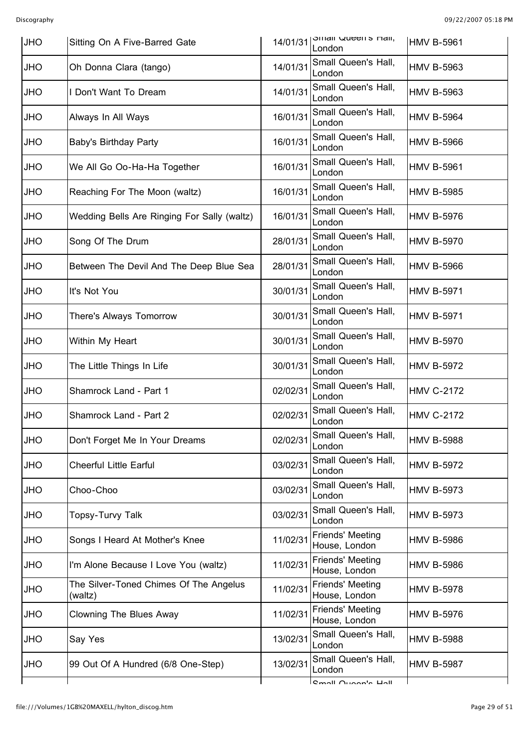| JHO | Sitting On A Five-Barred Gate | 14/01/31 | Small Queen's Hall, London | HMV B-5961 |
|---|---|---|---|---|
| JHO | Oh Donna Clara (tango) | 14/01/31 | Small Queen's Hall, London | HMV B-5963 |
| JHO | I Don't Want To Dream | 14/01/31 | Small Queen's Hall, London | HMV B-5963 |
| JHO | Always In All Ways | 16/01/31 | Small Queen's Hall, London | HMV B-5964 |
| JHO | Baby's Birthday Party | 16/01/31 | Small Queen's Hall, London | HMV B-5966 |
| JHO | We All Go Oo-Ha-Ha Together | 16/01/31 | Small Queen's Hall, London | HMV B-5961 |
| JHO | Reaching For The Moon (waltz) | 16/01/31 | Small Queen's Hall, London | HMV B-5985 |
| JHO | Wedding Bells Are Ringing For Sally (waltz) | 16/01/31 | Small Queen's Hall, London | HMV B-5976 |
| JHO | Song Of The Drum | 28/01/31 | Small Queen's Hall, London | HMV B-5970 |
| JHO | Between The Devil And The Deep Blue Sea | 28/01/31 | Small Queen's Hall, London | HMV B-5966 |
| JHO | It's Not You | 30/01/31 | Small Queen's Hall, London | HMV B-5971 |
| JHO | There's Always Tomorrow | 30/01/31 | Small Queen's Hall, London | HMV B-5971 |
| JHO | Within My Heart | 30/01/31 | Small Queen's Hall, London | HMV B-5970 |
| JHO | The Little Things In Life | 30/01/31 | Small Queen's Hall, London | HMV B-5972 |
| JHO | Shamrock Land - Part 1 | 02/02/31 | Small Queen's Hall, London | HMV C-2172 |
| JHO | Shamrock Land - Part 2 | 02/02/31 | Small Queen's Hall, London | HMV C-2172 |
| JHO | Don't Forget Me In Your Dreams | 02/02/31 | Small Queen's Hall, London | HMV B-5988 |
| JHO | Cheerful Little Earful | 03/02/31 | Small Queen's Hall, London | HMV B-5972 |
| JHO | Choo-Choo | 03/02/31 | Small Queen's Hall, London | HMV B-5973 |
| JHO | Topsy-Turvy Talk | 03/02/31 | Small Queen's Hall, London | HMV B-5973 |
| JHO | Songs I Heard At Mother's Knee | 11/02/31 | Friends' Meeting House, London | HMV B-5986 |
| JHO | I'm Alone Because I Love You (waltz) | 11/02/31 | Friends' Meeting House, London | HMV B-5986 |
| JHO | The Silver-Toned Chimes Of The Angelus (waltz) | 11/02/31 | Friends' Meeting House, London | HMV B-5978 |
| JHO | Clowning The Blues Away | 11/02/31 | Friends' Meeting House, London | HMV B-5976 |
| JHO | Say Yes | 13/02/31 | Small Queen's Hall, London | HMV B-5988 |
| JHO | 99 Out Of A Hundred (6/8 One-Step) | 13/02/31 | Small Queen's Hall, London | HMV B-5987 |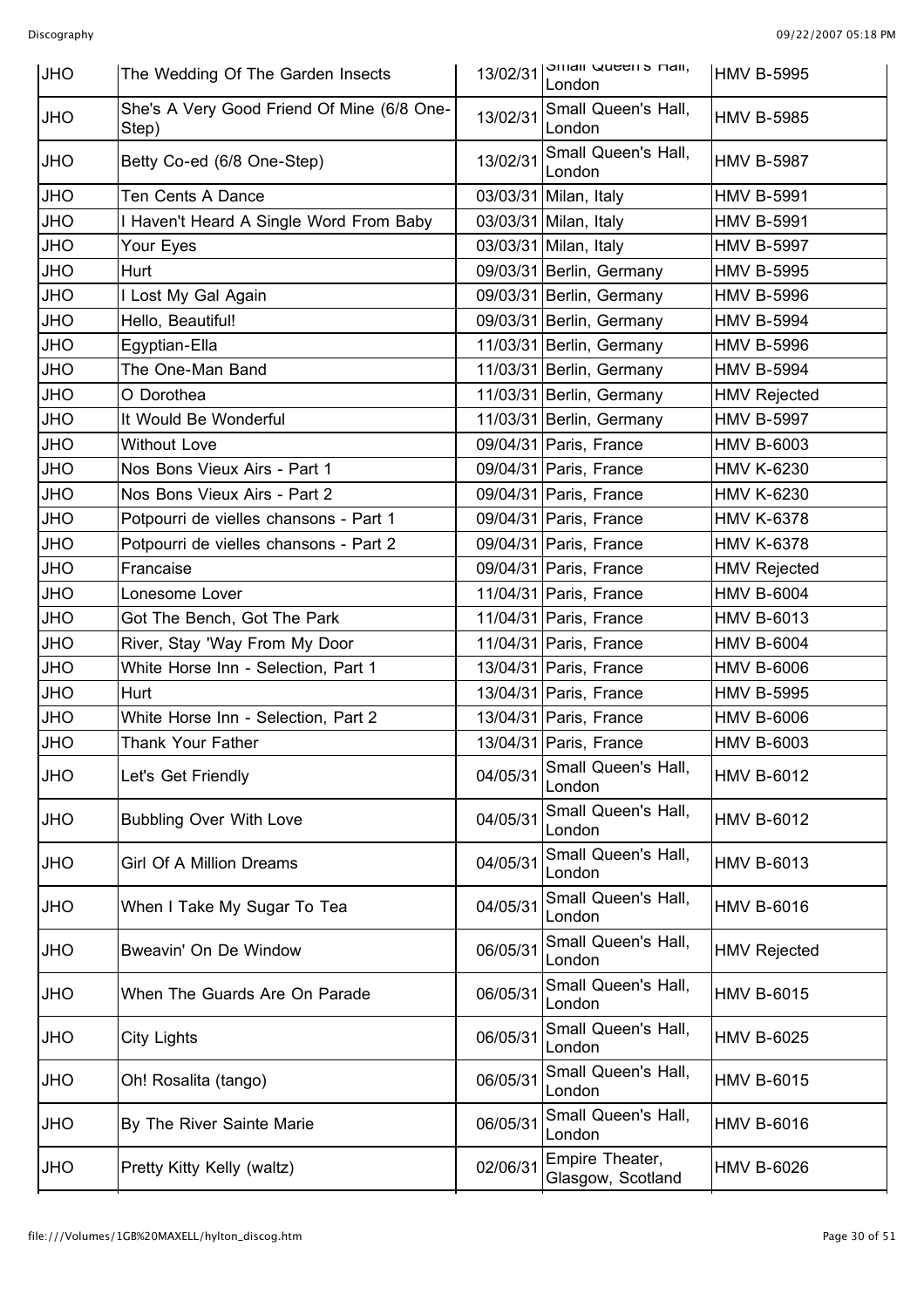| JHO | The Wedding Of The Garden Insects | 13/02/31 | Small Queen's Hall, London | HMV B-5995 |
|---|---|---|---|---|
| JHO | She's A Very Good Friend Of Mine (6/8 One-Step) | 13/02/31 | Small Queen's Hall, London | HMV B-5985 |
| JHO | Betty Co-ed (6/8 One-Step) | 13/02/31 | Small Queen's Hall, London | HMV B-5987 |
| JHO | Ten Cents A Dance | 03/03/31 | Milan, Italy | HMV B-5991 |
| JHO | I Haven't Heard A Single Word From Baby | 03/03/31 | Milan, Italy | HMV B-5991 |
| JHO | Your Eyes | 03/03/31 | Milan, Italy | HMV B-5997 |
| JHO | Hurt | 09/03/31 | Berlin, Germany | HMV B-5995 |
| JHO | I Lost My Gal Again | 09/03/31 | Berlin, Germany | HMV B-5996 |
| JHO | Hello, Beautiful! | 09/03/31 | Berlin, Germany | HMV B-5994 |
| JHO | Egyptian-Ella | 11/03/31 | Berlin, Germany | HMV B-5996 |
| JHO | The One-Man Band | 11/03/31 | Berlin, Germany | HMV B-5994 |
| JHO | O Dorothea | 11/03/31 | Berlin, Germany | HMV Rejected |
| JHO | It Would Be Wonderful | 11/03/31 | Berlin, Germany | HMV B-5997 |
| JHO | Without Love | 09/04/31 | Paris, France | HMV B-6003 |
| JHO | Nos Bons Vieux Airs - Part 1 | 09/04/31 | Paris, France | HMV K-6230 |
| JHO | Nos Bons Vieux Airs - Part 2 | 09/04/31 | Paris, France | HMV K-6230 |
| JHO | Potpourri de vielles chansons - Part 1 | 09/04/31 | Paris, France | HMV K-6378 |
| JHO | Potpourri de vielles chansons - Part 2 | 09/04/31 | Paris, France | HMV K-6378 |
| JHO | Francaise | 09/04/31 | Paris, France | HMV Rejected |
| JHO | Lonesome Lover | 11/04/31 | Paris, France | HMV B-6004 |
| JHO | Got The Bench, Got The Park | 11/04/31 | Paris, France | HMV B-6013 |
| JHO | River, Stay 'Way From My Door | 11/04/31 | Paris, France | HMV B-6004 |
| JHO | White Horse Inn - Selection, Part 1 | 13/04/31 | Paris, France | HMV B-6006 |
| JHO | Hurt | 13/04/31 | Paris, France | HMV B-5995 |
| JHO | White Horse Inn - Selection, Part 2 | 13/04/31 | Paris, France | HMV B-6006 |
| JHO | Thank Your Father | 13/04/31 | Paris, France | HMV B-6003 |
| JHO | Let's Get Friendly | 04/05/31 | Small Queen's Hall, London | HMV B-6012 |
| JHO | Bubbling Over With Love | 04/05/31 | Small Queen's Hall, London | HMV B-6012 |
| JHO | Girl Of A Million Dreams | 04/05/31 | Small Queen's Hall, London | HMV B-6013 |
| JHO | When I Take My Sugar To Tea | 04/05/31 | Small Queen's Hall, London | HMV B-6016 |
| JHO | Bweavin' On De Window | 06/05/31 | Small Queen's Hall, London | HMV Rejected |
| JHO | When The Guards Are On Parade | 06/05/31 | Small Queen's Hall, London | HMV B-6015 |
| JHO | City Lights | 06/05/31 | Small Queen's Hall, London | HMV B-6025 |
| JHO | Oh! Rosalita (tango) | 06/05/31 | Small Queen's Hall, London | HMV B-6015 |
| JHO | By The River Sainte Marie | 06/05/31 | Small Queen's Hall, London | HMV B-6016 |
| JHO | Pretty Kitty Kelly (waltz) | 02/06/31 | Empire Theater, Glasgow, Scotland | HMV B-6026 |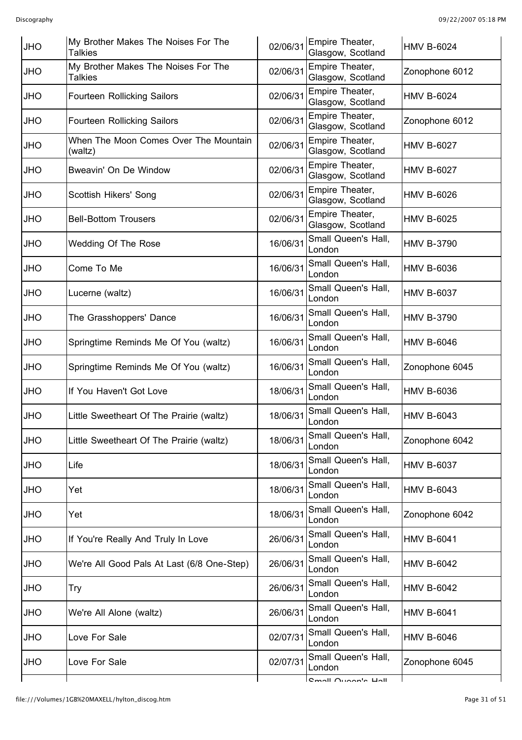| | | | | |
|---|---|---|---|---|
| JHO | My Brother Makes The Noises For The Talkies | 02/06/31 | Empire Theater, Glasgow, Scotland | HMV B-6024 |
| JHO | My Brother Makes The Noises For The Talkies | 02/06/31 | Empire Theater, Glasgow, Scotland | Zonophone 6012 |
| JHO | Fourteen Rollicking Sailors | 02/06/31 | Empire Theater, Glasgow, Scotland | HMV B-6024 |
| JHO | Fourteen Rollicking Sailors | 02/06/31 | Empire Theater, Glasgow, Scotland | Zonophone 6012 |
| JHO | When The Moon Comes Over The Mountain (waltz) | 02/06/31 | Empire Theater, Glasgow, Scotland | HMV B-6027 |
| JHO | Bweavin' On De Window | 02/06/31 | Empire Theater, Glasgow, Scotland | HMV B-6027 |
| JHO | Scottish Hikers' Song | 02/06/31 | Empire Theater, Glasgow, Scotland | HMV B-6026 |
| JHO | Bell-Bottom Trousers | 02/06/31 | Empire Theater, Glasgow, Scotland | HMV B-6025 |
| JHO | Wedding Of The Rose | 16/06/31 | Small Queen's Hall, London | HMV B-3790 |
| JHO | Come To Me | 16/06/31 | Small Queen's Hall, London | HMV B-6036 |
| JHO | Lucerne (waltz) | 16/06/31 | Small Queen's Hall, London | HMV B-6037 |
| JHO | The Grasshoppers' Dance | 16/06/31 | Small Queen's Hall, London | HMV B-3790 |
| JHO | Springtime Reminds Me Of You (waltz) | 16/06/31 | Small Queen's Hall, London | HMV B-6046 |
| JHO | Springtime Reminds Me Of You (waltz) | 16/06/31 | Small Queen's Hall, London | Zonophone 6045 |
| JHO | If You Haven't Got Love | 18/06/31 | Small Queen's Hall, London | HMV B-6036 |
| JHO | Little Sweetheart Of The Prairie (waltz) | 18/06/31 | Small Queen's Hall, London | HMV B-6043 |
| JHO | Little Sweetheart Of The Prairie (waltz) | 18/06/31 | Small Queen's Hall, London | Zonophone 6042 |
| JHO | Life | 18/06/31 | Small Queen's Hall, London | HMV B-6037 |
| JHO | Yet | 18/06/31 | Small Queen's Hall, London | HMV B-6043 |
| JHO | Yet | 18/06/31 | Small Queen's Hall, London | Zonophone 6042 |
| JHO | If You're Really And Truly In Love | 26/06/31 | Small Queen's Hall, London | HMV B-6041 |
| JHO | We're All Good Pals At Last (6/8 One-Step) | 26/06/31 | Small Queen's Hall, London | HMV B-6042 |
| JHO | Try | 26/06/31 | Small Queen's Hall, London | HMV B-6042 |
| JHO | We're All Alone (waltz) | 26/06/31 | Small Queen's Hall, London | HMV B-6041 |
| JHO | Love For Sale | 02/07/31 | Small Queen's Hall, London | HMV B-6046 |
| JHO | Love For Sale | 02/07/31 | Small Queen's Hall, London | Zonophone 6045 |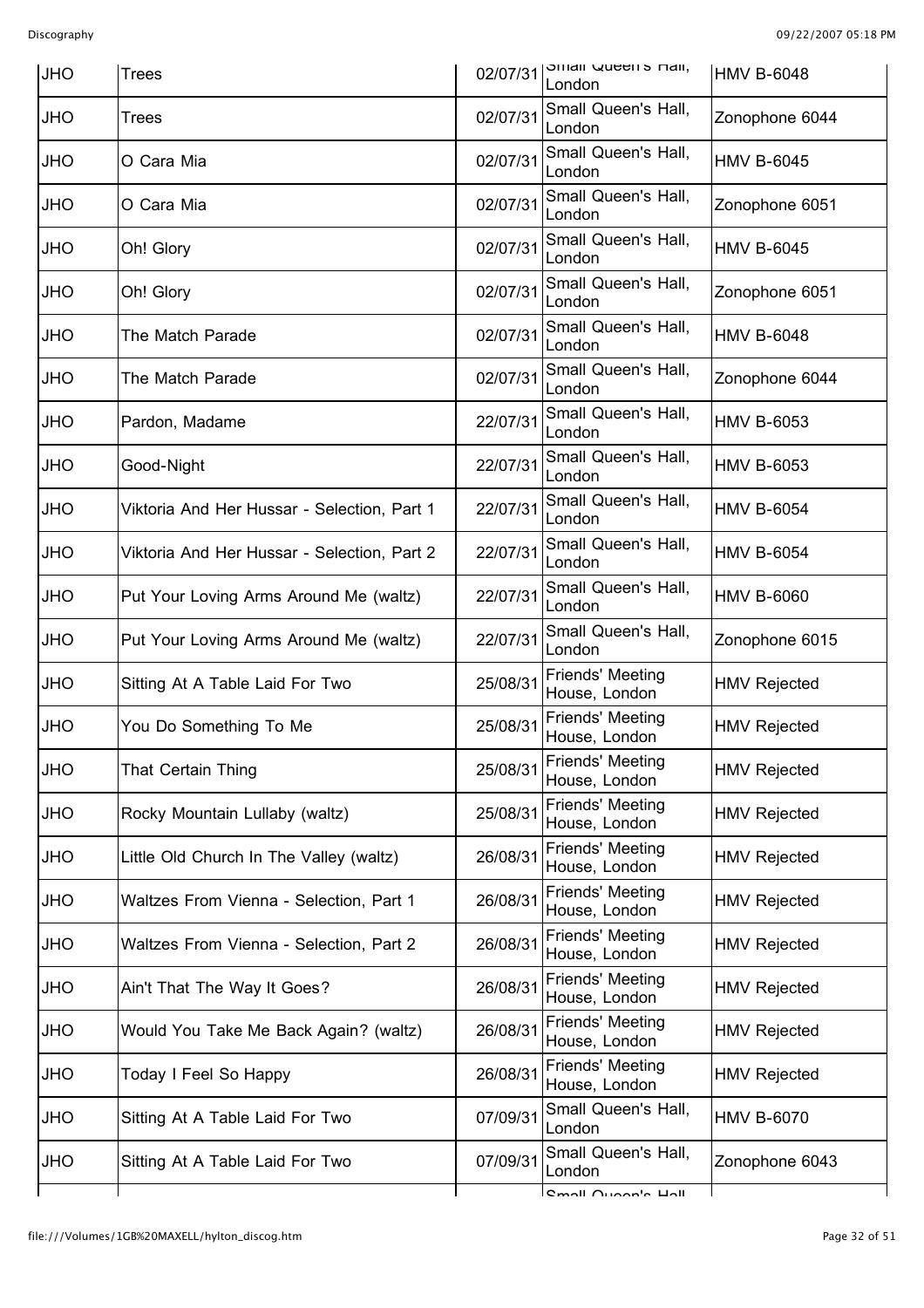| JHO | Trees | 02/07/31 | Small Queen's Hall, London | HMV B-6048 |
|---|---|---|---|---|
| JHO | Trees | 02/07/31 | Small Queen's Hall, London | Zonophone 6044 |
| JHO | O Cara Mia | 02/07/31 | Small Queen's Hall, London | HMV B-6045 |
| JHO | O Cara Mia | 02/07/31 | Small Queen's Hall, London | Zonophone 6051 |
| JHO | Oh! Glory | 02/07/31 | Small Queen's Hall, London | HMV B-6045 |
| JHO | Oh! Glory | 02/07/31 | Small Queen's Hall, London | Zonophone 6051 |
| JHO | The Match Parade | 02/07/31 | Small Queen's Hall, London | HMV B-6048 |
| JHO | The Match Parade | 02/07/31 | Small Queen's Hall, London | Zonophone 6044 |
| JHO | Pardon, Madame | 22/07/31 | Small Queen's Hall, London | HMV B-6053 |
| JHO | Good-Night | 22/07/31 | Small Queen's Hall, London | HMV B-6053 |
| JHO | Viktoria And Her Hussar - Selection, Part 1 | 22/07/31 | Small Queen's Hall, London | HMV B-6054 |
| JHO | Viktoria And Her Hussar - Selection, Part 2 | 22/07/31 | Small Queen's Hall, London | HMV B-6054 |
| JHO | Put Your Loving Arms Around Me (waltz) | 22/07/31 | Small Queen's Hall, London | HMV B-6060 |
| JHO | Put Your Loving Arms Around Me (waltz) | 22/07/31 | Small Queen's Hall, London | Zonophone 6015 |
| JHO | Sitting At A Table Laid For Two | 25/08/31 | Friends' Meeting House, London | HMV Rejected |
| JHO | You Do Something To Me | 25/08/31 | Friends' Meeting House, London | HMV Rejected |
| JHO | That Certain Thing | 25/08/31 | Friends' Meeting House, London | HMV Rejected |
| JHO | Rocky Mountain Lullaby (waltz) | 25/08/31 | Friends' Meeting House, London | HMV Rejected |
| JHO | Little Old Church In The Valley (waltz) | 26/08/31 | Friends' Meeting House, London | HMV Rejected |
| JHO | Waltzes From Vienna - Selection, Part 1 | 26/08/31 | Friends' Meeting House, London | HMV Rejected |
| JHO | Waltzes From Vienna - Selection, Part 2 | 26/08/31 | Friends' Meeting House, London | HMV Rejected |
| JHO | Ain't That The Way It Goes? | 26/08/31 | Friends' Meeting House, London | HMV Rejected |
| JHO | Would You Take Me Back Again? (waltz) | 26/08/31 | Friends' Meeting House, London | HMV Rejected |
| JHO | Today I Feel So Happy | 26/08/31 | Friends' Meeting House, London | HMV Rejected |
| JHO | Sitting At A Table Laid For Two | 07/09/31 | Small Queen's Hall, London | HMV B-6070 |
| JHO | Sitting At A Table Laid For Two | 07/09/31 | Small Queen's Hall, London | Zonophone 6043 |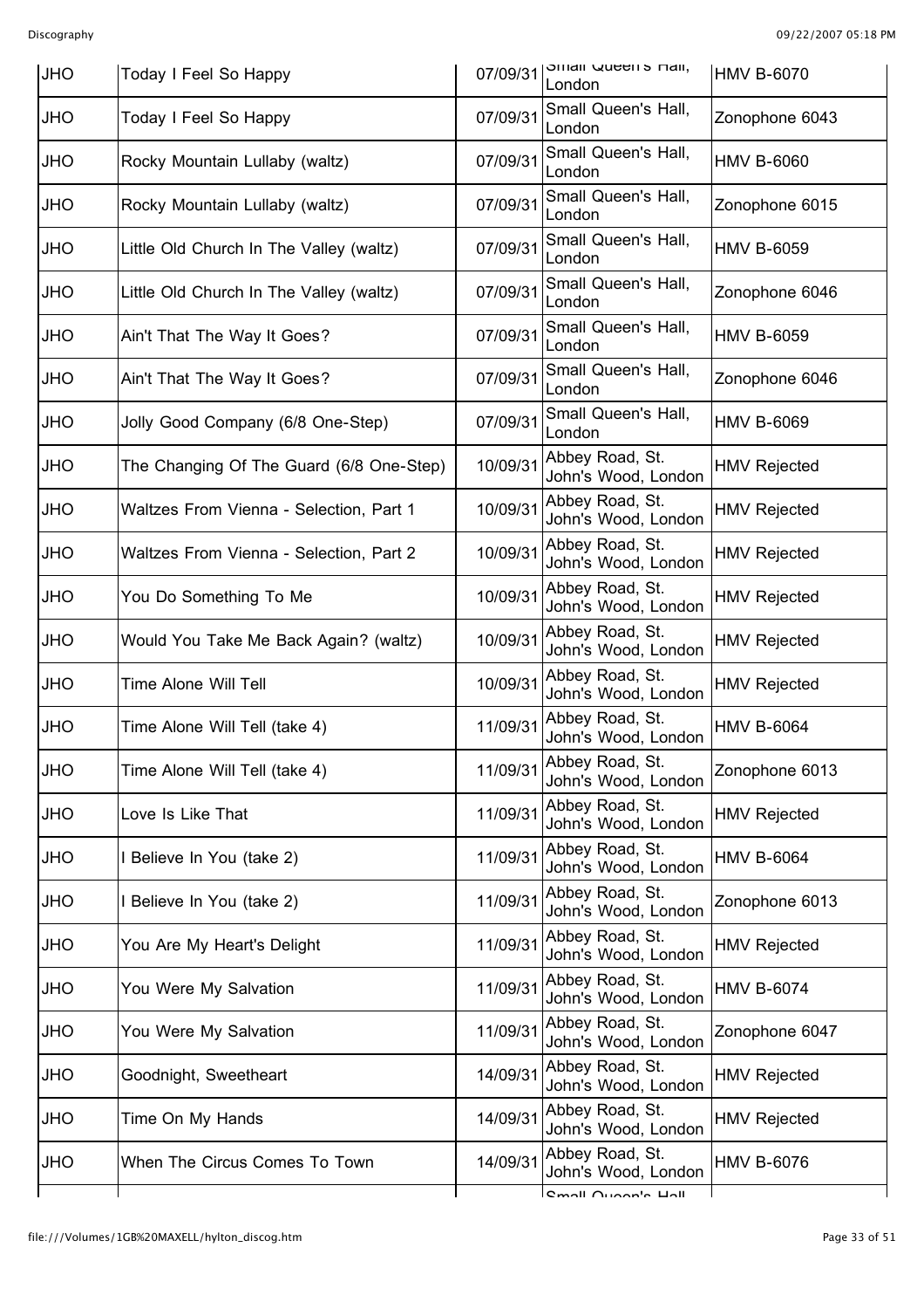| JHO | Today I Feel So Happy | 07/09/31 | Small Queen's Hall, London | HMV B-6070 |
|---|---|---|---|---|
| JHO | Today I Feel So Happy | 07/09/31 | Small Queen's Hall, London | Zonophone 6043 |
| JHO | Rocky Mountain Lullaby (waltz) | 07/09/31 | Small Queen's Hall, London | HMV B-6060 |
| JHO | Rocky Mountain Lullaby (waltz) | 07/09/31 | Small Queen's Hall, London | Zonophone 6015 |
| JHO | Little Old Church In The Valley (waltz) | 07/09/31 | Small Queen's Hall, London | HMV B-6059 |
| JHO | Little Old Church In The Valley (waltz) | 07/09/31 | Small Queen's Hall, London | Zonophone 6046 |
| JHO | Ain't That The Way It Goes? | 07/09/31 | Small Queen's Hall, London | HMV B-6059 |
| JHO | Ain't That The Way It Goes? | 07/09/31 | Small Queen's Hall, London | Zonophone 6046 |
| JHO | Jolly Good Company (6/8 One-Step) | 07/09/31 | Small Queen's Hall, London | HMV B-6069 |
| JHO | The Changing Of The Guard (6/8 One-Step) | 10/09/31 | Abbey Road, St. John's Wood, London | HMV Rejected |
| JHO | Waltzes From Vienna - Selection, Part 1 | 10/09/31 | Abbey Road, St. John's Wood, London | HMV Rejected |
| JHO | Waltzes From Vienna - Selection, Part 2 | 10/09/31 | Abbey Road, St. John's Wood, London | HMV Rejected |
| JHO | You Do Something To Me | 10/09/31 | Abbey Road, St. John's Wood, London | HMV Rejected |
| JHO | Would You Take Me Back Again? (waltz) | 10/09/31 | Abbey Road, St. John's Wood, London | HMV Rejected |
| JHO | Time Alone Will Tell | 10/09/31 | Abbey Road, St. John's Wood, London | HMV Rejected |
| JHO | Time Alone Will Tell (take 4) | 11/09/31 | Abbey Road, St. John's Wood, London | HMV B-6064 |
| JHO | Time Alone Will Tell (take 4) | 11/09/31 | Abbey Road, St. John's Wood, London | Zonophone 6013 |
| JHO | Love Is Like That | 11/09/31 | Abbey Road, St. John's Wood, London | HMV Rejected |
| JHO | I Believe In You (take 2) | 11/09/31 | Abbey Road, St. John's Wood, London | HMV B-6064 |
| JHO | I Believe In You (take 2) | 11/09/31 | Abbey Road, St. John's Wood, London | Zonophone 6013 |
| JHO | You Are My Heart's Delight | 11/09/31 | Abbey Road, St. John's Wood, London | HMV Rejected |
| JHO | You Were My Salvation | 11/09/31 | Abbey Road, St. John's Wood, London | HMV B-6074 |
| JHO | You Were My Salvation | 11/09/31 | Abbey Road, St. John's Wood, London | Zonophone 6047 |
| JHO | Goodnight, Sweetheart | 14/09/31 | Abbey Road, St. John's Wood, London | HMV Rejected |
| JHO | Time On My Hands | 14/09/31 | Abbey Road, St. John's Wood, London | HMV Rejected |
| JHO | When The Circus Comes To Town | 14/09/31 | Abbey Road, St. John's Wood, London | HMV B-6076 |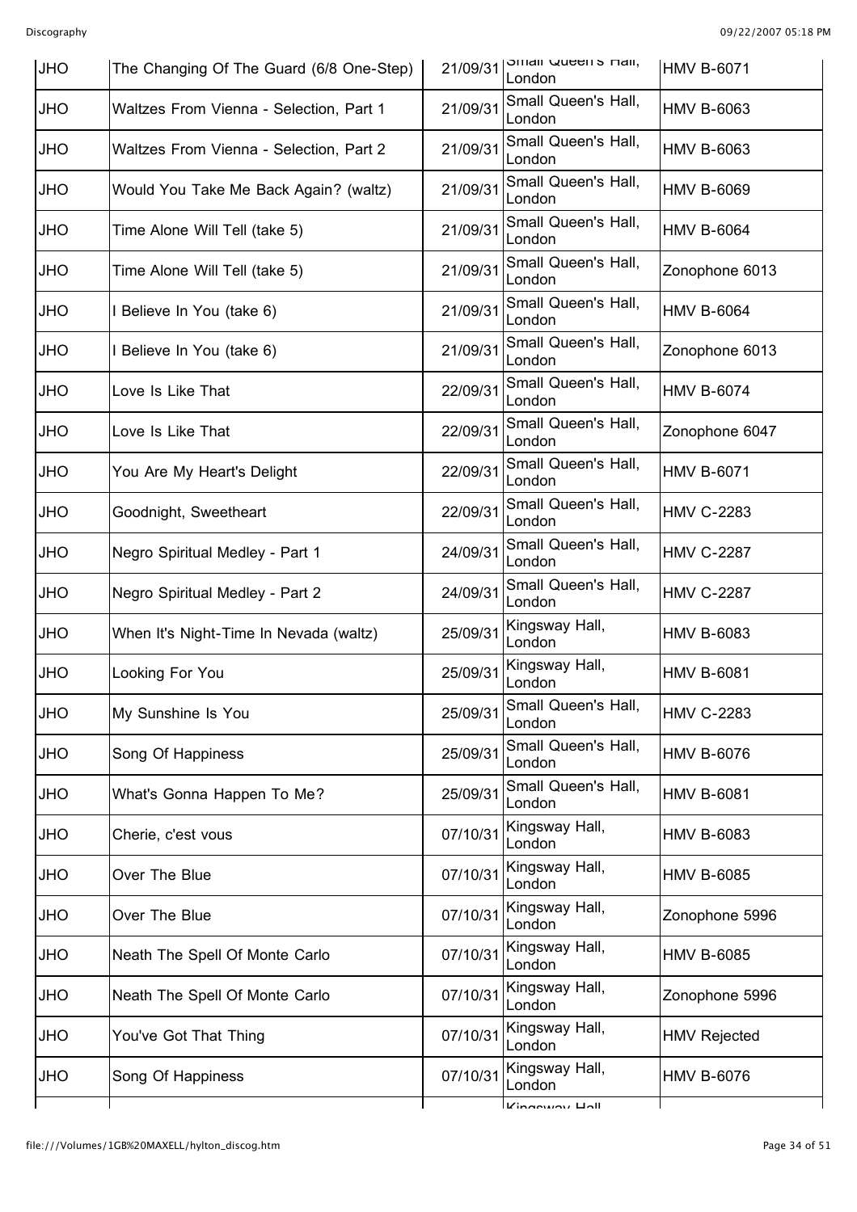| JHO | The Changing Of The Guard (6/8 One-Step) | 21/09/31 | Small Queen's Hall, London | HMV B-6071 |
|---|---|---|---|---|
| JHO | Waltzes From Vienna - Selection, Part 1 | 21/09/31 | Small Queen's Hall, London | HMV B-6063 |
| JHO | Waltzes From Vienna - Selection, Part 2 | 21/09/31 | Small Queen's Hall, London | HMV B-6063 |
| JHO | Would You Take Me Back Again? (waltz) | 21/09/31 | Small Queen's Hall, London | HMV B-6069 |
| JHO | Time Alone Will Tell (take 5) | 21/09/31 | Small Queen's Hall, London | HMV B-6064 |
| JHO | Time Alone Will Tell (take 5) | 21/09/31 | Small Queen's Hall, London | Zonophone 6013 |
| JHO | I Believe In You (take 6) | 21/09/31 | Small Queen's Hall, London | HMV B-6064 |
| JHO | I Believe In You (take 6) | 21/09/31 | Small Queen's Hall, London | Zonophone 6013 |
| JHO | Love Is Like That | 22/09/31 | Small Queen's Hall, London | HMV B-6074 |
| JHO | Love Is Like That | 22/09/31 | Small Queen's Hall, London | Zonophone 6047 |
| JHO | You Are My Heart's Delight | 22/09/31 | Small Queen's Hall, London | HMV B-6071 |
| JHO | Goodnight, Sweetheart | 22/09/31 | Small Queen's Hall, London | HMV C-2283 |
| JHO | Negro Spiritual Medley - Part 1 | 24/09/31 | Small Queen's Hall, London | HMV C-2287 |
| JHO | Negro Spiritual Medley - Part 2 | 24/09/31 | Small Queen's Hall, London | HMV C-2287 |
| JHO | When It's Night-Time In Nevada (waltz) | 25/09/31 | Kingsway Hall, London | HMV B-6083 |
| JHO | Looking For You | 25/09/31 | Kingsway Hall, London | HMV B-6081 |
| JHO | My Sunshine Is You | 25/09/31 | Small Queen's Hall, London | HMV C-2283 |
| JHO | Song Of Happiness | 25/09/31 | Small Queen's Hall, London | HMV B-6076 |
| JHO | What's Gonna Happen To Me? | 25/09/31 | Small Queen's Hall, London | HMV B-6081 |
| JHO | Cherie, c'est vous | 07/10/31 | Kingsway Hall, London | HMV B-6083 |
| JHO | Over The Blue | 07/10/31 | Kingsway Hall, London | HMV B-6085 |
| JHO | Over The Blue | 07/10/31 | Kingsway Hall, London | Zonophone 5996 |
| JHO | Neath The Spell Of Monte Carlo | 07/10/31 | Kingsway Hall, London | HMV B-6085 |
| JHO | Neath The Spell Of Monte Carlo | 07/10/31 | Kingsway Hall, London | Zonophone 5996 |
| JHO | You've Got That Thing | 07/10/31 | Kingsway Hall, London | HMV Rejected |
| JHO | Song Of Happiness | 07/10/31 | Kingsway Hall, London | HMV B-6076 |
| | | | Kingsway Hall | |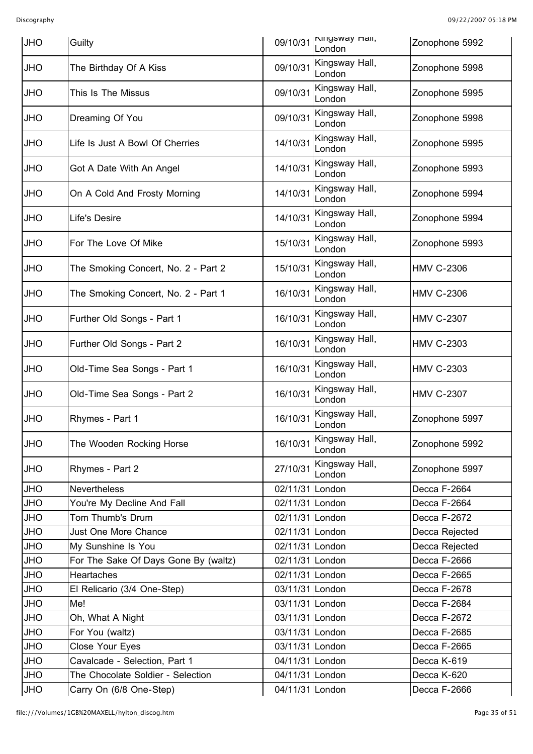| JHO | Guilty | 09/10/31 | Kingsway Hall, London | Zonophone 5992 |
|---|---|---|---|---|
| JHO | The Birthday Of A Kiss | 09/10/31 | Kingsway Hall, London | Zonophone 5998 |
| JHO | This Is The Missus | 09/10/31 | Kingsway Hall, London | Zonophone 5995 |
| JHO | Dreaming Of You | 09/10/31 | Kingsway Hall, London | Zonophone 5998 |
| JHO | Life Is Just A Bowl Of Cherries | 14/10/31 | Kingsway Hall, London | Zonophone 5995 |
| JHO | Got A Date With An Angel | 14/10/31 | Kingsway Hall, London | Zonophone 5993 |
| JHO | On A Cold And Frosty Morning | 14/10/31 | Kingsway Hall, London | Zonophone 5994 |
| JHO | Life's Desire | 14/10/31 | Kingsway Hall, London | Zonophone 5994 |
| JHO | For The Love Of Mike | 15/10/31 | Kingsway Hall, London | Zonophone 5993 |
| JHO | The Smoking Concert, No. 2 - Part 2 | 15/10/31 | Kingsway Hall, London | HMV C-2306 |
| JHO | The Smoking Concert, No. 2 - Part 1 | 16/10/31 | Kingsway Hall, London | HMV C-2306 |
| JHO | Further Old Songs - Part 1 | 16/10/31 | Kingsway Hall, London | HMV C-2307 |
| JHO | Further Old Songs - Part 2 | 16/10/31 | Kingsway Hall, London | HMV C-2303 |
| JHO | Old-Time Sea Songs - Part 1 | 16/10/31 | Kingsway Hall, London | HMV C-2303 |
| JHO | Old-Time Sea Songs - Part 2 | 16/10/31 | Kingsway Hall, London | HMV C-2307 |
| JHO | Rhymes - Part 1 | 16/10/31 | Kingsway Hall, London | Zonophone 5997 |
| JHO | The Wooden Rocking Horse | 16/10/31 | Kingsway Hall, London | Zonophone 5992 |
| JHO | Rhymes - Part 2 | 27/10/31 | Kingsway Hall, London | Zonophone 5997 |
| JHO | Nevertheless | 02/11/31 | London | Decca F-2664 |
| JHO | You're My Decline And Fall | 02/11/31 | London | Decca F-2664 |
| JHO | Tom Thumb's Drum | 02/11/31 | London | Decca F-2672 |
| JHO | Just One More Chance | 02/11/31 | London | Decca Rejected |
| JHO | My Sunshine Is You | 02/11/31 | London | Decca Rejected |
| JHO | For The Sake Of Days Gone By (waltz) | 02/11/31 | London | Decca F-2666 |
| JHO | Heartaches | 02/11/31 | London | Decca F-2665 |
| JHO | El Relicario (3/4 One-Step) | 03/11/31 | London | Decca F-2678 |
| JHO | Me! | 03/11/31 | London | Decca F-2684 |
| JHO | Oh, What A Night | 03/11/31 | London | Decca F-2672 |
| JHO | For You (waltz) | 03/11/31 | London | Decca F-2685 |
| JHO | Close Your Eyes | 03/11/31 | London | Decca F-2665 |
| JHO | Cavalcade - Selection, Part 1 | 04/11/31 | London | Decca K-619 |
| JHO | The Chocolate Soldier - Selection | 04/11/31 | London | Decca K-620 |
| JHO | Carry On (6/8 One-Step) | 04/11/31 | London | Decca F-2666 |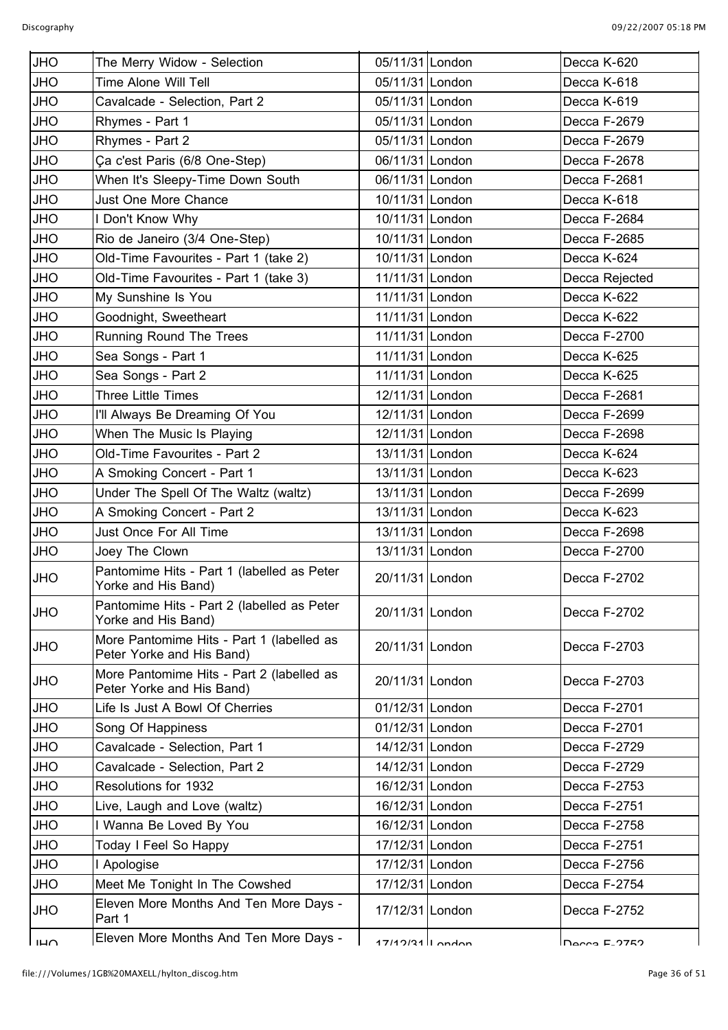| JHO | The Merry Widow - Selection | 05/11/31 | London | Decca K-620 |
|---|---|---|---|---|
| JHO | Time Alone Will Tell | 05/11/31 | London | Decca K-618 |
| JHO | Cavalcade - Selection, Part 2 | 05/11/31 | London | Decca K-619 |
| JHO | Rhymes - Part 1 | 05/11/31 | London | Decca F-2679 |
| JHO | Rhymes - Part 2 | 05/11/31 | London | Decca F-2679 |
| JHO | Ça c'est Paris (6/8 One-Step) | 06/11/31 | London | Decca F-2678 |
| JHO | When It's Sleepy-Time Down South | 06/11/31 | London | Decca F-2681 |
| JHO | Just One More Chance | 10/11/31 | London | Decca K-618 |
| JHO | I Don't Know Why | 10/11/31 | London | Decca F-2684 |
| JHO | Rio de Janeiro (3/4 One-Step) | 10/11/31 | London | Decca F-2685 |
| JHO | Old-Time Favourites - Part 1 (take 2) | 10/11/31 | London | Decca K-624 |
| JHO | Old-Time Favourites - Part 1 (take 3) | 11/11/31 | London | Decca Rejected |
| JHO | My Sunshine Is You | 11/11/31 | London | Decca K-622 |
| JHO | Goodnight, Sweetheart | 11/11/31 | London | Decca K-622 |
| JHO | Running Round The Trees | 11/11/31 | London | Decca F-2700 |
| JHO | Sea Songs - Part 1 | 11/11/31 | London | Decca K-625 |
| JHO | Sea Songs - Part 2 | 11/11/31 | London | Decca K-625 |
| JHO | Three Little Times | 12/11/31 | London | Decca F-2681 |
| JHO | I'll Always Be Dreaming Of You | 12/11/31 | London | Decca F-2699 |
| JHO | When The Music Is Playing | 12/11/31 | London | Decca F-2698 |
| JHO | Old-Time Favourites - Part 2 | 13/11/31 | London | Decca K-624 |
| JHO | A Smoking Concert - Part 1 | 13/11/31 | London | Decca K-623 |
| JHO | Under The Spell Of The Waltz (waltz) | 13/11/31 | London | Decca F-2699 |
| JHO | A Smoking Concert - Part 2 | 13/11/31 | London | Decca K-623 |
| JHO | Just Once For All Time | 13/11/31 | London | Decca F-2698 |
| JHO | Joey The Clown | 13/11/31 | London | Decca F-2700 |
| JHO | Pantomime Hits - Part 1 (labelled as Peter Yorke and His Band) | 20/11/31 | London | Decca F-2702 |
| JHO | Pantomime Hits - Part 2 (labelled as Peter Yorke and His Band) | 20/11/31 | London | Decca F-2702 |
| JHO | More Pantomime Hits - Part 1 (labelled as Peter Yorke and His Band) | 20/11/31 | London | Decca F-2703 |
| JHO | More Pantomime Hits - Part 2 (labelled as Peter Yorke and His Band) | 20/11/31 | London | Decca F-2703 |
| JHO | Life Is Just A Bowl Of Cherries | 01/12/31 | London | Decca F-2701 |
| JHO | Song Of Happiness | 01/12/31 | London | Decca F-2701 |
| JHO | Cavalcade - Selection, Part 1 | 14/12/31 | London | Decca F-2729 |
| JHO | Cavalcade - Selection, Part 2 | 14/12/31 | London | Decca F-2729 |
| JHO | Resolutions for 1932 | 16/12/31 | London | Decca F-2753 |
| JHO | Live, Laugh and Love (waltz) | 16/12/31 | London | Decca F-2751 |
| JHO | I Wanna Be Loved By You | 16/12/31 | London | Decca F-2758 |
| JHO | Today I Feel So Happy | 17/12/31 | London | Decca F-2751 |
| JHO | I Apologise | 17/12/31 | London | Decca F-2756 |
| JHO | Meet Me Tonight In The Cowshed | 17/12/31 | London | Decca F-2754 |
| JHO | Eleven More Months And Ten More Days - Part 1 | 17/12/31 | London | Decca F-2752 |
| JHO | Eleven More Months And Ten More Days - | 17/12/31 | London | Decca F-2752 |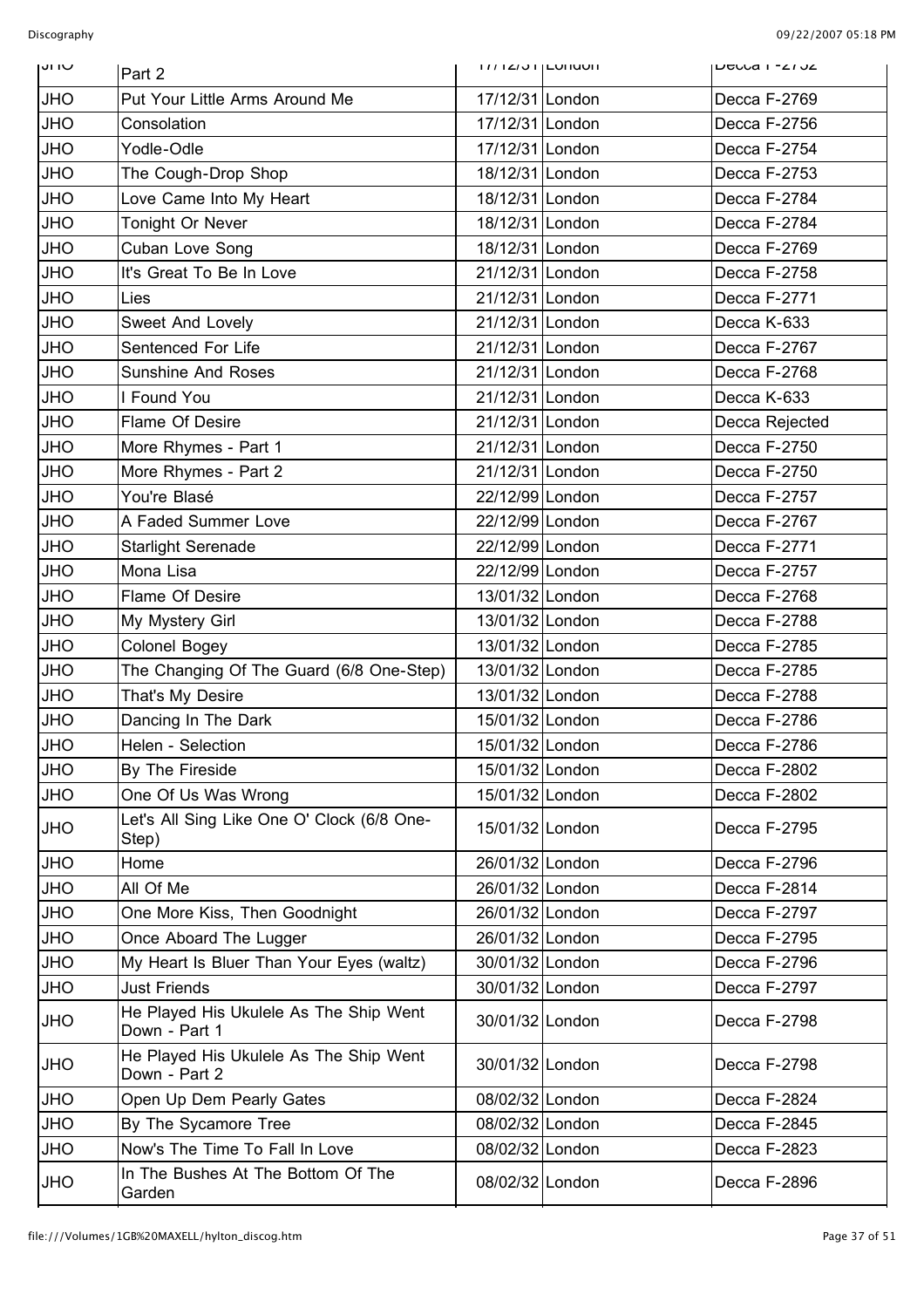| JHO | Part 2 | 17/12/31 | London | Decca F-2752 |
|---|---|---|---|---|
| JHO | Put Your Little Arms Around Me | 17/12/31 | London | Decca F-2769 |
| JHO | Consolation | 17/12/31 | London | Decca F-2756 |
| JHO | Yodle-Odle | 17/12/31 | London | Decca F-2754 |
| JHO | The Cough-Drop Shop | 18/12/31 | London | Decca F-2753 |
| JHO | Love Came Into My Heart | 18/12/31 | London | Decca F-2784 |
| JHO | Tonight Or Never | 18/12/31 | London | Decca F-2784 |
| JHO | Cuban Love Song | 18/12/31 | London | Decca F-2769 |
| JHO | It's Great To Be In Love | 21/12/31 | London | Decca F-2758 |
| JHO | Lies | 21/12/31 | London | Decca F-2771 |
| JHO | Sweet And Lovely | 21/12/31 | London | Decca K-633 |
| JHO | Sentenced For Life | 21/12/31 | London | Decca F-2767 |
| JHO | Sunshine And Roses | 21/12/31 | London | Decca F-2768 |
| JHO | I Found You | 21/12/31 | London | Decca K-633 |
| JHO | Flame Of Desire | 21/12/31 | London | Decca Rejected |
| JHO | More Rhymes - Part 1 | 21/12/31 | London | Decca F-2750 |
| JHO | More Rhymes - Part 2 | 21/12/31 | London | Decca F-2750 |
| JHO | You're Blasé | 22/12/99 | London | Decca F-2757 |
| JHO | A Faded Summer Love | 22/12/99 | London | Decca F-2767 |
| JHO | Starlight Serenade | 22/12/99 | London | Decca F-2771 |
| JHO | Mona Lisa | 22/12/99 | London | Decca F-2757 |
| JHO | Flame Of Desire | 13/01/32 | London | Decca F-2768 |
| JHO | My Mystery Girl | 13/01/32 | London | Decca F-2788 |
| JHO | Colonel Bogey | 13/01/32 | London | Decca F-2785 |
| JHO | The Changing Of The Guard (6/8 One-Step) | 13/01/32 | London | Decca F-2785 |
| JHO | That's My Desire | 13/01/32 | London | Decca F-2788 |
| JHO | Dancing In The Dark | 15/01/32 | London | Decca F-2786 |
| JHO | Helen - Selection | 15/01/32 | London | Decca F-2786 |
| JHO | By The Fireside | 15/01/32 | London | Decca F-2802 |
| JHO | One Of Us Was Wrong | 15/01/32 | London | Decca F-2802 |
| JHO | Let's All Sing Like One O' Clock (6/8 One-Step) | 15/01/32 | London | Decca F-2795 |
| JHO | Home | 26/01/32 | London | Decca F-2796 |
| JHO | All Of Me | 26/01/32 | London | Decca F-2814 |
| JHO | One More Kiss, Then Goodnight | 26/01/32 | London | Decca F-2797 |
| JHO | Once Aboard The Lugger | 26/01/32 | London | Decca F-2795 |
| JHO | My Heart Is Bluer Than Your Eyes (waltz) | 30/01/32 | London | Decca F-2796 |
| JHO | Just Friends | 30/01/32 | London | Decca F-2797 |
| JHO | He Played His Ukulele As The Ship Went Down - Part 1 | 30/01/32 | London | Decca F-2798 |
| JHO | He Played His Ukulele As The Ship Went Down - Part 2 | 30/01/32 | London | Decca F-2798 |
| JHO | Open Up Dem Pearly Gates | 08/02/32 | London | Decca F-2824 |
| JHO | By The Sycamore Tree | 08/02/32 | London | Decca F-2845 |
| JHO | Now's The Time To Fall In Love | 08/02/32 | London | Decca F-2823 |
| JHO | In The Bushes At The Bottom Of The Garden | 08/02/32 | London | Decca F-2896 |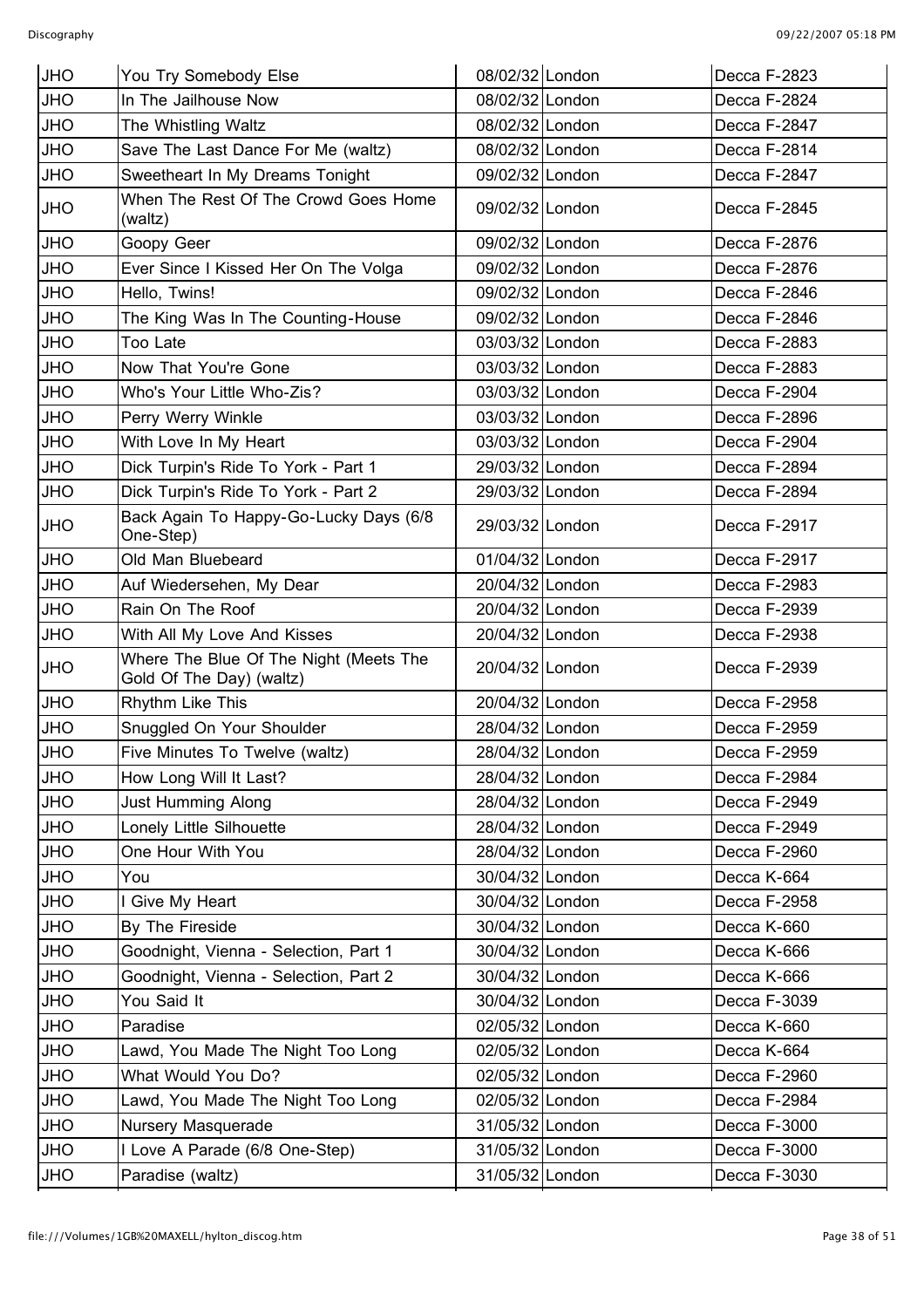| | | | | | |
|---|---|---|---|---|---|
| JHO | You Try Somebody Else | 08/02/32 | London | | Decca F-2823 |
| JHO | In The Jailhouse Now | 08/02/32 | London | | Decca F-2824 |
| JHO | The Whistling Waltz | 08/02/32 | London | | Decca F-2847 |
| JHO | Save The Last Dance For Me (waltz) | 08/02/32 | London | | Decca F-2814 |
| JHO | Sweetheart In My Dreams Tonight | 09/02/32 | London | | Decca F-2847 |
| JHO | When The Rest Of The Crowd Goes Home (waltz) | 09/02/32 | London | | Decca F-2845 |
| JHO | Goopy Geer | 09/02/32 | London | | Decca F-2876 |
| JHO | Ever Since I Kissed Her On The Volga | 09/02/32 | London | | Decca F-2876 |
| JHO | Hello, Twins! | 09/02/32 | London | | Decca F-2846 |
| JHO | The King Was In The Counting-House | 09/02/32 | London | | Decca F-2846 |
| JHO | Too Late | 03/03/32 | London | | Decca F-2883 |
| JHO | Now That You're Gone | 03/03/32 | London | | Decca F-2883 |
| JHO | Who's Your Little Who-Zis? | 03/03/32 | London | | Decca F-2904 |
| JHO | Perry Werry Winkle | 03/03/32 | London | | Decca F-2896 |
| JHO | With Love In My Heart | 03/03/32 | London | | Decca F-2904 |
| JHO | Dick Turpin's Ride To York - Part 1 | 29/03/32 | London | | Decca F-2894 |
| JHO | Dick Turpin's Ride To York - Part 2 | 29/03/32 | London | | Decca F-2894 |
| JHO | Back Again To Happy-Go-Lucky Days (6/8 One-Step) | 29/03/32 | London | | Decca F-2917 |
| JHO | Old Man Bluebeard | 01/04/32 | London | | Decca F-2917 |
| JHO | Auf Wiedersehen, My Dear | 20/04/32 | London | | Decca F-2983 |
| JHO | Rain On The Roof | 20/04/32 | London | | Decca F-2939 |
| JHO | With All My Love And Kisses | 20/04/32 | London | | Decca F-2938 |
| JHO | Where The Blue Of The Night (Meets The Gold Of The Day) (waltz) | 20/04/32 | London | | Decca F-2939 |
| JHO | Rhythm Like This | 20/04/32 | London | | Decca F-2958 |
| JHO | Snuggled On Your Shoulder | 28/04/32 | London | | Decca F-2959 |
| JHO | Five Minutes To Twelve (waltz) | 28/04/32 | London | | Decca F-2959 |
| JHO | How Long Will It Last? | 28/04/32 | London | | Decca F-2984 |
| JHO | Just Humming Along | 28/04/32 | London | | Decca F-2949 |
| JHO | Lonely Little Silhouette | 28/04/32 | London | | Decca F-2949 |
| JHO | One Hour With You | 28/04/32 | London | | Decca F-2960 |
| JHO | You | 30/04/32 | London | | Decca K-664 |
| JHO | I Give My Heart | 30/04/32 | London | | Decca F-2958 |
| JHO | By The Fireside | 30/04/32 | London | | Decca K-660 |
| JHO | Goodnight, Vienna - Selection, Part 1 | 30/04/32 | London | | Decca K-666 |
| JHO | Goodnight, Vienna - Selection, Part 2 | 30/04/32 | London | | Decca K-666 |
| JHO | You Said It | 30/04/32 | London | | Decca F-3039 |
| JHO | Paradise | 02/05/32 | London | | Decca K-660 |
| JHO | Lawd, You Made The Night Too Long | 02/05/32 | London | | Decca K-664 |
| JHO | What Would You Do? | 02/05/32 | London | | Decca F-2960 |
| JHO | Lawd, You Made The Night Too Long | 02/05/32 | London | | Decca F-2984 |
| JHO | Nursery Masquerade | 31/05/32 | London | | Decca F-3000 |
| JHO | I Love A Parade (6/8 One-Step) | 31/05/32 | London | | Decca F-3000 |
| JHO | Paradise (waltz) | 31/05/32 | London | | Decca F-3030 |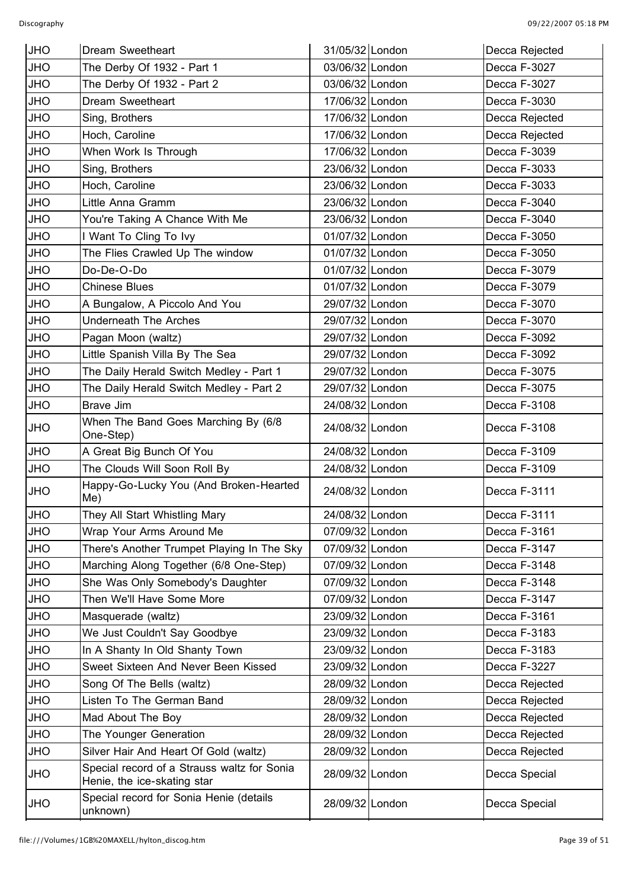| JHO | Dream Sweetheart | 31/05/32 | London | Decca Rejected |
|---|---|---|---|---|
| JHO | The Derby Of 1932 - Part 1 | 03/06/32 | London | Decca F-3027 |
| JHO | The Derby Of 1932 - Part 2 | 03/06/32 | London | Decca F-3027 |
| JHO | Dream Sweetheart | 17/06/32 | London | Decca F-3030 |
| JHO | Sing, Brothers | 17/06/32 | London | Decca Rejected |
| JHO | Hoch, Caroline | 17/06/32 | London | Decca Rejected |
| JHO | When Work Is Through | 17/06/32 | London | Decca F-3039 |
| JHO | Sing, Brothers | 23/06/32 | London | Decca F-3033 |
| JHO | Hoch, Caroline | 23/06/32 | London | Decca F-3033 |
| JHO | Little Anna Gramm | 23/06/32 | London | Decca F-3040 |
| JHO | You're Taking A Chance With Me | 23/06/32 | London | Decca F-3040 |
| JHO | I Want To Cling To Ivy | 01/07/32 | London | Decca F-3050 |
| JHO | The Flies Crawled Up The window | 01/07/32 | London | Decca F-3050 |
| JHO | Do-De-O-Do | 01/07/32 | London | Decca F-3079 |
| JHO | Chinese Blues | 01/07/32 | London | Decca F-3079 |
| JHO | A Bungalow, A Piccolo And You | 29/07/32 | London | Decca F-3070 |
| JHO | Underneath The Arches | 29/07/32 | London | Decca F-3070 |
| JHO | Pagan Moon (waltz) | 29/07/32 | London | Decca F-3092 |
| JHO | Little Spanish Villa By The Sea | 29/07/32 | London | Decca F-3092 |
| JHO | The Daily Herald Switch Medley - Part 1 | 29/07/32 | London | Decca F-3075 |
| JHO | The Daily Herald Switch Medley - Part 2 | 29/07/32 | London | Decca F-3075 |
| JHO | Brave Jim | 24/08/32 | London | Decca F-3108 |
| JHO | When The Band Goes Marching By (6/8 One-Step) | 24/08/32 | London | Decca F-3108 |
| JHO | A Great Big Bunch Of You | 24/08/32 | London | Decca F-3109 |
| JHO | The Clouds Will Soon Roll By | 24/08/32 | London | Decca F-3109 |
| JHO | Happy-Go-Lucky You (And Broken-Hearted Me) | 24/08/32 | London | Decca F-3111 |
| JHO | They All Start Whistling Mary | 24/08/32 | London | Decca F-3111 |
| JHO | Wrap Your Arms Around Me | 07/09/32 | London | Decca F-3161 |
| JHO | There's Another Trumpet Playing In The Sky | 07/09/32 | London | Decca F-3147 |
| JHO | Marching Along Together (6/8 One-Step) | 07/09/32 | London | Decca F-3148 |
| JHO | She Was Only Somebody's Daughter | 07/09/32 | London | Decca F-3148 |
| JHO | Then We'll Have Some More | 07/09/32 | London | Decca F-3147 |
| JHO | Masquerade (waltz) | 23/09/32 | London | Decca F-3161 |
| JHO | We Just Couldn't Say Goodbye | 23/09/32 | London | Decca F-3183 |
| JHO | In A Shanty In Old Shanty Town | 23/09/32 | London | Decca F-3183 |
| JHO | Sweet Sixteen And Never Been Kissed | 23/09/32 | London | Decca F-3227 |
| JHO | Song Of The Bells (waltz) | 28/09/32 | London | Decca Rejected |
| JHO | Listen To The German Band | 28/09/32 | London | Decca Rejected |
| JHO | Mad About The Boy | 28/09/32 | London | Decca Rejected |
| JHO | The Younger Generation | 28/09/32 | London | Decca Rejected |
| JHO | Silver Hair And Heart Of Gold (waltz) | 28/09/32 | London | Decca Rejected |
| JHO | Special record of a Strauss waltz for Sonia Henie, the ice-skating star | 28/09/32 | London | Decca Special |
| JHO | Special record for Sonia Henie (details unknown) | 28/09/32 | London | Decca Special |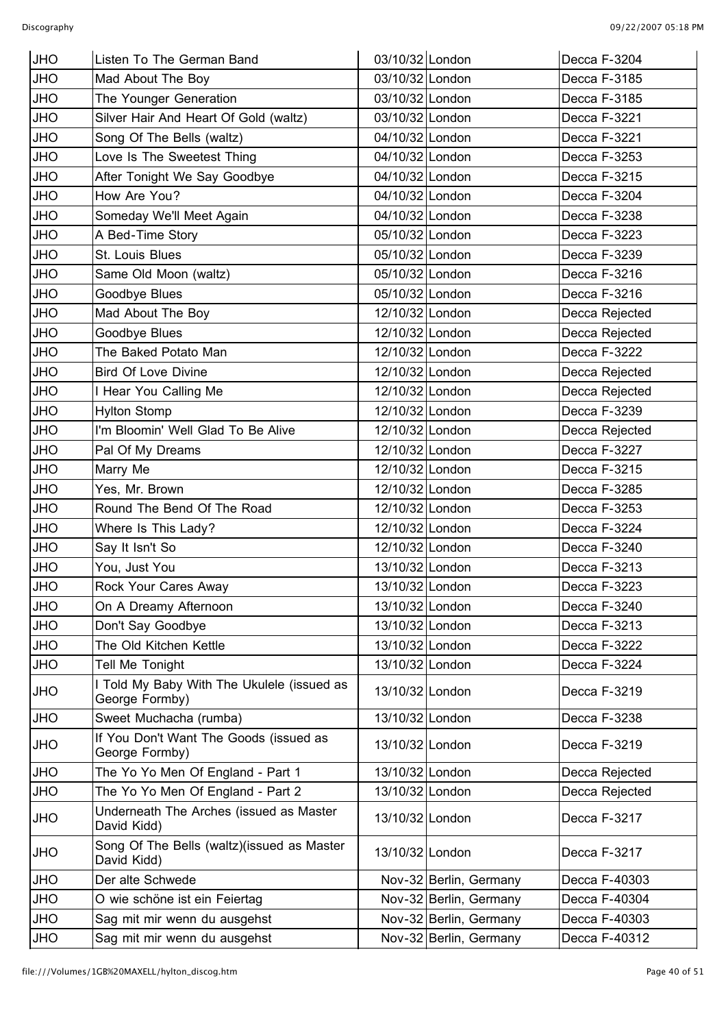| JHO | Listen To The German Band | 03/10/32 | London | Decca F-3204 |
|---|---|---|---|---|
| JHO | Mad About The Boy | 03/10/32 | London | Decca F-3185 |
| JHO | The Younger Generation | 03/10/32 | London | Decca F-3185 |
| JHO | Silver Hair And Heart Of Gold (waltz) | 03/10/32 | London | Decca F-3221 |
| JHO | Song Of The Bells (waltz) | 04/10/32 | London | Decca F-3221 |
| JHO | Love Is The Sweetest Thing | 04/10/32 | London | Decca F-3253 |
| JHO | After Tonight We Say Goodbye | 04/10/32 | London | Decca F-3215 |
| JHO | How Are You? | 04/10/32 | London | Decca F-3204 |
| JHO | Someday We'll Meet Again | 04/10/32 | London | Decca F-3238 |
| JHO | A Bed-Time Story | 05/10/32 | London | Decca F-3223 |
| JHO | St. Louis Blues | 05/10/32 | London | Decca F-3239 |
| JHO | Same Old Moon (waltz) | 05/10/32 | London | Decca F-3216 |
| JHO | Goodbye Blues | 05/10/32 | London | Decca F-3216 |
| JHO | Mad About The Boy | 12/10/32 | London | Decca Rejected |
| JHO | Goodbye Blues | 12/10/32 | London | Decca Rejected |
| JHO | The Baked Potato Man | 12/10/32 | London | Decca F-3222 |
| JHO | Bird Of Love Divine | 12/10/32 | London | Decca Rejected |
| JHO | I Hear You Calling Me | 12/10/32 | London | Decca Rejected |
| JHO | Hylton Stomp | 12/10/32 | London | Decca F-3239 |
| JHO | I'm Bloomin' Well Glad To Be Alive | 12/10/32 | London | Decca Rejected |
| JHO | Pal Of My Dreams | 12/10/32 | London | Decca F-3227 |
| JHO | Marry Me | 12/10/32 | London | Decca F-3215 |
| JHO | Yes, Mr. Brown | 12/10/32 | London | Decca F-3285 |
| JHO | Round The Bend Of The Road | 12/10/32 | London | Decca F-3253 |
| JHO | Where Is This Lady? | 12/10/32 | London | Decca F-3224 |
| JHO | Say It Isn't So | 12/10/32 | London | Decca F-3240 |
| JHO | You, Just You | 13/10/32 | London | Decca F-3213 |
| JHO | Rock Your Cares Away | 13/10/32 | London | Decca F-3223 |
| JHO | On A Dreamy Afternoon | 13/10/32 | London | Decca F-3240 |
| JHO | Don't Say Goodbye | 13/10/32 | London | Decca F-3213 |
| JHO | The Old Kitchen Kettle | 13/10/32 | London | Decca F-3222 |
| JHO | Tell Me Tonight | 13/10/32 | London | Decca F-3224 |
| JHO | I Told My Baby With The Ukulele (issued as George Formby) | 13/10/32 | London | Decca F-3219 |
| JHO | Sweet Muchacha (rumba) | 13/10/32 | London | Decca F-3238 |
| JHO | If You Don't Want The Goods (issued as George Formby) | 13/10/32 | London | Decca F-3219 |
| JHO | The Yo Yo Men Of England - Part 1 | 13/10/32 | London | Decca Rejected |
| JHO | The Yo Yo Men Of England - Part 2 | 13/10/32 | London | Decca Rejected |
| JHO | Underneath The Arches (issued as Master David Kidd) | 13/10/32 | London | Decca F-3217 |
| JHO | Song Of The Bells (waltz)(issued as Master David Kidd) | 13/10/32 | London | Decca F-3217 |
| JHO | Der alte Schwede | Nov-32 | Berlin, Germany | Decca F-40303 |
| JHO | O wie schöne ist ein Feiertag | Nov-32 | Berlin, Germany | Decca F-40304 |
| JHO | Sag mit mir wenn du ausgehst | Nov-32 | Berlin, Germany | Decca F-40303 |
| JHO | Sag mit mir wenn du ausgehst | Nov-32 | Berlin, Germany | Decca F-40312 |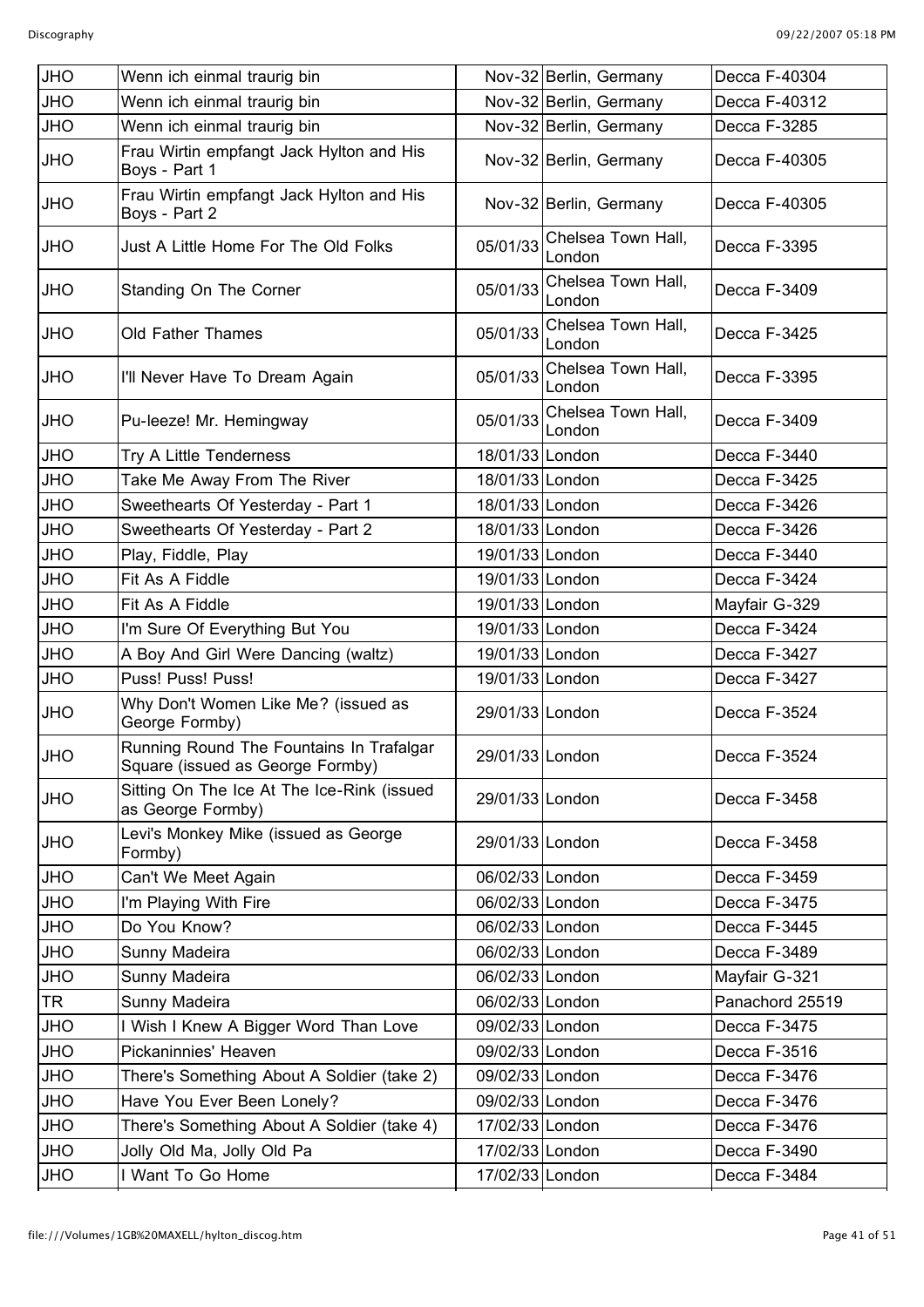| JHO | Wenn ich einmal traurig bin | Nov-32 | Berlin, Germany | Decca F-40304 |
|---|---|---|---|---|
| JHO | Wenn ich einmal traurig bin | Nov-32 | Berlin, Germany | Decca F-40312 |
| JHO | Wenn ich einmal traurig bin | Nov-32 | Berlin, Germany | Decca F-3285 |
| JHO | Frau Wirtin empfangt Jack Hylton and His Boys - Part 1 | Nov-32 | Berlin, Germany | Decca F-40305 |
| JHO | Frau Wirtin empfangt Jack Hylton and His Boys - Part 2 | Nov-32 | Berlin, Germany | Decca F-40305 |
| JHO | Just A Little Home For The Old Folks | 05/01/33 | Chelsea Town Hall, London | Decca F-3395 |
| JHO | Standing On The Corner | 05/01/33 | Chelsea Town Hall, London | Decca F-3409 |
| JHO | Old Father Thames | 05/01/33 | Chelsea Town Hall, London | Decca F-3425 |
| JHO | I'll Never Have To Dream Again | 05/01/33 | Chelsea Town Hall, London | Decca F-3395 |
| JHO | Pu-leeze! Mr. Hemingway | 05/01/33 | Chelsea Town Hall, London | Decca F-3409 |
| JHO | Try A Little Tenderness | 18/01/33 | London | Decca F-3440 |
| JHO | Take Me Away From The River | 18/01/33 | London | Decca F-3425 |
| JHO | Sweethearts Of Yesterday - Part 1 | 18/01/33 | London | Decca F-3426 |
| JHO | Sweethearts Of Yesterday - Part 2 | 18/01/33 | London | Decca F-3426 |
| JHO | Play, Fiddle, Play | 19/01/33 | London | Decca F-3440 |
| JHO | Fit As A Fiddle | 19/01/33 | London | Decca F-3424 |
| JHO | Fit As A Fiddle | 19/01/33 | London | Mayfair G-329 |
| JHO | I'm Sure Of Everything But You | 19/01/33 | London | Decca F-3424 |
| JHO | A Boy And Girl Were Dancing (waltz) | 19/01/33 | London | Decca F-3427 |
| JHO | Puss! Puss! Puss! | 19/01/33 | London | Decca F-3427 |
| JHO | Why Don't Women Like Me? (issued as George Formby) | 29/01/33 | London | Decca F-3524 |
| JHO | Running Round The Fountains In Trafalgar Square (issued as George Formby) | 29/01/33 | London | Decca F-3524 |
| JHO | Sitting On The Ice At The Ice-Rink (issued as George Formby) | 29/01/33 | London | Decca F-3458 |
| JHO | Levi's Monkey Mike (issued as George Formby) | 29/01/33 | London | Decca F-3458 |
| JHO | Can't We Meet Again | 06/02/33 | London | Decca F-3459 |
| JHO | I'm Playing With Fire | 06/02/33 | London | Decca F-3475 |
| JHO | Do You Know? | 06/02/33 | London | Decca F-3445 |
| JHO | Sunny Madeira | 06/02/33 | London | Decca F-3489 |
| JHO | Sunny Madeira | 06/02/33 | London | Mayfair G-321 |
| TR | Sunny Madeira | 06/02/33 | London | Panachord 25519 |
| JHO | I Wish I Knew A Bigger Word Than Love | 09/02/33 | London | Decca F-3475 |
| JHO | Pickaninnies' Heaven | 09/02/33 | London | Decca F-3516 |
| JHO | There's Something About A Soldier (take 2) | 09/02/33 | London | Decca F-3476 |
| JHO | Have You Ever Been Lonely? | 09/02/33 | London | Decca F-3476 |
| JHO | There's Something About A Soldier (take 4) | 17/02/33 | London | Decca F-3476 |
| JHO | Jolly Old Ma, Jolly Old Pa | 17/02/33 | London | Decca F-3490 |
| JHO | I Want To Go Home | 17/02/33 | London | Decca F-3484 |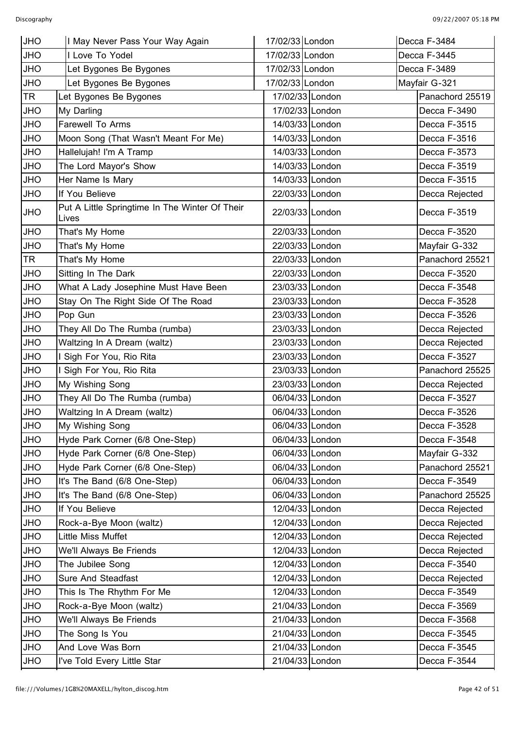| | | | | |
|---|---|---|---|---|
| JHO | I May Never Pass Your Way Again | 17/02/33 | London | Decca F-3484 |
| JHO | I Love To Yodel | 17/02/33 | London | Decca F-3445 |
| JHO | Let Bygones Be Bygones | 17/02/33 | London | Decca F-3489 |
| JHO | Let Bygones Be Bygones | 17/02/33 | London | Mayfair G-321 |
| TR | Let Bygones Be Bygones | 17/02/33 | London | Panachord 25519 |
| JHO | My Darling | 17/02/33 | London | Decca F-3490 |
| JHO | Farewell To Arms | 14/03/33 | London | Decca F-3515 |
| JHO | Moon Song (That Wasn't Meant For Me) | 14/03/33 | London | Decca F-3516 |
| JHO | Hallelujah! I'm A Tramp | 14/03/33 | London | Decca F-3573 |
| JHO | The Lord Mayor's Show | 14/03/33 | London | Decca F-3519 |
| JHO | Her Name Is Mary | 14/03/33 | London | Decca F-3515 |
| JHO | If You Believe | 22/03/33 | London | Decca Rejected |
| JHO | Put A Little Springtime In The Winter Of Their Lives | 22/03/33 | London | Decca F-3519 |
| JHO | That's My Home | 22/03/33 | London | Decca F-3520 |
| JHO | That's My Home | 22/03/33 | London | Mayfair G-332 |
| TR | That's My Home | 22/03/33 | London | Panachord 25521 |
| JHO | Sitting In The Dark | 22/03/33 | London | Decca F-3520 |
| JHO | What A Lady Josephine Must Have Been | 23/03/33 | London | Decca F-3548 |
| JHO | Stay On The Right Side Of The Road | 23/03/33 | London | Decca F-3528 |
| JHO | Pop Gun | 23/03/33 | London | Decca F-3526 |
| JHO | They All Do The Rumba (rumba) | 23/03/33 | London | Decca Rejected |
| JHO | Waltzing In A Dream (waltz) | 23/03/33 | London | Decca Rejected |
| JHO | I Sigh For You, Rio Rita | 23/03/33 | London | Decca F-3527 |
| JHO | I Sigh For You, Rio Rita | 23/03/33 | London | Panachord 25525 |
| JHO | My Wishing Song | 23/03/33 | London | Decca Rejected |
| JHO | They All Do The Rumba (rumba) | 06/04/33 | London | Decca F-3527 |
| JHO | Waltzing In A Dream (waltz) | 06/04/33 | London | Decca F-3526 |
| JHO | My Wishing Song | 06/04/33 | London | Decca F-3528 |
| JHO | Hyde Park Corner (6/8 One-Step) | 06/04/33 | London | Decca F-3548 |
| JHO | Hyde Park Corner (6/8 One-Step) | 06/04/33 | London | Mayfair G-332 |
| JHO | Hyde Park Corner (6/8 One-Step) | 06/04/33 | London | Panachord 25521 |
| JHO | It's The Band (6/8 One-Step) | 06/04/33 | London | Decca F-3549 |
| JHO | It's The Band (6/8 One-Step) | 06/04/33 | London | Panachord 25525 |
| JHO | If You Believe | 12/04/33 | London | Decca Rejected |
| JHO | Rock-a-Bye Moon (waltz) | 12/04/33 | London | Decca Rejected |
| JHO | Little Miss Muffet | 12/04/33 | London | Decca Rejected |
| JHO | We'll Always Be Friends | 12/04/33 | London | Decca Rejected |
| JHO | The Jubilee Song | 12/04/33 | London | Decca F-3540 |
| JHO | Sure And Steadfast | 12/04/33 | London | Decca Rejected |
| JHO | This Is The Rhythm For Me | 12/04/33 | London | Decca F-3549 |
| JHO | Rock-a-Bye Moon (waltz) | 21/04/33 | London | Decca F-3569 |
| JHO | We'll Always Be Friends | 21/04/33 | London | Decca F-3568 |
| JHO | The Song Is You | 21/04/33 | London | Decca F-3545 |
| JHO | And Love Was Born | 21/04/33 | London | Decca F-3545 |
| JHO | I've Told Every Little Star | 21/04/33 | London | Decca F-3544 |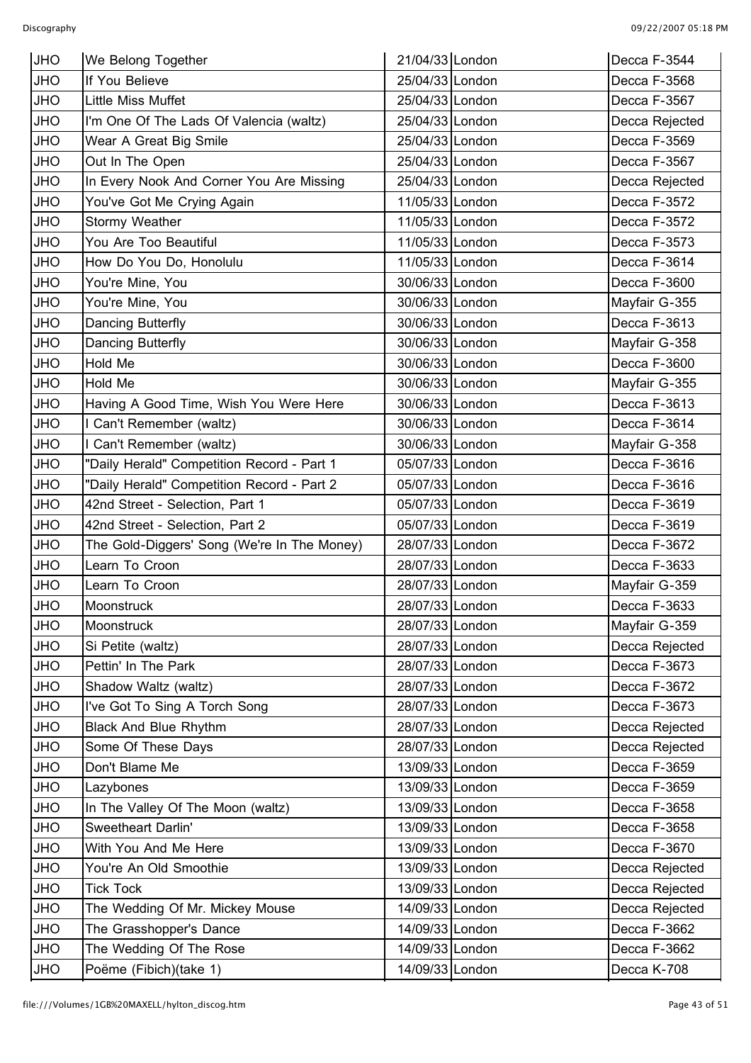| JHO | We Belong Together | 21/04/33 | London | Decca F-3544 |
|---|---|---|---|---|
| JHO | If You Believe | 25/04/33 | London | Decca F-3568 |
| JHO | Little Miss Muffet | 25/04/33 | London | Decca F-3567 |
| JHO | I'm One Of The Lads Of Valencia (waltz) | 25/04/33 | London | Decca Rejected |
| JHO | Wear A Great Big Smile | 25/04/33 | London | Decca F-3569 |
| JHO | Out In The Open | 25/04/33 | London | Decca F-3567 |
| JHO | In Every Nook And Corner You Are Missing | 25/04/33 | London | Decca Rejected |
| JHO | You've Got Me Crying Again | 11/05/33 | London | Decca F-3572 |
| JHO | Stormy Weather | 11/05/33 | London | Decca F-3572 |
| JHO | You Are Too Beautiful | 11/05/33 | London | Decca F-3573 |
| JHO | How Do You Do, Honolulu | 11/05/33 | London | Decca F-3614 |
| JHO | You're Mine, You | 30/06/33 | London | Decca F-3600 |
| JHO | You're Mine, You | 30/06/33 | London | Mayfair G-355 |
| JHO | Dancing Butterfly | 30/06/33 | London | Decca F-3613 |
| JHO | Dancing Butterfly | 30/06/33 | London | Mayfair G-358 |
| JHO | Hold Me | 30/06/33 | London | Decca F-3600 |
| JHO | Hold Me | 30/06/33 | London | Mayfair G-355 |
| JHO | Having A Good Time, Wish You Were Here | 30/06/33 | London | Decca F-3613 |
| JHO | I Can't Remember (waltz) | 30/06/33 | London | Decca F-3614 |
| JHO | I Can't Remember (waltz) | 30/06/33 | London | Mayfair G-358 |
| JHO | "Daily Herald" Competition Record - Part 1 | 05/07/33 | London | Decca F-3616 |
| JHO | "Daily Herald" Competition Record - Part 2 | 05/07/33 | London | Decca F-3616 |
| JHO | 42nd Street - Selection, Part 1 | 05/07/33 | London | Decca F-3619 |
| JHO | 42nd Street - Selection, Part 2 | 05/07/33 | London | Decca F-3619 |
| JHO | The Gold-Diggers' Song (We're In The Money) | 28/07/33 | London | Decca F-3672 |
| JHO | Learn To Croon | 28/07/33 | London | Decca F-3633 |
| JHO | Learn To Croon | 28/07/33 | London | Mayfair G-359 |
| JHO | Moonstruck | 28/07/33 | London | Decca F-3633 |
| JHO | Moonstruck | 28/07/33 | London | Mayfair G-359 |
| JHO | Si Petite (waltz) | 28/07/33 | London | Decca Rejected |
| JHO | Pettin' In The Park | 28/07/33 | London | Decca F-3673 |
| JHO | Shadow Waltz (waltz) | 28/07/33 | London | Decca F-3672 |
| JHO | I've Got To Sing A Torch Song | 28/07/33 | London | Decca F-3673 |
| JHO | Black And Blue Rhythm | 28/07/33 | London | Decca Rejected |
| JHO | Some Of These Days | 28/07/33 | London | Decca Rejected |
| JHO | Don't Blame Me | 13/09/33 | London | Decca F-3659 |
| JHO | Lazybones | 13/09/33 | London | Decca F-3659 |
| JHO | In The Valley Of The Moon (waltz) | 13/09/33 | London | Decca F-3658 |
| JHO | Sweetheart Darlin' | 13/09/33 | London | Decca F-3658 |
| JHO | With You And Me Here | 13/09/33 | London | Decca F-3670 |
| JHO | You're An Old Smoothie | 13/09/33 | London | Decca Rejected |
| JHO | Tick Tock | 13/09/33 | London | Decca Rejected |
| JHO | The Wedding Of Mr. Mickey Mouse | 14/09/33 | London | Decca Rejected |
| JHO | The Grasshopper's Dance | 14/09/33 | London | Decca F-3662 |
| JHO | The Wedding Of The Rose | 14/09/33 | London | Decca F-3662 |
| JHO | Poëme (Fibich)(take 1) | 14/09/33 | London | Decca K-708 |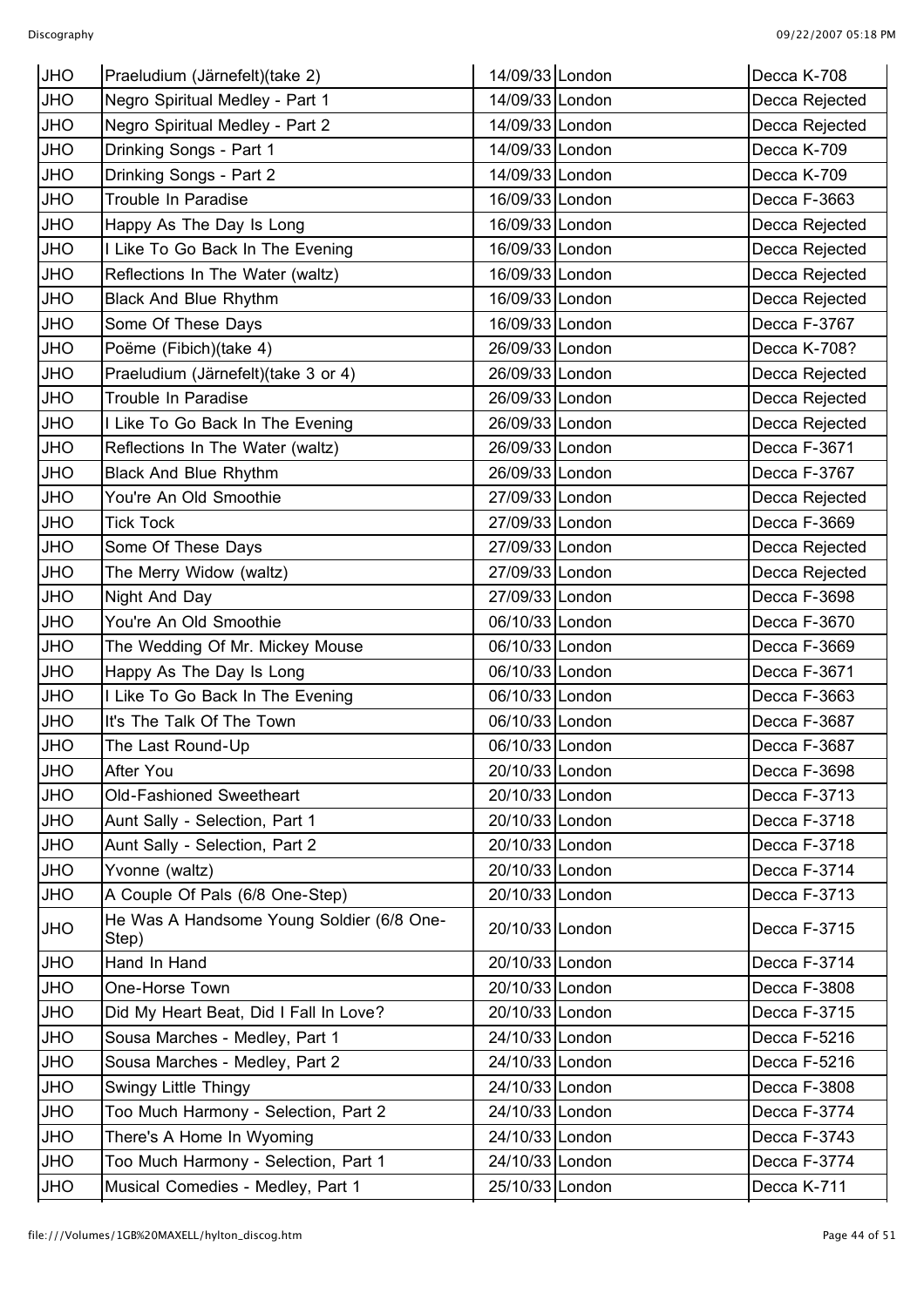| JHO | Praeludium (Järnefelt)(take 2) | 14/09/33 | London | Decca K-708 |
|---|---|---|---|---|
| JHO | Negro Spiritual Medley - Part 1 | 14/09/33 | London | Decca Rejected |
| JHO | Negro Spiritual Medley - Part 2 | 14/09/33 | London | Decca Rejected |
| JHO | Drinking Songs - Part 1 | 14/09/33 | London | Decca K-709 |
| JHO | Drinking Songs - Part 2 | 14/09/33 | London | Decca K-709 |
| JHO | Trouble In Paradise | 16/09/33 | London | Decca F-3663 |
| JHO | Happy As The Day Is Long | 16/09/33 | London | Decca Rejected |
| JHO | I Like To Go Back In The Evening | 16/09/33 | London | Decca Rejected |
| JHO | Reflections In The Water (waltz) | 16/09/33 | London | Decca Rejected |
| JHO | Black And Blue Rhythm | 16/09/33 | London | Decca Rejected |
| JHO | Some Of These Days | 16/09/33 | London | Decca F-3767 |
| JHO | Poëme (Fibich)(take 4) | 26/09/33 | London | Decca K-708? |
| JHO | Praeludium (Järnefelt)(take 3 or 4) | 26/09/33 | London | Decca Rejected |
| JHO | Trouble In Paradise | 26/09/33 | London | Decca Rejected |
| JHO | I Like To Go Back In The Evening | 26/09/33 | London | Decca Rejected |
| JHO | Reflections In The Water (waltz) | 26/09/33 | London | Decca F-3671 |
| JHO | Black And Blue Rhythm | 26/09/33 | London | Decca F-3767 |
| JHO | You're An Old Smoothie | 27/09/33 | London | Decca Rejected |
| JHO | Tick Tock | 27/09/33 | London | Decca F-3669 |
| JHO | Some Of These Days | 27/09/33 | London | Decca Rejected |
| JHO | The Merry Widow (waltz) | 27/09/33 | London | Decca Rejected |
| JHO | Night And Day | 27/09/33 | London | Decca F-3698 |
| JHO | You're An Old Smoothie | 06/10/33 | London | Decca F-3670 |
| JHO | The Wedding Of Mr. Mickey Mouse | 06/10/33 | London | Decca F-3669 |
| JHO | Happy As The Day Is Long | 06/10/33 | London | Decca F-3671 |
| JHO | I Like To Go Back In The Evening | 06/10/33 | London | Decca F-3663 |
| JHO | It's The Talk Of The Town | 06/10/33 | London | Decca F-3687 |
| JHO | The Last Round-Up | 06/10/33 | London | Decca F-3687 |
| JHO | After You | 20/10/33 | London | Decca F-3698 |
| JHO | Old-Fashioned Sweetheart | 20/10/33 | London | Decca F-3713 |
| JHO | Aunt Sally - Selection, Part 1 | 20/10/33 | London | Decca F-3718 |
| JHO | Aunt Sally - Selection, Part 2 | 20/10/33 | London | Decca F-3718 |
| JHO | Yvonne (waltz) | 20/10/33 | London | Decca F-3714 |
| JHO | A Couple Of Pals (6/8 One-Step) | 20/10/33 | London | Decca F-3713 |
| JHO | He Was A Handsome Young Soldier (6/8 One-Step) | 20/10/33 | London | Decca F-3715 |
| JHO | Hand In Hand | 20/10/33 | London | Decca F-3714 |
| JHO | One-Horse Town | 20/10/33 | London | Decca F-3808 |
| JHO | Did My Heart Beat, Did I Fall In Love? | 20/10/33 | London | Decca F-3715 |
| JHO | Sousa Marches - Medley, Part 1 | 24/10/33 | London | Decca F-5216 |
| JHO | Sousa Marches - Medley, Part 2 | 24/10/33 | London | Decca F-5216 |
| JHO | Swingy Little Thingy | 24/10/33 | London | Decca F-3808 |
| JHO | Too Much Harmony - Selection, Part 2 | 24/10/33 | London | Decca F-3774 |
| JHO | There's A Home In Wyoming | 24/10/33 | London | Decca F-3743 |
| JHO | Too Much Harmony - Selection, Part 1 | 24/10/33 | London | Decca F-3774 |
| JHO | Musical Comedies - Medley, Part 1 | 25/10/33 | London | Decca K-711 |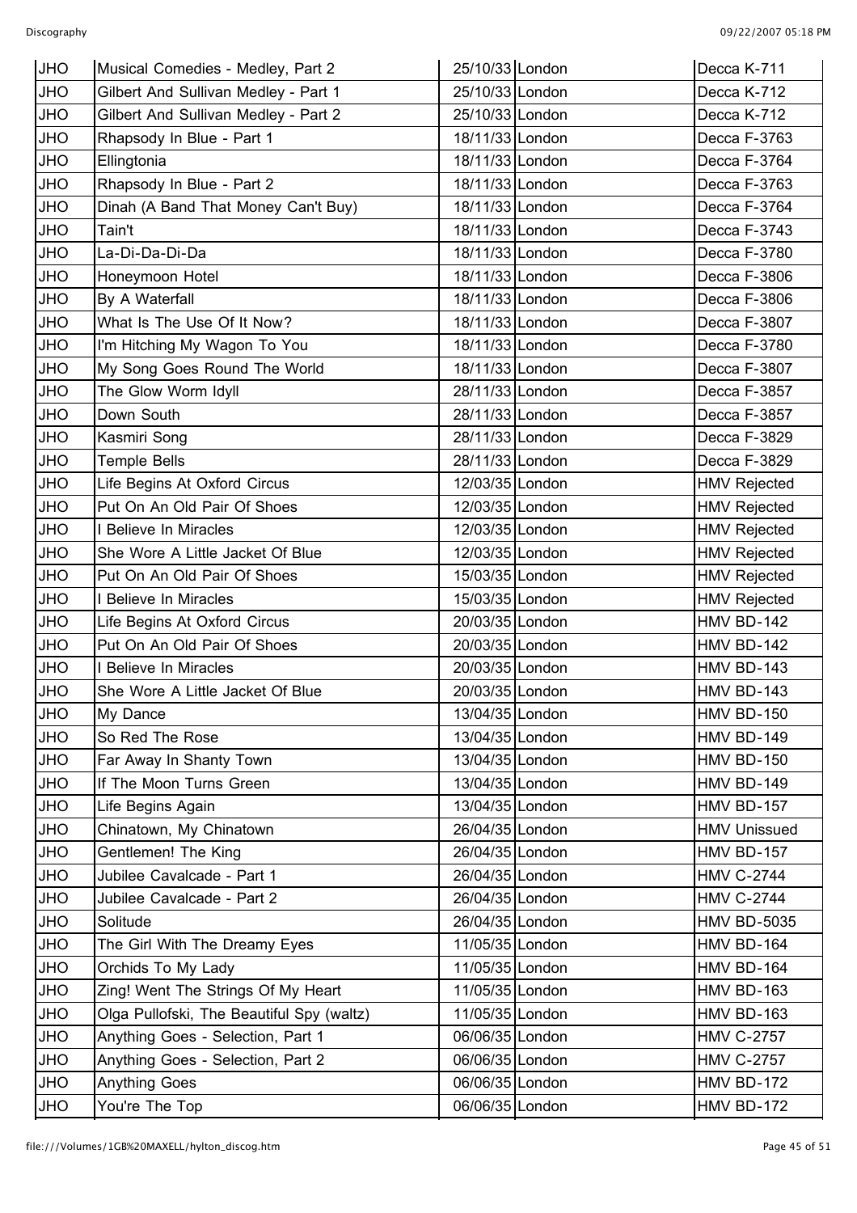| JHO | Musical Comedies - Medley, Part 2 | 25/10/33 | London | Decca K-711 |
|---|---|---|---|---|
| JHO | Gilbert And Sullivan Medley - Part 1 | 25/10/33 | London | Decca K-712 |
| JHO | Gilbert And Sullivan Medley - Part 2 | 25/10/33 | London | Decca K-712 |
| JHO | Rhapsody In Blue - Part 1 | 18/11/33 | London | Decca F-3763 |
| JHO | Ellingtonia | 18/11/33 | London | Decca F-3764 |
| JHO | Rhapsody In Blue - Part 2 | 18/11/33 | London | Decca F-3763 |
| JHO | Dinah (A Band That Money Can't Buy) | 18/11/33 | London | Decca F-3764 |
| JHO | Tain't | 18/11/33 | London | Decca F-3743 |
| JHO | La-Di-Da-Di-Da | 18/11/33 | London | Decca F-3780 |
| JHO | Honeymoon Hotel | 18/11/33 | London | Decca F-3806 |
| JHO | By A Waterfall | 18/11/33 | London | Decca F-3806 |
| JHO | What Is The Use Of It Now? | 18/11/33 | London | Decca F-3807 |
| JHO | I'm Hitching My Wagon To You | 18/11/33 | London | Decca F-3780 |
| JHO | My Song Goes Round The World | 18/11/33 | London | Decca F-3807 |
| JHO | The Glow Worm Idyll | 28/11/33 | London | Decca F-3857 |
| JHO | Down South | 28/11/33 | London | Decca F-3857 |
| JHO | Kasmiri Song | 28/11/33 | London | Decca F-3829 |
| JHO | Temple Bells | 28/11/33 | London | Decca F-3829 |
| JHO | Life Begins At Oxford Circus | 12/03/35 | London | HMV Rejected |
| JHO | Put On An Old Pair Of Shoes | 12/03/35 | London | HMV Rejected |
| JHO | I Believe In Miracles | 12/03/35 | London | HMV Rejected |
| JHO | She Wore A Little Jacket Of Blue | 12/03/35 | London | HMV Rejected |
| JHO | Put On An Old Pair Of Shoes | 15/03/35 | London | HMV Rejected |
| JHO | I Believe In Miracles | 15/03/35 | London | HMV Rejected |
| JHO | Life Begins At Oxford Circus | 20/03/35 | London | HMV BD-142 |
| JHO | Put On An Old Pair Of Shoes | 20/03/35 | London | HMV BD-142 |
| JHO | I Believe In Miracles | 20/03/35 | London | HMV BD-143 |
| JHO | She Wore A Little Jacket Of Blue | 20/03/35 | London | HMV BD-143 |
| JHO | My Dance | 13/04/35 | London | HMV BD-150 |
| JHO | So Red The Rose | 13/04/35 | London | HMV BD-149 |
| JHO | Far Away In Shanty Town | 13/04/35 | London | HMV BD-150 |
| JHO | If The Moon Turns Green | 13/04/35 | London | HMV BD-149 |
| JHO | Life Begins Again | 13/04/35 | London | HMV BD-157 |
| JHO | Chinatown, My Chinatown | 26/04/35 | London | HMV Unissued |
| JHO | Gentlemen! The King | 26/04/35 | London | HMV BD-157 |
| JHO | Jubilee Cavalcade - Part 1 | 26/04/35 | London | HMV C-2744 |
| JHO | Jubilee Cavalcade - Part 2 | 26/04/35 | London | HMV C-2744 |
| JHO | Solitude | 26/04/35 | London | HMV BD-5035 |
| JHO | The Girl With The Dreamy Eyes | 11/05/35 | London | HMV BD-164 |
| JHO | Orchids To My Lady | 11/05/35 | London | HMV BD-164 |
| JHO | Zing! Went The Strings Of My Heart | 11/05/35 | London | HMV BD-163 |
| JHO | Olga Pullofski, The Beautiful Spy (waltz) | 11/05/35 | London | HMV BD-163 |
| JHO | Anything Goes - Selection, Part 1 | 06/06/35 | London | HMV C-2757 |
| JHO | Anything Goes - Selection, Part 2 | 06/06/35 | London | HMV C-2757 |
| JHO | Anything Goes | 06/06/35 | London | HMV BD-172 |
| JHO | You're The Top | 06/06/35 | London | HMV BD-172 |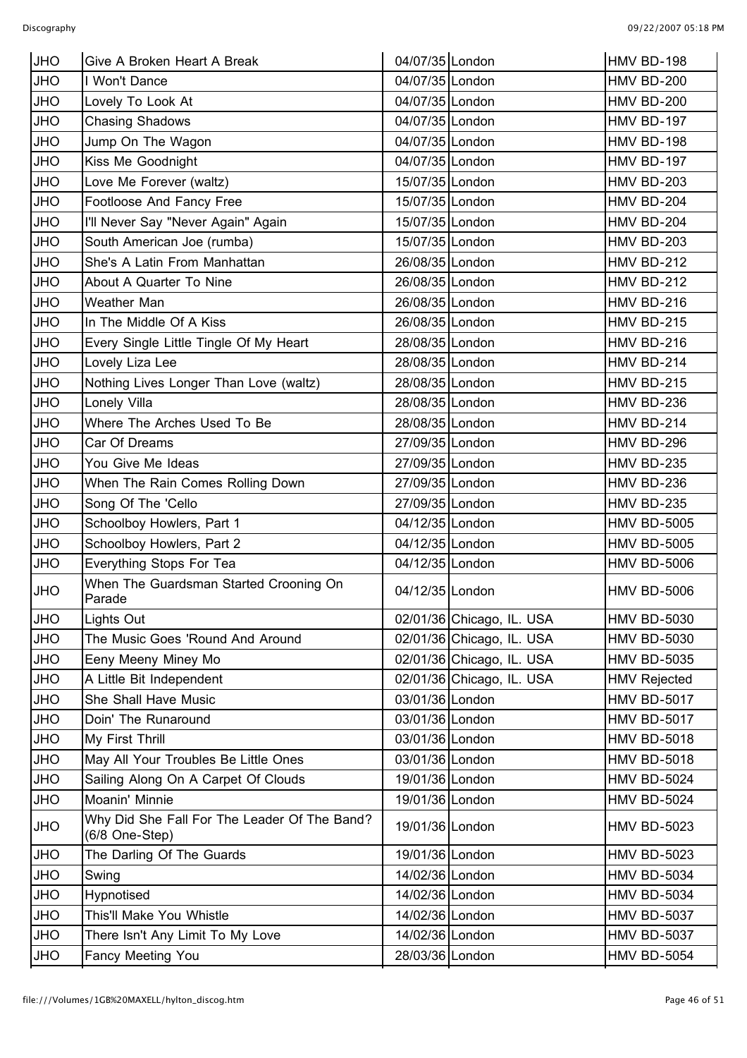| JHO | Give A Broken Heart A Break | 04/07/35 | London | HMV BD-198 |
|---|---|---|---|---|
| JHO | I Won't Dance | 04/07/35 | London | HMV BD-200 |
| JHO | Lovely To Look At | 04/07/35 | London | HMV BD-200 |
| JHO | Chasing Shadows | 04/07/35 | London | HMV BD-197 |
| JHO | Jump On The Wagon | 04/07/35 | London | HMV BD-198 |
| JHO | Kiss Me Goodnight | 04/07/35 | London | HMV BD-197 |
| JHO | Love Me Forever (waltz) | 15/07/35 | London | HMV BD-203 |
| JHO | Footloose And Fancy Free | 15/07/35 | London | HMV BD-204 |
| JHO | I'll Never Say "Never Again" Again | 15/07/35 | London | HMV BD-204 |
| JHO | South American Joe (rumba) | 15/07/35 | London | HMV BD-203 |
| JHO | She's A Latin From Manhattan | 26/08/35 | London | HMV BD-212 |
| JHO | About A Quarter To Nine | 26/08/35 | London | HMV BD-212 |
| JHO | Weather Man | 26/08/35 | London | HMV BD-216 |
| JHO | In The Middle Of A Kiss | 26/08/35 | London | HMV BD-215 |
| JHO | Every Single Little Tingle Of My Heart | 28/08/35 | London | HMV BD-216 |
| JHO | Lovely Liza Lee | 28/08/35 | London | HMV BD-214 |
| JHO | Nothing Lives Longer Than Love (waltz) | 28/08/35 | London | HMV BD-215 |
| JHO | Lonely Villa | 28/08/35 | London | HMV BD-236 |
| JHO | Where The Arches Used To Be | 28/08/35 | London | HMV BD-214 |
| JHO | Car Of Dreams | 27/09/35 | London | HMV BD-296 |
| JHO | You Give Me Ideas | 27/09/35 | London | HMV BD-235 |
| JHO | When The Rain Comes Rolling Down | 27/09/35 | London | HMV BD-236 |
| JHO | Song Of The 'Cello | 27/09/35 | London | HMV BD-235 |
| JHO | Schoolboy Howlers, Part 1 | 04/12/35 | London | HMV BD-5005 |
| JHO | Schoolboy Howlers, Part 2 | 04/12/35 | London | HMV BD-5005 |
| JHO | Everything Stops For Tea | 04/12/35 | London | HMV BD-5006 |
| JHO | When The Guardsman Started Crooning On Parade | 04/12/35 | London | HMV BD-5006 |
| JHO | Lights Out | 02/01/36 | Chicago, IL. USA | HMV BD-5030 |
| JHO | The Music Goes 'Round And Around | 02/01/36 | Chicago, IL. USA | HMV BD-5030 |
| JHO | Eeny Meeny Miney Mo | 02/01/36 | Chicago, IL. USA | HMV BD-5035 |
| JHO | A Little Bit Independent | 02/01/36 | Chicago, IL. USA | HMV Rejected |
| JHO | She Shall Have Music | 03/01/36 | London | HMV BD-5017 |
| JHO | Doin' The Runaround | 03/01/36 | London | HMV BD-5017 |
| JHO | My First Thrill | 03/01/36 | London | HMV BD-5018 |
| JHO | May All Your Troubles Be Little Ones | 03/01/36 | London | HMV BD-5018 |
| JHO | Sailing Along On A Carpet Of Clouds | 19/01/36 | London | HMV BD-5024 |
| JHO | Moanin' Minnie | 19/01/36 | London | HMV BD-5024 |
| JHO | Why Did She Fall For The Leader Of The Band? (6/8 One-Step) | 19/01/36 | London | HMV BD-5023 |
| JHO | The Darling Of The Guards | 19/01/36 | London | HMV BD-5023 |
| JHO | Swing | 14/02/36 | London | HMV BD-5034 |
| JHO | Hypnotised | 14/02/36 | London | HMV BD-5034 |
| JHO | This'll Make You Whistle | 14/02/36 | London | HMV BD-5037 |
| JHO | There Isn't Any Limit To My Love | 14/02/36 | London | HMV BD-5037 |
| JHO | Fancy Meeting You | 28/03/36 | London | HMV BD-5054 |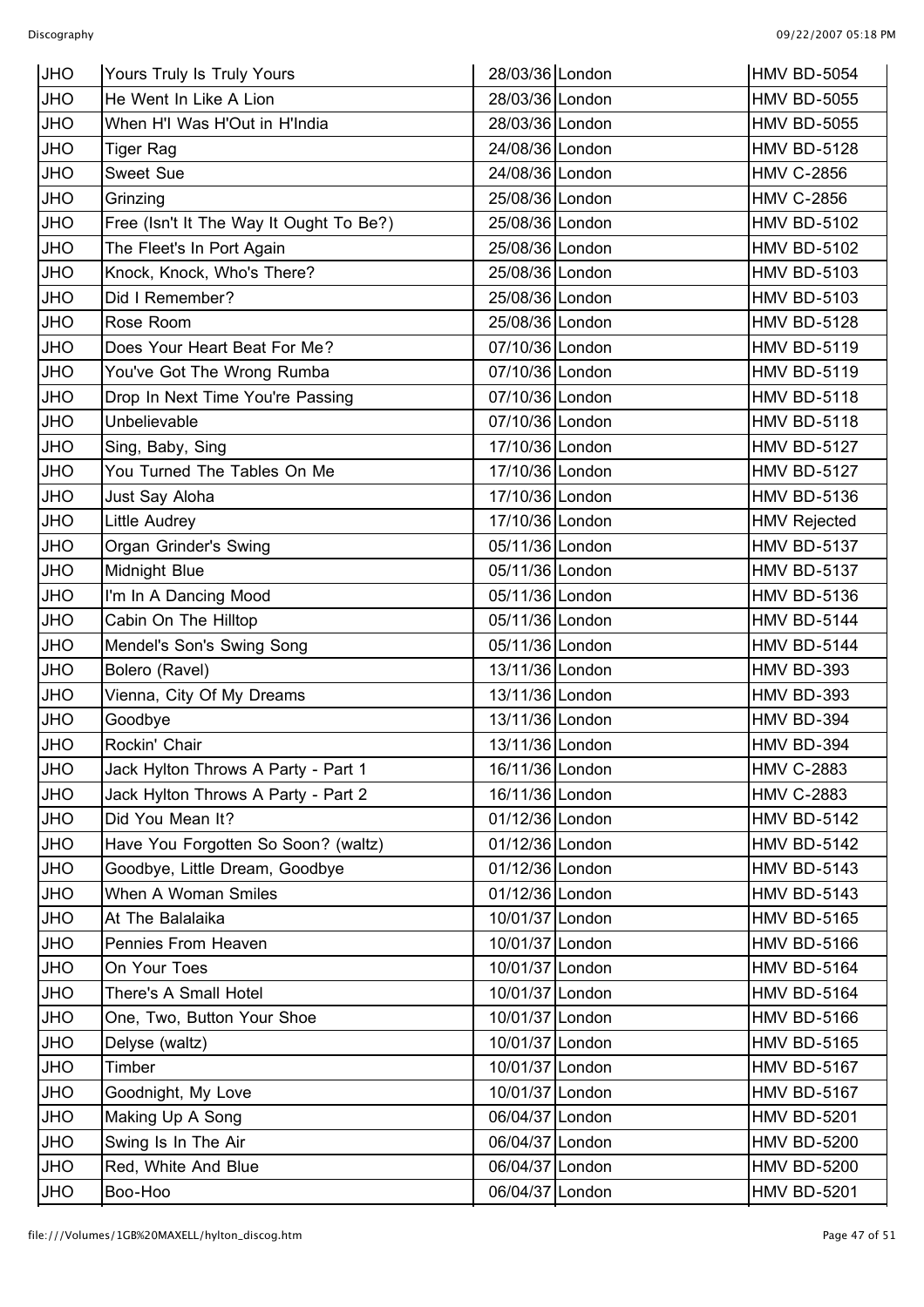| JHO | Yours Truly Is Truly Yours | 28/03/36 | London | HMV BD-5054 |
|---|---|---|---|---|
| JHO | He Went In Like A Lion | 28/03/36 | London | HMV BD-5055 |
| JHO | When H'I Was H'Out in H'India | 28/03/36 | London | HMV BD-5055 |
| JHO | Tiger Rag | 24/08/36 | London | HMV BD-5128 |
| JHO | Sweet Sue | 24/08/36 | London | HMV C-2856 |
| JHO | Grinzing | 25/08/36 | London | HMV C-2856 |
| JHO | Free (Isn't It The Way It Ought To Be?) | 25/08/36 | London | HMV BD-5102 |
| JHO | The Fleet's In Port Again | 25/08/36 | London | HMV BD-5102 |
| JHO | Knock, Knock, Who's There? | 25/08/36 | London | HMV BD-5103 |
| JHO | Did I Remember? | 25/08/36 | London | HMV BD-5103 |
| JHO | Rose Room | 25/08/36 | London | HMV BD-5128 |
| JHO | Does Your Heart Beat For Me? | 07/10/36 | London | HMV BD-5119 |
| JHO | You've Got The Wrong Rumba | 07/10/36 | London | HMV BD-5119 |
| JHO | Drop In Next Time You're Passing | 07/10/36 | London | HMV BD-5118 |
| JHO | Unbelievable | 07/10/36 | London | HMV BD-5118 |
| JHO | Sing, Baby, Sing | 17/10/36 | London | HMV BD-5127 |
| JHO | You Turned The Tables On Me | 17/10/36 | London | HMV BD-5127 |
| JHO | Just Say Aloha | 17/10/36 | London | HMV BD-5136 |
| JHO | Little Audrey | 17/10/36 | London | HMV Rejected |
| JHO | Organ Grinder's Swing | 05/11/36 | London | HMV BD-5137 |
| JHO | Midnight Blue | 05/11/36 | London | HMV BD-5137 |
| JHO | I'm In A Dancing Mood | 05/11/36 | London | HMV BD-5136 |
| JHO | Cabin On The Hilltop | 05/11/36 | London | HMV BD-5144 |
| JHO | Mendel's Son's Swing Song | 05/11/36 | London | HMV BD-5144 |
| JHO | Bolero (Ravel) | 13/11/36 | London | HMV BD-393 |
| JHO | Vienna, City Of My Dreams | 13/11/36 | London | HMV BD-393 |
| JHO | Goodbye | 13/11/36 | London | HMV BD-394 |
| JHO | Rockin' Chair | 13/11/36 | London | HMV BD-394 |
| JHO | Jack Hylton Throws A Party - Part 1 | 16/11/36 | London | HMV C-2883 |
| JHO | Jack Hylton Throws A Party - Part 2 | 16/11/36 | London | HMV C-2883 |
| JHO | Did You Mean It? | 01/12/36 | London | HMV BD-5142 |
| JHO | Have You Forgotten So Soon? (waltz) | 01/12/36 | London | HMV BD-5142 |
| JHO | Goodbye, Little Dream, Goodbye | 01/12/36 | London | HMV BD-5143 |
| JHO | When A Woman Smiles | 01/12/36 | London | HMV BD-5143 |
| JHO | At The Balalaika | 10/01/37 | London | HMV BD-5165 |
| JHO | Pennies From Heaven | 10/01/37 | London | HMV BD-5166 |
| JHO | On Your Toes | 10/01/37 | London | HMV BD-5164 |
| JHO | There's A Small Hotel | 10/01/37 | London | HMV BD-5164 |
| JHO | One, Two, Button Your Shoe | 10/01/37 | London | HMV BD-5166 |
| JHO | Delyse (waltz) | 10/01/37 | London | HMV BD-5165 |
| JHO | Timber | 10/01/37 | London | HMV BD-5167 |
| JHO | Goodnight, My Love | 10/01/37 | London | HMV BD-5167 |
| JHO | Making Up A Song | 06/04/37 | London | HMV BD-5201 |
| JHO | Swing Is In The Air | 06/04/37 | London | HMV BD-5200 |
| JHO | Red, White And Blue | 06/04/37 | London | HMV BD-5200 |
| JHO | Boo-Hoo | 06/04/37 | London | HMV BD-5201 |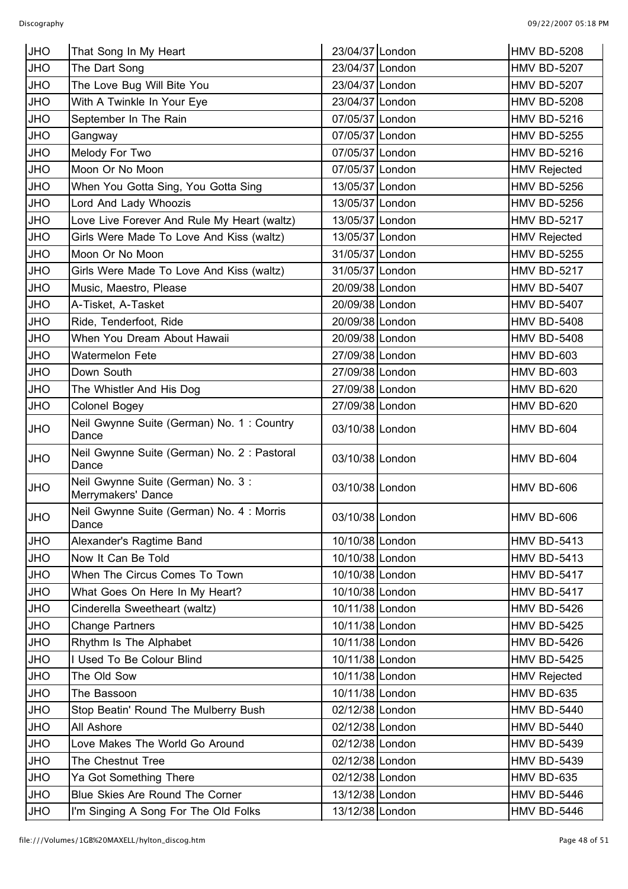| JHO | That Song In My Heart | 23/04/37 | London | HMV BD-5208 |
|---|---|---|---|---|
| JHO | The Dart Song | 23/04/37 | London | HMV BD-5207 |
| JHO | The Love Bug Will Bite You | 23/04/37 | London | HMV BD-5207 |
| JHO | With A Twinkle In Your Eye | 23/04/37 | London | HMV BD-5208 |
| JHO | September In The Rain | 07/05/37 | London | HMV BD-5216 |
| JHO | Gangway | 07/05/37 | London | HMV BD-5255 |
| JHO | Melody For Two | 07/05/37 | London | HMV BD-5216 |
| JHO | Moon Or No Moon | 07/05/37 | London | HMV Rejected |
| JHO | When You Gotta Sing, You Gotta Sing | 13/05/37 | London | HMV BD-5256 |
| JHO | Lord And Lady Whoozis | 13/05/37 | London | HMV BD-5256 |
| JHO | Love Live Forever And Rule My Heart (waltz) | 13/05/37 | London | HMV BD-5217 |
| JHO | Girls Were Made To Love And Kiss (waltz) | 13/05/37 | London | HMV Rejected |
| JHO | Moon Or No Moon | 31/05/37 | London | HMV BD-5255 |
| JHO | Girls Were Made To Love And Kiss (waltz) | 31/05/37 | London | HMV BD-5217 |
| JHO | Music, Maestro, Please | 20/09/38 | London | HMV BD-5407 |
| JHO | A-Tisket, A-Tasket | 20/09/38 | London | HMV BD-5407 |
| JHO | Ride, Tenderfoot, Ride | 20/09/38 | London | HMV BD-5408 |
| JHO | When You Dream About Hawaii | 20/09/38 | London | HMV BD-5408 |
| JHO | Watermelon Fete | 27/09/38 | London | HMV BD-603 |
| JHO | Down South | 27/09/38 | London | HMV BD-603 |
| JHO | The Whistler And His Dog | 27/09/38 | London | HMV BD-620 |
| JHO | Colonel Bogey | 27/09/38 | London | HMV BD-620 |
| JHO | Neil Gwynne Suite (German) No. 1 : Country Dance | 03/10/38 | London | HMV BD-604 |
| JHO | Neil Gwynne Suite (German) No. 2 : Pastoral Dance | 03/10/38 | London | HMV BD-604 |
| JHO | Neil Gwynne Suite (German) No. 3 : Merrymakers' Dance | 03/10/38 | London | HMV BD-606 |
| JHO | Neil Gwynne Suite (German) No. 4 : Morris Dance | 03/10/38 | London | HMV BD-606 |
| JHO | Alexander's Ragtime Band | 10/10/38 | London | HMV BD-5413 |
| JHO | Now It Can Be Told | 10/10/38 | London | HMV BD-5413 |
| JHO | When The Circus Comes To Town | 10/10/38 | London | HMV BD-5417 |
| JHO | What Goes On Here In My Heart? | 10/10/38 | London | HMV BD-5417 |
| JHO | Cinderella Sweetheart (waltz) | 10/11/38 | London | HMV BD-5426 |
| JHO | Change Partners | 10/11/38 | London | HMV BD-5425 |
| JHO | Rhythm Is The Alphabet | 10/11/38 | London | HMV BD-5426 |
| JHO | I Used To Be Colour Blind | 10/11/38 | London | HMV BD-5425 |
| JHO | The Old Sow | 10/11/38 | London | HMV Rejected |
| JHO | The Bassoon | 10/11/38 | London | HMV BD-635 |
| JHO | Stop Beatin' Round The Mulberry Bush | 02/12/38 | London | HMV BD-5440 |
| JHO | All Ashore | 02/12/38 | London | HMV BD-5440 |
| JHO | Love Makes The World Go Around | 02/12/38 | London | HMV BD-5439 |
| JHO | The Chestnut Tree | 02/12/38 | London | HMV BD-5439 |
| JHO | Ya Got Something There | 02/12/38 | London | HMV BD-635 |
| JHO | Blue Skies Are Round The Corner | 13/12/38 | London | HMV BD-5446 |
| JHO | I'm Singing A Song For The Old Folks | 13/12/38 | London | HMV BD-5446 |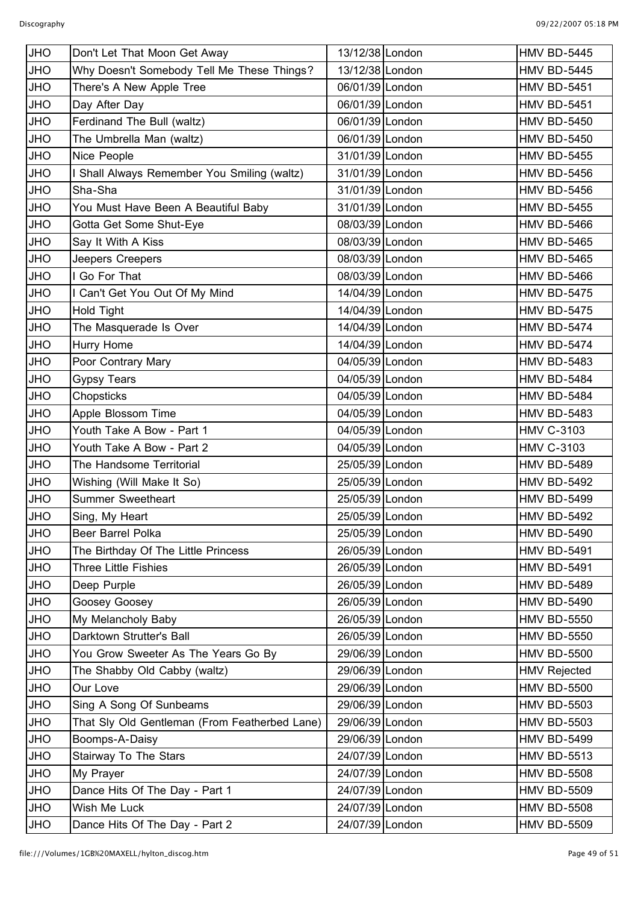| JHO | Don't Let That Moon Get Away | 13/12/38 | London | | HMV BD-5445 |
|---|---|---|---|---|---|
| JHO | Why Doesn't Somebody Tell Me These Things? | 13/12/38 | London | | HMV BD-5445 |
| JHO | There's A New Apple Tree | 06/01/39 | London | | HMV BD-5451 |
| JHO | Day After Day | 06/01/39 | London | | HMV BD-5451 |
| JHO | Ferdinand The Bull (waltz) | 06/01/39 | London | | HMV BD-5450 |
| JHO | The Umbrella Man (waltz) | 06/01/39 | London | | HMV BD-5450 |
| JHO | Nice People | 31/01/39 | London | | HMV BD-5455 |
| JHO | I Shall Always Remember You Smiling (waltz) | 31/01/39 | London | | HMV BD-5456 |
| JHO | Sha-Sha | 31/01/39 | London | | HMV BD-5456 |
| JHO | You Must Have Been A Beautiful Baby | 31/01/39 | London | | HMV BD-5455 |
| JHO | Gotta Get Some Shut-Eye | 08/03/39 | London | | HMV BD-5466 |
| JHO | Say It With A Kiss | 08/03/39 | London | | HMV BD-5465 |
| JHO | Jeepers Creepers | 08/03/39 | London | | HMV BD-5465 |
| JHO | I Go For That | 08/03/39 | London | | HMV BD-5466 |
| JHO | I Can't Get You Out Of My Mind | 14/04/39 | London | | HMV BD-5475 |
| JHO | Hold Tight | 14/04/39 | London | | HMV BD-5475 |
| JHO | The Masquerade Is Over | 14/04/39 | London | | HMV BD-5474 |
| JHO | Hurry Home | 14/04/39 | London | | HMV BD-5474 |
| JHO | Poor Contrary Mary | 04/05/39 | London | | HMV BD-5483 |
| JHO | Gypsy Tears | 04/05/39 | London | | HMV BD-5484 |
| JHO | Chopsticks | 04/05/39 | London | | HMV BD-5484 |
| JHO | Apple Blossom Time | 04/05/39 | London | | HMV BD-5483 |
| JHO | Youth Take A Bow - Part 1 | 04/05/39 | London | | HMV C-3103 |
| JHO | Youth Take A Bow - Part 2 | 04/05/39 | London | | HMV C-3103 |
| JHO | The Handsome Territorial | 25/05/39 | London | | HMV BD-5489 |
| JHO | Wishing (Will Make It So) | 25/05/39 | London | | HMV BD-5492 |
| JHO | Summer Sweetheart | 25/05/39 | London | | HMV BD-5499 |
| JHO | Sing, My Heart | 25/05/39 | London | | HMV BD-5492 |
| JHO | Beer Barrel Polka | 25/05/39 | London | | HMV BD-5490 |
| JHO | The Birthday Of The Little Princess | 26/05/39 | London | | HMV BD-5491 |
| JHO | Three Little Fishies | 26/05/39 | London | | HMV BD-5491 |
| JHO | Deep Purple | 26/05/39 | London | | HMV BD-5489 |
| JHO | Goosey Goosey | 26/05/39 | London | | HMV BD-5490 |
| JHO | My Melancholy Baby | 26/05/39 | London | | HMV BD-5550 |
| JHO | Darktown Strutter's Ball | 26/05/39 | London | | HMV BD-5550 |
| JHO | You Grow Sweeter As The Years Go By | 29/06/39 | London | | HMV BD-5500 |
| JHO | The Shabby Old Cabby (waltz) | 29/06/39 | London | | HMV Rejected |
| JHO | Our Love | 29/06/39 | London | | HMV BD-5500 |
| JHO | Sing A Song Of Sunbeams | 29/06/39 | London | | HMV BD-5503 |
| JHO | That Sly Old Gentleman (From Featherbed Lane) | 29/06/39 | London | | HMV BD-5503 |
| JHO | Boomps-A-Daisy | 29/06/39 | London | | HMV BD-5499 |
| JHO | Stairway To The Stars | 24/07/39 | London | | HMV BD-5513 |
| JHO | My Prayer | 24/07/39 | London | | HMV BD-5508 |
| JHO | Dance Hits Of The Day - Part 1 | 24/07/39 | London | | HMV BD-5509 |
| JHO | Wish Me Luck | 24/07/39 | London | | HMV BD-5508 |
| JHO | Dance Hits Of The Day - Part 2 | 24/07/39 | London | | HMV BD-5509 |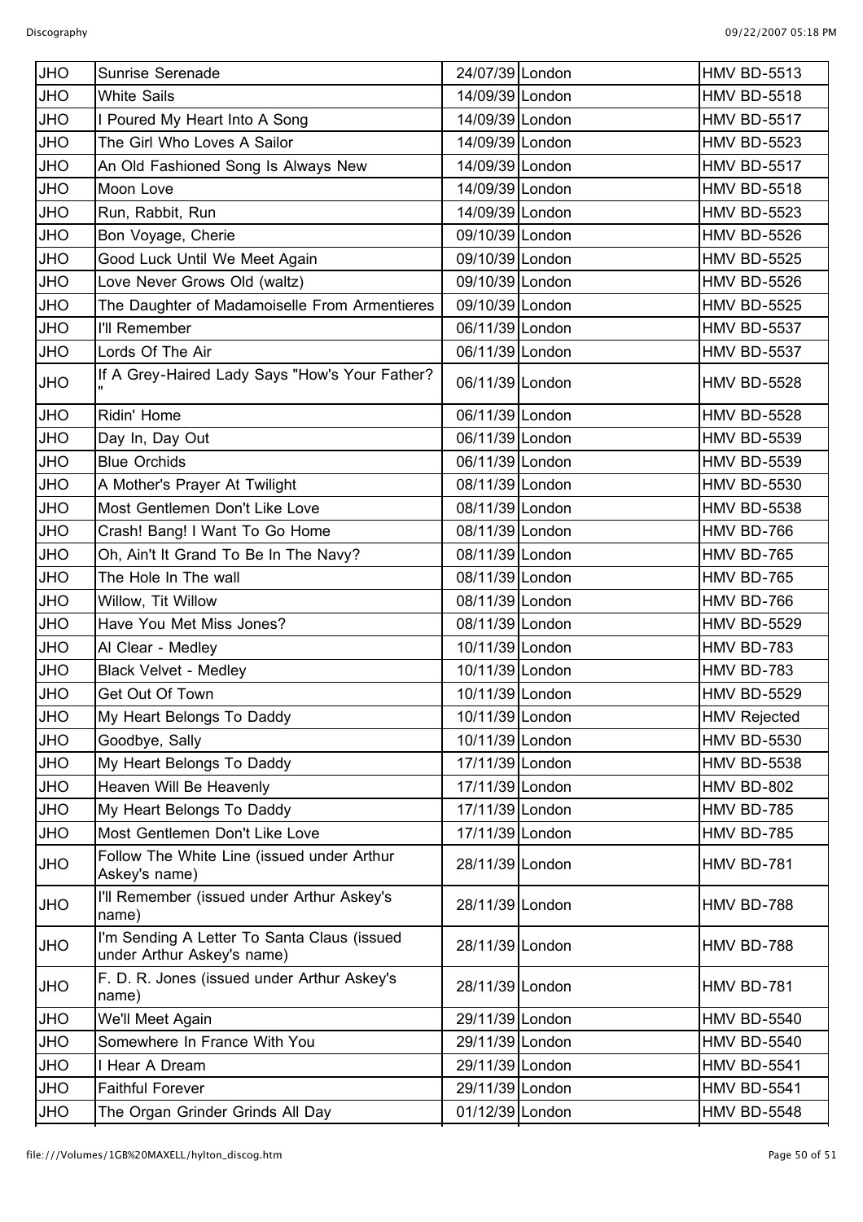| JHO | Sunrise Serenade | 24/07/39 | London | HMV BD-5513 |
|---|---|---|---|---|
| JHO | White Sails | 14/09/39 | London | HMV BD-5518 |
| JHO | I Poured My Heart Into A Song | 14/09/39 | London | HMV BD-5517 |
| JHO | The Girl Who Loves A Sailor | 14/09/39 | London | HMV BD-5523 |
| JHO | An Old Fashioned Song Is Always New | 14/09/39 | London | HMV BD-5517 |
| JHO | Moon Love | 14/09/39 | London | HMV BD-5518 |
| JHO | Run, Rabbit, Run | 14/09/39 | London | HMV BD-5523 |
| JHO | Bon Voyage, Cherie | 09/10/39 | London | HMV BD-5526 |
| JHO | Good Luck Until We Meet Again | 09/10/39 | London | HMV BD-5525 |
| JHO | Love Never Grows Old (waltz) | 09/10/39 | London | HMV BD-5526 |
| JHO | The Daughter of Madamoiselle From Armentieres | 09/10/39 | London | HMV BD-5525 |
| JHO | I'll Remember | 06/11/39 | London | HMV BD-5537 |
| JHO | Lords Of The Air | 06/11/39 | London | HMV BD-5537 |
| JHO | If A Grey-Haired Lady Says "How's Your Father? " | 06/11/39 | London | HMV BD-5528 |
| JHO | Ridin' Home | 06/11/39 | London | HMV BD-5528 |
| JHO | Day In, Day Out | 06/11/39 | London | HMV BD-5539 |
| JHO | Blue Orchids | 06/11/39 | London | HMV BD-5539 |
| JHO | A Mother's Prayer At Twilight | 08/11/39 | London | HMV BD-5530 |
| JHO | Most Gentlemen Don't Like Love | 08/11/39 | London | HMV BD-5538 |
| JHO | Crash! Bang! I Want To Go Home | 08/11/39 | London | HMV BD-766 |
| JHO | Oh, Ain't It Grand To Be In The Navy? | 08/11/39 | London | HMV BD-765 |
| JHO | The Hole In The wall | 08/11/39 | London | HMV BD-765 |
| JHO | Willow, Tit Willow | 08/11/39 | London | HMV BD-766 |
| JHO | Have You Met Miss Jones? | 08/11/39 | London | HMV BD-5529 |
| JHO | Al Clear - Medley | 10/11/39 | London | HMV BD-783 |
| JHO | Black Velvet - Medley | 10/11/39 | London | HMV BD-783 |
| JHO | Get Out Of Town | 10/11/39 | London | HMV BD-5529 |
| JHO | My Heart Belongs To Daddy | 10/11/39 | London | HMV Rejected |
| JHO | Goodbye, Sally | 10/11/39 | London | HMV BD-5530 |
| JHO | My Heart Belongs To Daddy | 17/11/39 | London | HMV BD-5538 |
| JHO | Heaven Will Be Heavenly | 17/11/39 | London | HMV BD-802 |
| JHO | My Heart Belongs To Daddy | 17/11/39 | London | HMV BD-785 |
| JHO | Most Gentlemen Don't Like Love | 17/11/39 | London | HMV BD-785 |
| JHO | Follow The White Line (issued under Arthur Askey's name) | 28/11/39 | London | HMV BD-781 |
| JHO | I'll Remember (issued under Arthur Askey's name) | 28/11/39 | London | HMV BD-788 |
| JHO | I'm Sending A Letter To Santa Claus (issued under Arthur Askey's name) | 28/11/39 | London | HMV BD-788 |
| JHO | F. D. R. Jones (issued under Arthur Askey's name) | 28/11/39 | London | HMV BD-781 |
| JHO | We'll Meet Again | 29/11/39 | London | HMV BD-5540 |
| JHO | Somewhere In France With You | 29/11/39 | London | HMV BD-5540 |
| JHO | I Hear A Dream | 29/11/39 | London | HMV BD-5541 |
| JHO | Faithful Forever | 29/11/39 | London | HMV BD-5541 |
| JHO | The Organ Grinder Grinds All Day | 01/12/39 | London | HMV BD-5548 |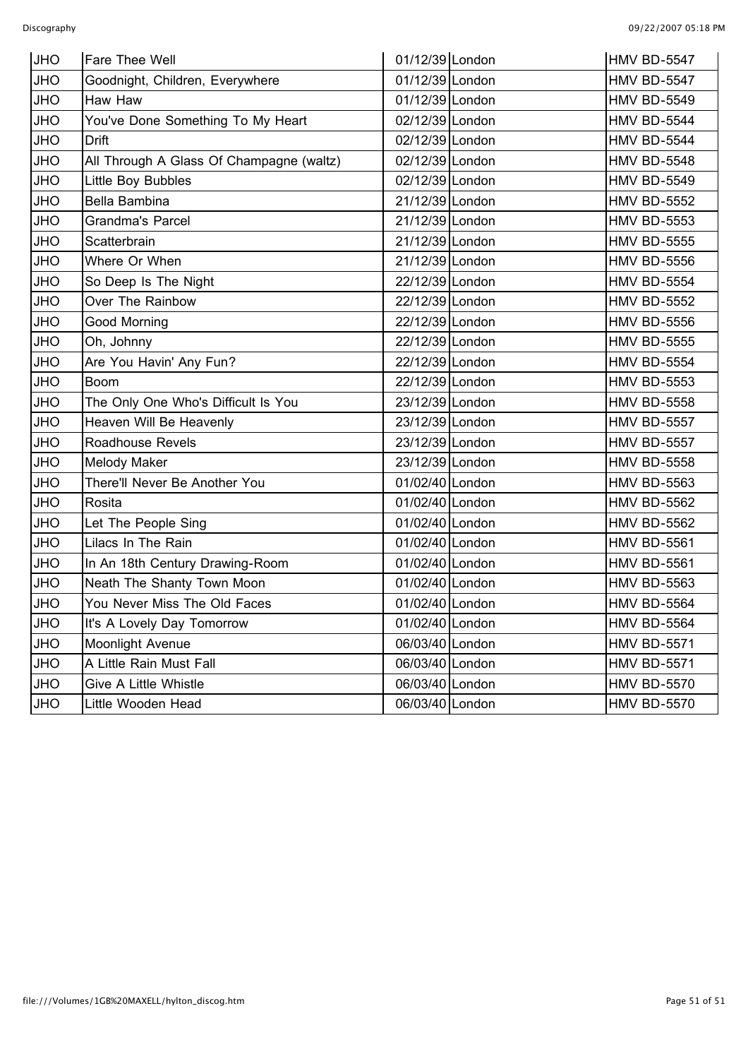| | | | | |
|---|---|---|---|---|
| JHO | Fare Thee Well | 01/12/39 | London | HMV BD-5547 |
| JHO | Goodnight, Children, Everywhere | 01/12/39 | London | HMV BD-5547 |
| JHO | Haw Haw | 01/12/39 | London | HMV BD-5549 |
| JHO | You've Done Something To My Heart | 02/12/39 | London | HMV BD-5544 |
| JHO | Drift | 02/12/39 | London | HMV BD-5544 |
| JHO | All Through A Glass Of Champagne (waltz) | 02/12/39 | London | HMV BD-5548 |
| JHO | Little Boy Bubbles | 02/12/39 | London | HMV BD-5549 |
| JHO | Bella Bambina | 21/12/39 | London | HMV BD-5552 |
| JHO | Grandma's Parcel | 21/12/39 | London | HMV BD-5553 |
| JHO | Scatterbrain | 21/12/39 | London | HMV BD-5555 |
| JHO | Where Or When | 21/12/39 | London | HMV BD-5556 |
| JHO | So Deep Is The Night | 22/12/39 | London | HMV BD-5554 |
| JHO | Over The Rainbow | 22/12/39 | London | HMV BD-5552 |
| JHO | Good Morning | 22/12/39 | London | HMV BD-5556 |
| JHO | Oh, Johnny | 22/12/39 | London | HMV BD-5555 |
| JHO | Are You Havin' Any Fun? | 22/12/39 | London | HMV BD-5554 |
| JHO | Boom | 22/12/39 | London | HMV BD-5553 |
| JHO | The Only One Who's Difficult Is You | 23/12/39 | London | HMV BD-5558 |
| JHO | Heaven Will Be Heavenly | 23/12/39 | London | HMV BD-5557 |
| JHO | Roadhouse Revels | 23/12/39 | London | HMV BD-5557 |
| JHO | Melody Maker | 23/12/39 | London | HMV BD-5558 |
| JHO | There'll Never Be Another You | 01/02/40 | London | HMV BD-5563 |
| JHO | Rosita | 01/02/40 | London | HMV BD-5562 |
| JHO | Let The People Sing | 01/02/40 | London | HMV BD-5562 |
| JHO | Lilacs In The Rain | 01/02/40 | London | HMV BD-5561 |
| JHO | In An 18th Century Drawing-Room | 01/02/40 | London | HMV BD-5561 |
| JHO | Neath The Shanty Town Moon | 01/02/40 | London | HMV BD-5563 |
| JHO | You Never Miss The Old Faces | 01/02/40 | London | HMV BD-5564 |
| JHO | It's A Lovely Day Tomorrow | 01/02/40 | London | HMV BD-5564 |
| JHO | Moonlight Avenue | 06/03/40 | London | HMV BD-5571 |
| JHO | A Little Rain Must Fall | 06/03/40 | London | HMV BD-5571 |
| JHO | Give A Little Whistle | 06/03/40 | London | HMV BD-5570 |
| JHO | Little Wooden Head | 06/03/40 | London | HMV BD-5570 |